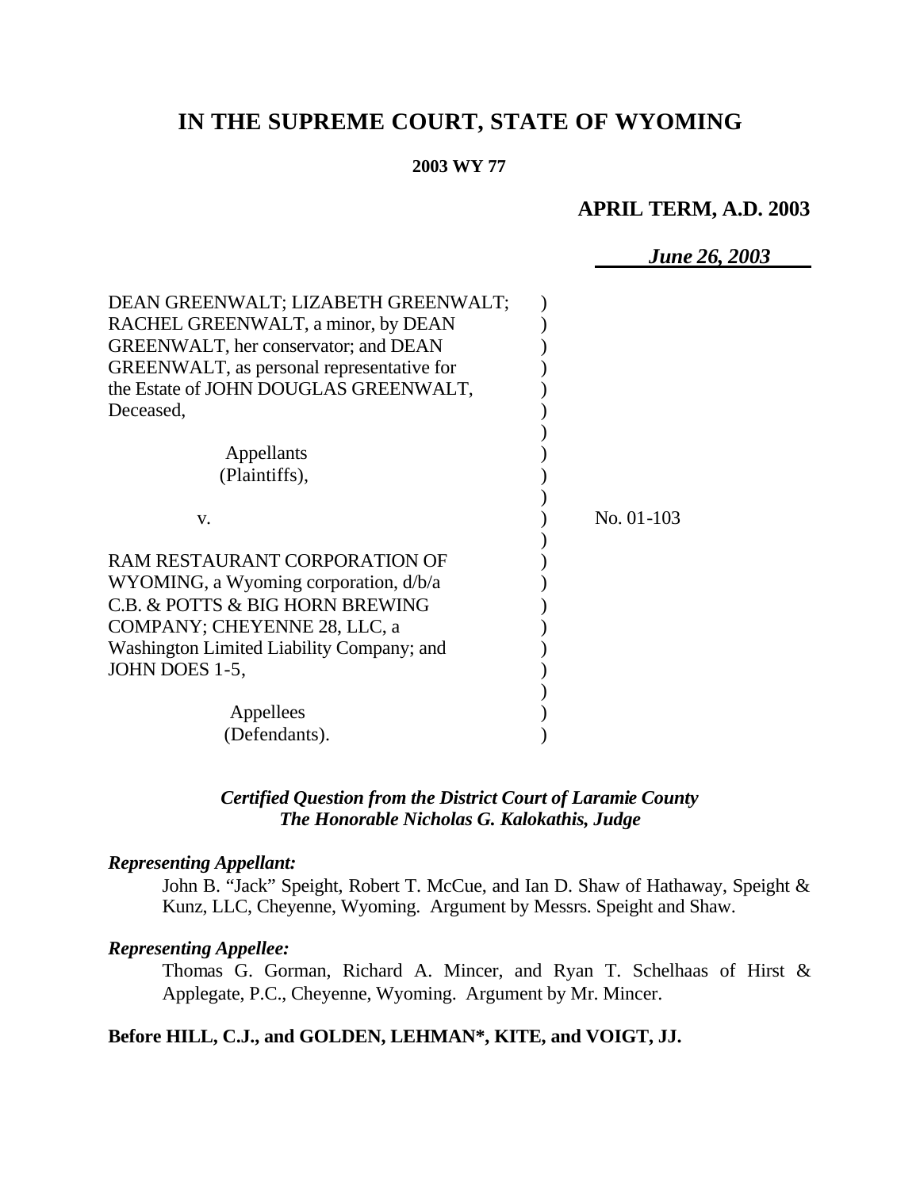# IN THE SUPREME COURT, STATE OF WYOMING

**2003 WY 77**

**APRIL TERM, A.D. 2003**

*June 26, 2003*

DEAN GREENWALT; LIZABETH GREENWALT; RACHEL GREENWALT, a minor, by DEAN GREENWALT, her conservator; and DEAN GREENWALT, as personal representative for the Estate of JOHN DOUGLAS GREENWALT, Deceased,

Appellants
(Plaintiffs),

v.

No. 01-103

RAM RESTAURANT CORPORATION OF WYOMING, a Wyoming corporation, d/b/a C.B. & POTTS & BIG HORN BREWING COMPANY; CHEYENNE 28, LLC, a Washington Limited Liability Company; and JOHN DOES 1-5,

Appellees
(Defendants).

***Certified Question from the District Court of Laramie County***
***The Honorable Nicholas G. Kalokathis, Judge***

***Representing Appellant:***

John B. "Jack" Speight, Robert T. McCue, and Ian D. Shaw of Hathaway, Speight & Kunz, LLC, Cheyenne, Wyoming. Argument by Messrs. Speight and Shaw.

***Representing Appellee:***

Thomas G. Gorman, Richard A. Mincer, and Ryan T. Schelhaas of Hirst & Applegate, P.C., Cheyenne, Wyoming. Argument by Mr. Mincer.

**Before HILL, C.J., and GOLDEN, LEHMAN\*, KITE, and VOIGT, JJ.**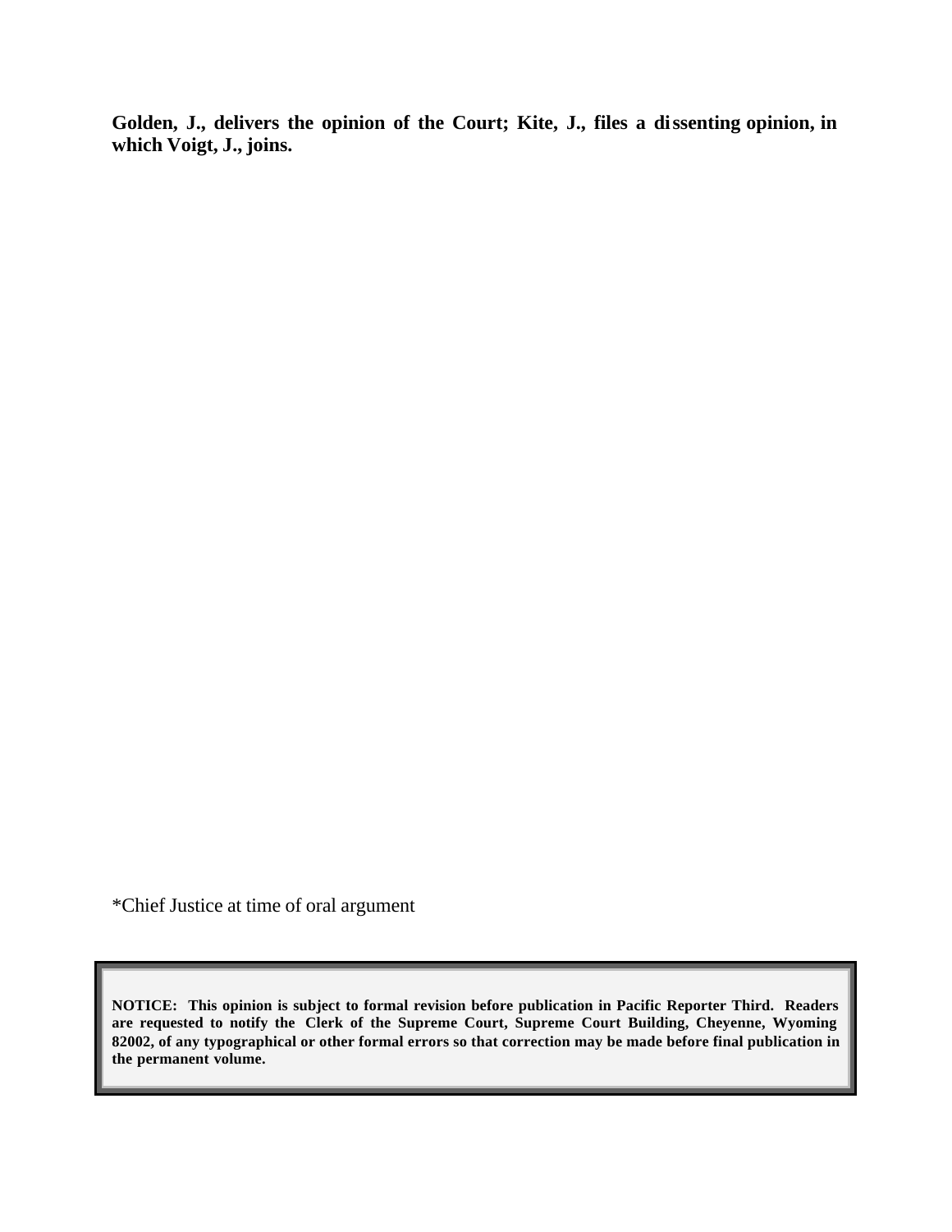**Golden, J., delivers the opinion of the Court; Kite, J., files a dissenting opinion, in which Voigt, J., joins.**

*Chief Justice at time of oral argument

**NOTICE: This opinion is subject to formal revision before publication in Pacific Reporter Third. Readers are requested to notify the Clerk of the Supreme Court, Supreme Court Building, Cheyenne, Wyoming 82002, of any typographical or other formal errors so that correction may be made before final publication in the permanent volume.**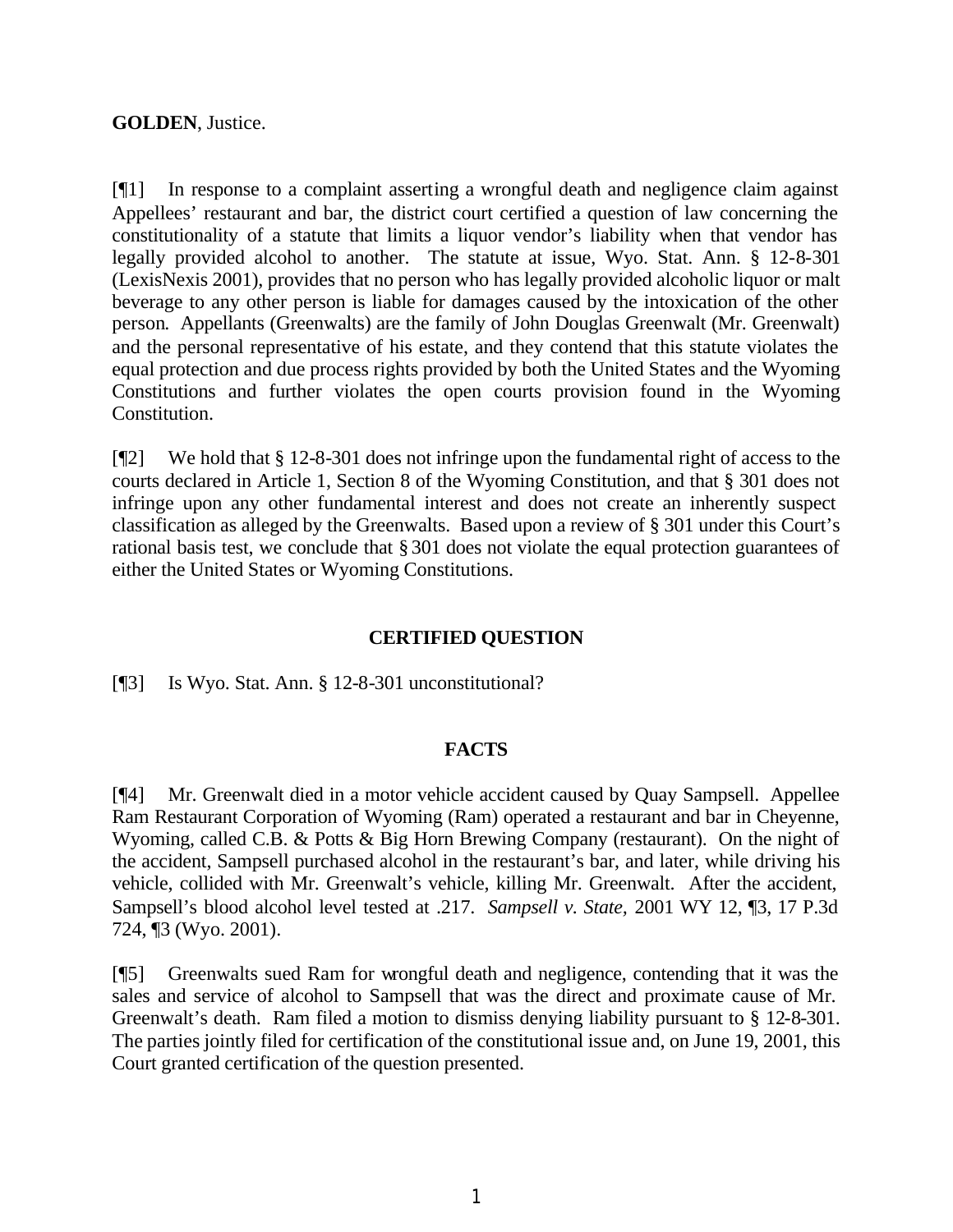**GOLDEN**, Justice.

[¶1] In response to a complaint asserting a wrongful death and negligence claim against Appellees' restaurant and bar, the district court certified a question of law concerning the constitutionality of a statute that limits a liquor vendor's liability when that vendor has legally provided alcohol to another. The statute at issue, Wyo. Stat. Ann. § 12-8-301 (LexisNexis 2001), provides that no person who has legally provided alcoholic liquor or malt beverage to any other person is liable for damages caused by the intoxication of the other person. Appellants (Greenwalts) are the family of John Douglas Greenwalt (Mr. Greenwalt) and the personal representative of his estate, and they contend that this statute violates the equal protection and due process rights provided by both the United States and the Wyoming Constitutions and further violates the open courts provision found in the Wyoming Constitution.

[¶2] We hold that § 12-8-301 does not infringe upon the fundamental right of access to the courts declared in Article 1, Section 8 of the Wyoming Constitution, and that § 301 does not infringe upon any other fundamental interest and does not create an inherently suspect classification as alleged by the Greenwalts. Based upon a review of § 301 under this Court's rational basis test, we conclude that § 301 does not violate the equal protection guarantees of either the United States or Wyoming Constitutions.

## CERTIFIED QUESTION

[¶3] Is Wyo. Stat. Ann. § 12-8-301 unconstitutional?

## FACTS

[¶4] Mr. Greenwalt died in a motor vehicle accident caused by Quay Sampsell. Appellee Ram Restaurant Corporation of Wyoming (Ram) operated a restaurant and bar in Cheyenne, Wyoming, called C.B. & Potts & Big Horn Brewing Company (restaurant). On the night of the accident, Sampsell purchased alcohol in the restaurant's bar, and later, while driving his vehicle, collided with Mr. Greenwalt's vehicle, killing Mr. Greenwalt. After the accident, Sampsell's blood alcohol level tested at .217. *Sampsell v. State,* 2001 WY 12, ¶3, 17 P.3d 724, ¶3 (Wyo. 2001).

[¶5] Greenwalts sued Ram for wrongful death and negligence, contending that it was the sales and service of alcohol to Sampsell that was the direct and proximate cause of Mr. Greenwalt's death. Ram filed a motion to dismiss denying liability pursuant to § 12-8-301. The parties jointly filed for certification of the constitutional issue and, on June 19, 2001, this Court granted certification of the question presented.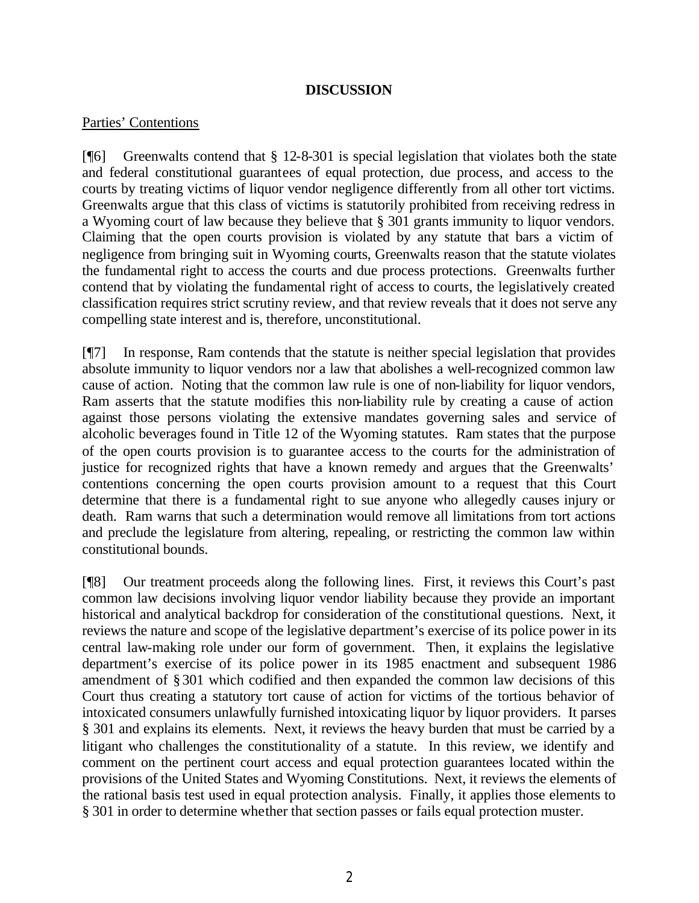## DISCUSSION

Parties' Contentions

[¶6] Greenwalts contend that § 12-8-301 is special legislation that violates both the state and federal constitutional guarantees of equal protection, due process, and access to the courts by treating victims of liquor vendor negligence differently from all other tort victims. Greenwalts argue that this class of victims is statutorily prohibited from receiving redress in a Wyoming court of law because they believe that § 301 grants immunity to liquor vendors. Claiming that the open courts provision is violated by any statute that bars a victim of negligence from bringing suit in Wyoming courts, Greenwalts reason that the statute violates the fundamental right to access the courts and due process protections. Greenwalts further contend that by violating the fundamental right of access to courts, the legislatively created classification requires strict scrutiny review, and that review reveals that it does not serve any compelling state interest and is, therefore, unconstitutional.

[¶7] In response, Ram contends that the statute is neither special legislation that provides absolute immunity to liquor vendors nor a law that abolishes a well-recognized common law cause of action. Noting that the common law rule is one of non-liability for liquor vendors, Ram asserts that the statute modifies this non-liability rule by creating a cause of action against those persons violating the extensive mandates governing sales and service of alcoholic beverages found in Title 12 of the Wyoming statutes. Ram states that the purpose of the open courts provision is to guarantee access to the courts for the administration of justice for recognized rights that have a known remedy and argues that the Greenwalts' contentions concerning the open courts provision amount to a request that this Court determine that there is a fundamental right to sue anyone who allegedly causes injury or death. Ram warns that such a determination would remove all limitations from tort actions and preclude the legislature from altering, repealing, or restricting the common law within constitutional bounds.

[¶8] Our treatment proceeds along the following lines. First, it reviews this Court's past common law decisions involving liquor vendor liability because they provide an important historical and analytical backdrop for consideration of the constitutional questions. Next, it reviews the nature and scope of the legislative department's exercise of its police power in its central law-making role under our form of government. Then, it explains the legislative department's exercise of its police power in its 1985 enactment and subsequent 1986 amendment of § 301 which codified and then expanded the common law decisions of this Court thus creating a statutory tort cause of action for victims of the tortious behavior of intoxicated consumers unlawfully furnished intoxicating liquor by liquor providers. It parses § 301 and explains its elements. Next, it reviews the heavy burden that must be carried by a litigant who challenges the constitutionality of a statute. In this review, we identify and comment on the pertinent court access and equal protection guarantees located within the provisions of the United States and Wyoming Constitutions. Next, it reviews the elements of the rational basis test used in equal protection analysis. Finally, it applies those elements to § 301 in order to determine whether that section passes or fails equal protection muster.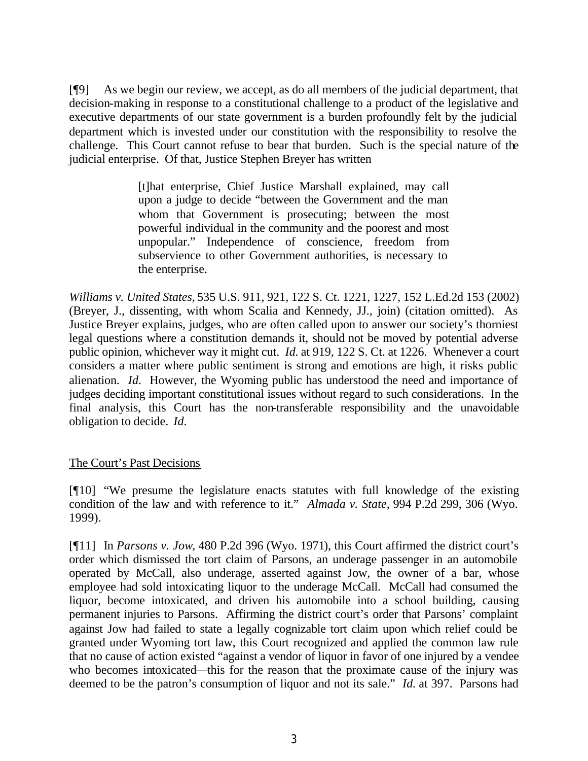[¶9] As we begin our review, we accept, as do all members of the judicial department, that decision-making in response to a constitutional challenge to a product of the legislative and executive departments of our state government is a burden profoundly felt by the judicial department which is invested under our constitution with the responsibility to resolve the challenge. This Court cannot refuse to bear that burden. Such is the special nature of the judicial enterprise. Of that, Justice Stephen Breyer has written

> [t]hat enterprise, Chief Justice Marshall explained, may call upon a judge to decide "between the Government and the man whom that Government is prosecuting; between the most powerful individual in the community and the poorest and most unpopular." Independence of conscience, freedom from subservience to other Government authorities, is necessary to the enterprise.

*Williams v. United States,* 535 U.S. 911, 921, 122 S. Ct. 1221, 1227, 152 L.Ed.2d 153 (2002) (Breyer, J., dissenting, with whom Scalia and Kennedy, JJ., join) (citation omitted). As Justice Breyer explains, judges, who are often called upon to answer our society's thorniest legal questions where a constitution demands it, should not be moved by potential adverse public opinion, whichever way it might cut. *Id.* at 919, 122 S. Ct. at 1226. Whenever a court considers a matter where public sentiment is strong and emotions are high, it risks public alienation. *Id*. However, the Wyoming public has understood the need and importance of judges deciding important constitutional issues without regard to such considerations. In the final analysis, this Court has the non-transferable responsibility and the unavoidable obligation to decide. *Id.*

<u>The Court's Past Decisions</u>

[¶10] "We presume the legislature enacts statutes with full knowledge of the existing condition of the law and with reference to it." *Almada v. State*, 994 P.2d 299, 306 (Wyo. 1999).

[¶11] In *Parsons v. Jow*, 480 P.2d 396 (Wyo. 1971), this Court affirmed the district court's order which dismissed the tort claim of Parsons, an underage passenger in an automobile operated by McCall, also underage, asserted against Jow, the owner of a bar, whose employee had sold intoxicating liquor to the underage McCall. McCall had consumed the liquor, become intoxicated, and driven his automobile into a school building, causing permanent injuries to Parsons. Affirming the district court's order that Parsons' complaint against Jow had failed to state a legally cognizable tort claim upon which relief could be granted under Wyoming tort law, this Court recognized and applied the common law rule that no cause of action existed "against a vendor of liquor in favor of one injured by a vendee who becomes intoxicated—this for the reason that the proximate cause of the injury was deemed to be the patron's consumption of liquor and not its sale." *Id.* at 397. Parsons had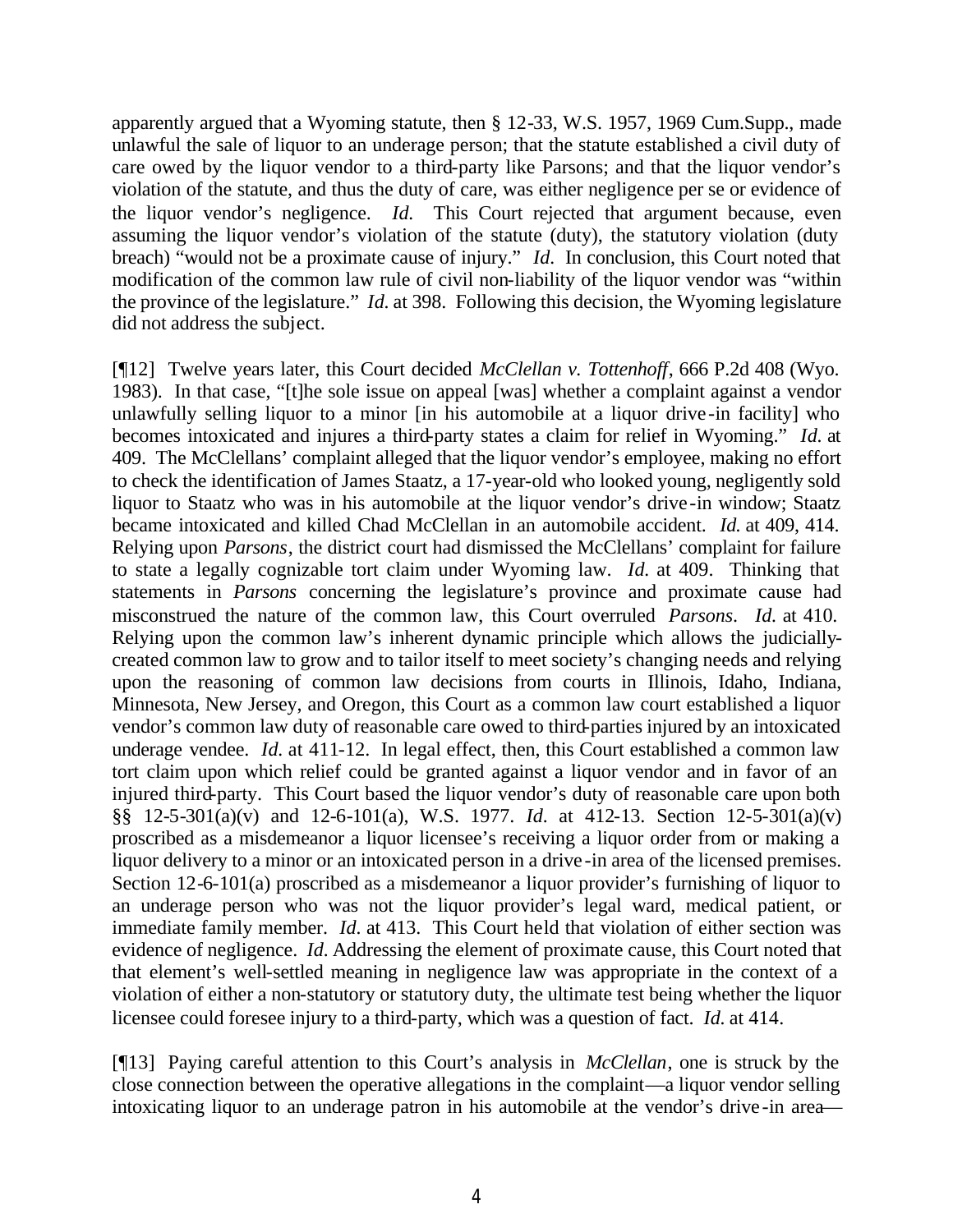apparently argued that a Wyoming statute, then § 12-33, W.S. 1957, 1969 Cum.Supp., made unlawful the sale of liquor to an underage person; that the statute established a civil duty of care owed by the liquor vendor to a third-party like Parsons; and that the liquor vendor's violation of the statute, and thus the duty of care, was either negligence per se or evidence of the liquor vendor's negligence. *Id.* This Court rejected that argument because, even assuming the liquor vendor's violation of the statute (duty), the statutory violation (duty breach) "would not be a proximate cause of injury." *Id.* In conclusion, this Court noted that modification of the common law rule of civil non-liability of the liquor vendor was "within the province of the legislature." *Id.* at 398. Following this decision, the Wyoming legislature did not address the subject.

[¶12] Twelve years later, this Court decided *McClellan v. Tottenhoff*, 666 P.2d 408 (Wyo. 1983). In that case, "[t]he sole issue on appeal [was] whether a complaint against a vendor unlawfully selling liquor to a minor [in his automobile at a liquor drive-in facility] who becomes intoxicated and injures a third-party states a claim for relief in Wyoming." *Id.* at 409. The McClellans' complaint alleged that the liquor vendor's employee, making no effort to check the identification of James Staatz, a 17-year-old who looked young, negligently sold liquor to Staatz who was in his automobile at the liquor vendor's drive-in window; Staatz became intoxicated and killed Chad McClellan in an automobile accident. *Id.* at 409, 414. Relying upon *Parsons*, the district court had dismissed the McClellans' complaint for failure to state a legally cognizable tort claim under Wyoming law. *Id.* at 409. Thinking that statements in *Parsons* concerning the legislature's province and proximate cause had misconstrued the nature of the common law, this Court overruled *Parsons*. *Id.* at 410. Relying upon the common law's inherent dynamic principle which allows the judicially-created common law to grow and to tailor itself to meet society's changing needs and relying upon the reasoning of common law decisions from courts in Illinois, Idaho, Indiana, Minnesota, New Jersey, and Oregon, this Court as a common law court established a liquor vendor's common law duty of reasonable care owed to third-parties injured by an intoxicated underage vendee. *Id.* at 411-12. In legal effect, then, this Court established a common law tort claim upon which relief could be granted against a liquor vendor and in favor of an injured third-party. This Court based the liquor vendor's duty of reasonable care upon both §§ 12-5-301(a)(v) and 12-6-101(a), W.S. 1977. *Id.* at 412-13. Section 12-5-301(a)(v) proscribed as a misdemeanor a liquor licensee's receiving a liquor order from or making a liquor delivery to a minor or an intoxicated person in a drive-in area of the licensed premises. Section 12-6-101(a) proscribed as a misdemeanor a liquor provider's furnishing of liquor to an underage person who was not the liquor provider's legal ward, medical patient, or immediate family member. *Id.* at 413. This Court held that violation of either section was evidence of negligence. *Id.* Addressing the element of proximate cause, this Court noted that that element's well-settled meaning in negligence law was appropriate in the context of a violation of either a non-statutory or statutory duty, the ultimate test being whether the liquor licensee could foresee injury to a third-party, which was a question of fact. *Id.* at 414.

[¶13] Paying careful attention to this Court's analysis in *McClellan*, one is struck by the close connection between the operative allegations in the complaint—a liquor vendor selling intoxicating liquor to an underage patron in his automobile at the vendor's drive-in area—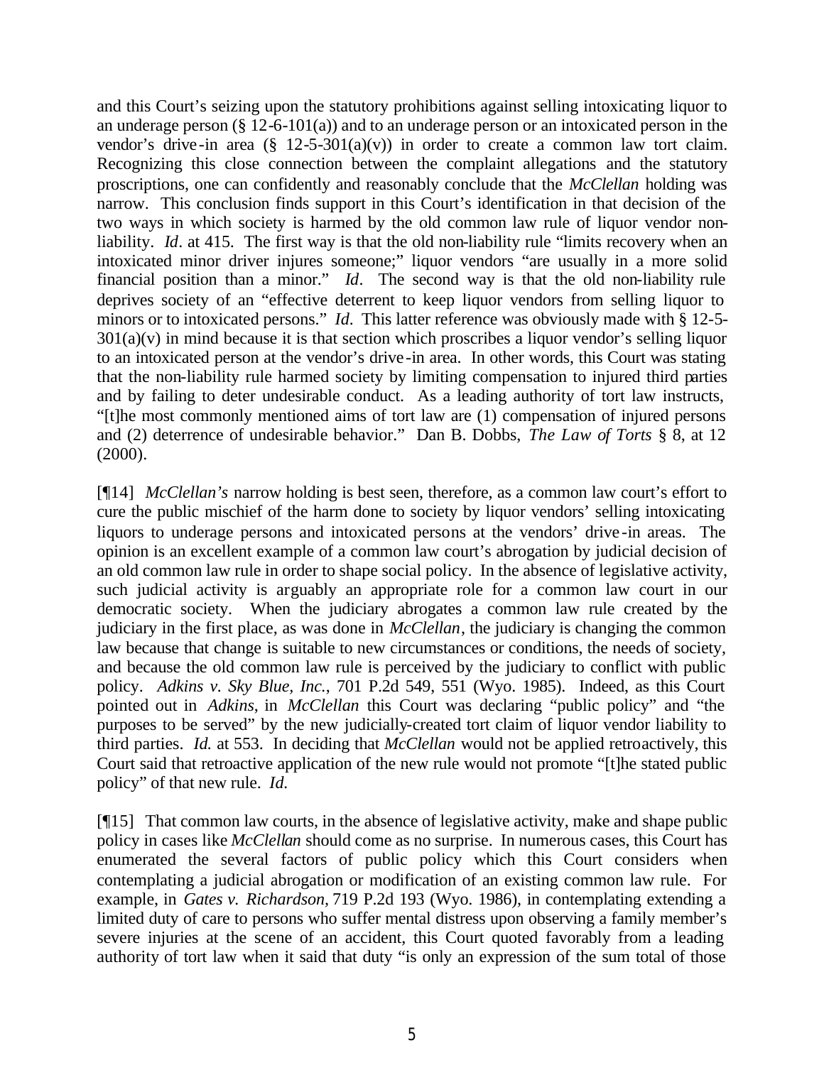and this Court's seizing upon the statutory prohibitions against selling intoxicating liquor to an underage person (§ 12-6-101(a)) and to an underage person or an intoxicated person in the vendor's drive-in area (§ 12-5-301(a)(v)) in order to create a common law tort claim. Recognizing this close connection between the complaint allegations and the statutory proscriptions, one can confidently and reasonably conclude that the *McClellan* holding was narrow. This conclusion finds support in this Court's identification in that decision of the two ways in which society is harmed by the old common law rule of liquor vendor non-liability. *Id*. at 415. The first way is that the old non-liability rule "limits recovery when an intoxicated minor driver injures someone;" liquor vendors "are usually in a more solid financial position than a minor." *Id*. The second way is that the old non-liability rule deprives society of an "effective deterrent to keep liquor vendors from selling liquor to minors or to intoxicated persons." *Id*. This latter reference was obviously made with § 12-5-301(a)(v) in mind because it is that section which proscribes a liquor vendor's selling liquor to an intoxicated person at the vendor's drive-in area. In other words, this Court was stating that the non-liability rule harmed society by limiting compensation to injured third parties and by failing to deter undesirable conduct. As a leading authority of tort law instructs, "[t]he most commonly mentioned aims of tort law are (1) compensation of injured persons and (2) deterrence of undesirable behavior." Dan B. Dobbs, *The Law of Torts* § 8, at 12 (2000).

[¶14] *McClellan's* narrow holding is best seen, therefore, as a common law court's effort to cure the public mischief of the harm done to society by liquor vendors' selling intoxicating liquors to underage persons and intoxicated persons at the vendors' drive-in areas. The opinion is an excellent example of a common law court's abrogation by judicial decision of an old common law rule in order to shape social policy. In the absence of legislative activity, such judicial activity is arguably an appropriate role for a common law court in our democratic society. When the judiciary abrogates a common law rule created by the judiciary in the first place, as was done in *McClellan*, the judiciary is changing the common law because that change is suitable to new circumstances or conditions, the needs of society, and because the old common law rule is perceived by the judiciary to conflict with public policy. *Adkins v. Sky Blue, Inc.*, 701 P.2d 549, 551 (Wyo. 1985). Indeed, as this Court pointed out in *Adkins*, in *McClellan* this Court was declaring "public policy" and "the purposes to be served" by the new judicially-created tort claim of liquor vendor liability to third parties. *Id.* at 553. In deciding that *McClellan* would not be applied retroactively, this Court said that retroactive application of the new rule would not promote "[t]he stated public policy" of that new rule. *Id.*

[¶15] That common law courts, in the absence of legislative activity, make and shape public policy in cases like *McClellan* should come as no surprise. In numerous cases, this Court has enumerated the several factors of public policy which this Court considers when contemplating a judicial abrogation or modification of an existing common law rule. For example, in *Gates v. Richardson*, 719 P.2d 193 (Wyo. 1986), in contemplating extending a limited duty of care to persons who suffer mental distress upon observing a family member's severe injuries at the scene of an accident, this Court quoted favorably from a leading authority of tort law when it said that duty "is only an expression of the sum total of those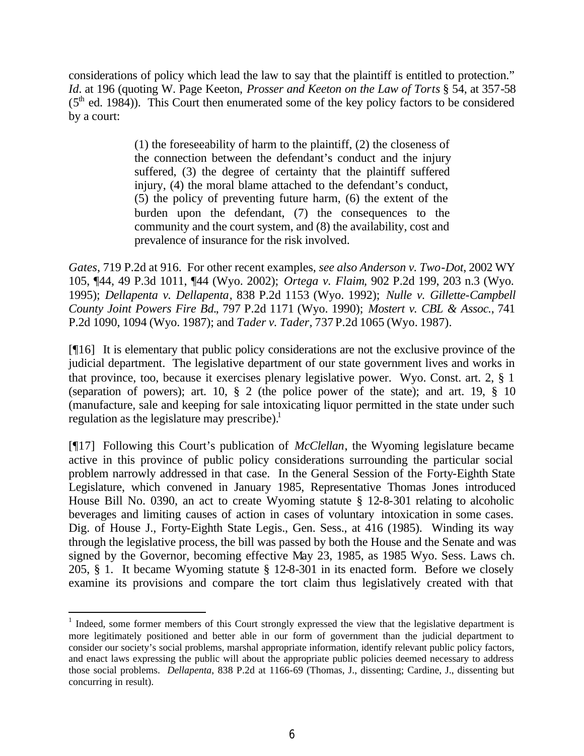considerations of policy which lead the law to say that the plaintiff is entitled to protection." *Id.* at 196 (quoting W. Page Keeton, *Prosser and Keeton on the Law of Torts* § 54, at 357-58 (5th ed. 1984)). This Court then enumerated some of the key policy factors to be considered by a court:

> (1) the foreseeability of harm to the plaintiff, (2) the closeness of the connection between the defendant's conduct and the injury suffered, (3) the degree of certainty that the plaintiff suffered injury, (4) the moral blame attached to the defendant's conduct, (5) the policy of preventing future harm, (6) the extent of the burden upon the defendant, (7) the consequences to the community and the court system, and (8) the availability, cost and prevalence of insurance for the risk involved.

*Gates*, 719 P.2d at 916. For other recent examples, *see also Anderson v. Two-Dot*, 2002 WY 105, ¶44, 49 P.3d 1011, ¶44 (Wyo. 2002); *Ortega v. Flaim*, 902 P.2d 199, 203 n.3 (Wyo. 1995); *Dellapenta v. Dellapenta*, 838 P.2d 1153 (Wyo. 1992); *Nulle v. Gillette-Campbell County Joint Powers Fire Bd.*, 797 P.2d 1171 (Wyo. 1990); *Mostert v. CBL & Assoc.*, 741 P.2d 1090, 1094 (Wyo. 1987); and *Tader v. Tader*, 737 P.2d 1065 (Wyo. 1987).

[¶16] It is elementary that public policy considerations are not the exclusive province of the judicial department. The legislative department of our state government lives and works in that province, too, because it exercises plenary legislative power. Wyo. Const. art. 2, § 1 (separation of powers); art. 10, § 2 (the police power of the state); and art. 19, § 10 (manufacture, sale and keeping for sale intoxicating liquor permitted in the state under such regulation as the legislature may prescribe).[1]

[¶17] Following this Court's publication of *McClellan*, the Wyoming legislature became active in this province of public policy considerations surrounding the particular social problem narrowly addressed in that case. In the General Session of the Forty-Eighth State Legislature, which convened in January 1985, Representative Thomas Jones introduced House Bill No. 0390, an act to create Wyoming statute § 12-8-301 relating to alcoholic beverages and limiting causes of action in cases of voluntary intoxication in some cases. Dig. of House J., Forty-Eighth State Legis., Gen. Sess., at 416 (1985). Winding its way through the legislative process, the bill was passed by both the House and the Senate and was signed by the Governor, becoming effective May 23, 1985, as 1985 Wyo. Sess. Laws ch. 205, § 1. It became Wyoming statute § 12-8-301 in its enacted form. Before we closely examine its provisions and compare the tort claim thus legislatively created with that

[1] Indeed, some former members of this Court strongly expressed the view that the legislative department is more legitimately positioned and better able in our form of government than the judicial department to consider our society's social problems, marshal appropriate information, identify relevant public policy factors, and enact laws expressing the public will about the appropriate public policies deemed necessary to address those social problems. *Dellapenta*, 838 P.2d at 1166-69 (Thomas, J., dissenting; Cardine, J., dissenting but concurring in result).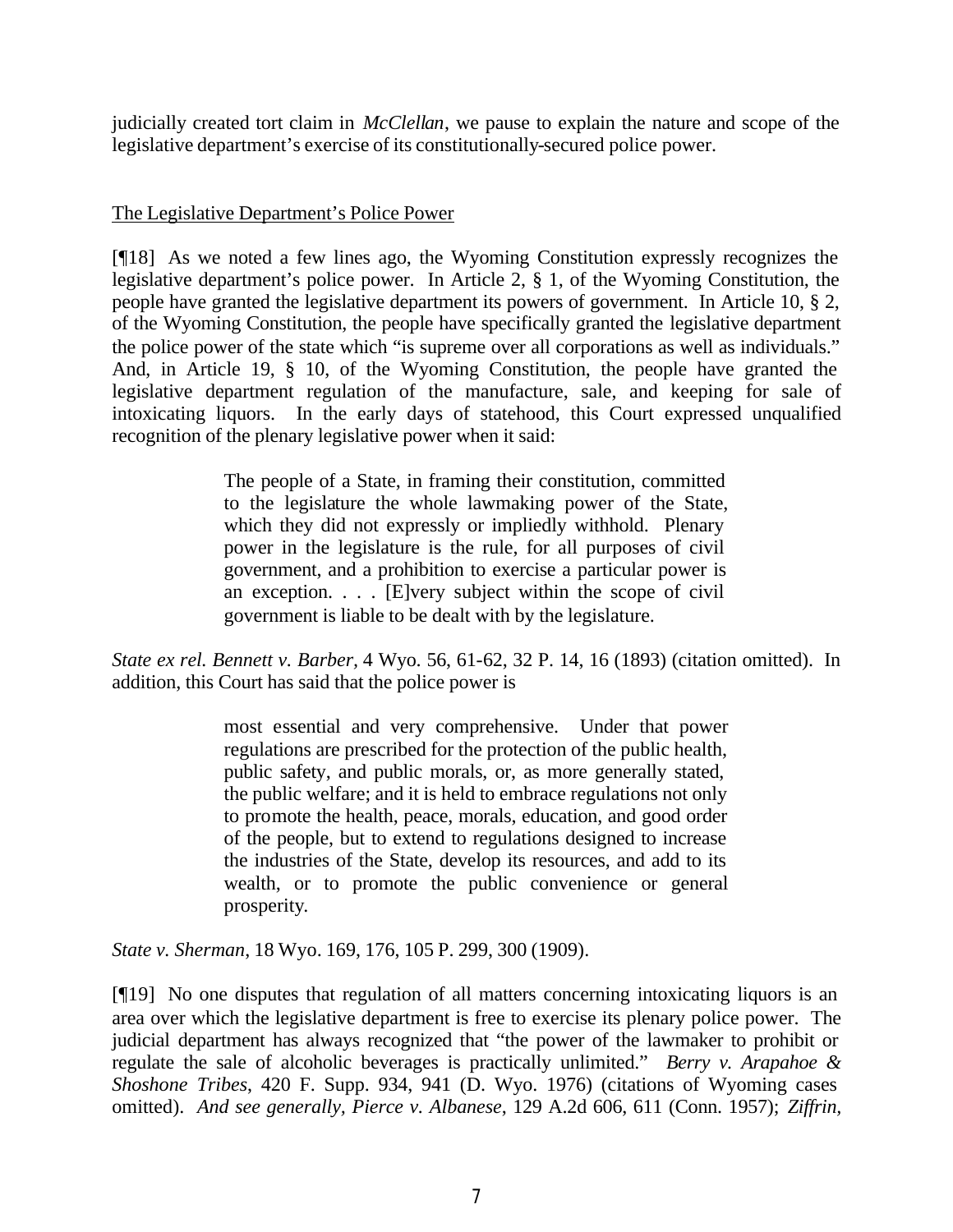judicially created tort claim in *McClellan*, we pause to explain the nature and scope of the legislative department's exercise of its constitutionally-secured police power.

## The Legislative Department's Police Power

[¶18] As we noted a few lines ago, the Wyoming Constitution expressly recognizes the legislative department's police power. In Article 2, § 1, of the Wyoming Constitution, the people have granted the legislative department its powers of government. In Article 10, § 2, of the Wyoming Constitution, the people have specifically granted the legislative department the police power of the state which "is supreme over all corporations as well as individuals." And, in Article 19, § 10, of the Wyoming Constitution, the people have granted the legislative department regulation of the manufacture, sale, and keeping for sale of intoxicating liquors. In the early days of statehood, this Court expressed unqualified recognition of the plenary legislative power when it said:

> The people of a State, in framing their constitution, committed to the legislature the whole lawmaking power of the State, which they did not expressly or impliedly withhold. Plenary power in the legislature is the rule, for all purposes of civil government, and a prohibition to exercise a particular power is an exception. . . . [E]very subject within the scope of civil government is liable to be dealt with by the legislature.

*State ex rel. Bennett v. Barber*, 4 Wyo. 56, 61-62, 32 P. 14, 16 (1893) (citation omitted). In addition, this Court has said that the police power is

> most essential and very comprehensive. Under that power regulations are prescribed for the protection of the public health, public safety, and public morals, or, as more generally stated, the public welfare; and it is held to embrace regulations not only to promote the health, peace, morals, education, and good order of the people, but to extend to regulations designed to increase the industries of the State, develop its resources, and add to its wealth, or to promote the public convenience or general prosperity.

*State v. Sherman*, 18 Wyo. 169, 176, 105 P. 299, 300 (1909).

[¶19] No one disputes that regulation of all matters concerning intoxicating liquors is an area over which the legislative department is free to exercise its plenary police power. The judicial department has always recognized that "the power of the lawmaker to prohibit or regulate the sale of alcoholic beverages is practically unlimited." *Berry v. Arapahoe & Shoshone Tribes*, 420 F. Supp. 934, 941 (D. Wyo. 1976) (citations of Wyoming cases omitted). *And see generally, Pierce v. Albanese*, 129 A.2d 606, 611 (Conn. 1957); *Ziffrin,*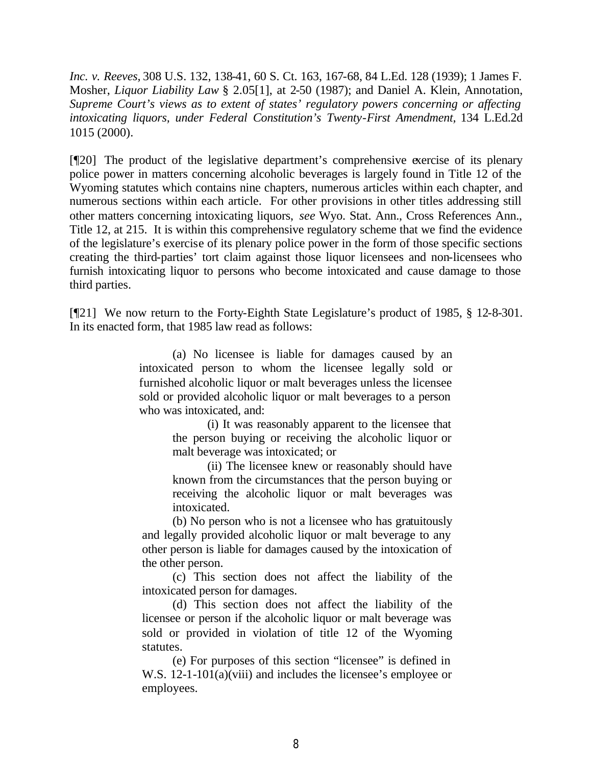*Inc. v. Reeves,* 308 U.S. 132, 138-41, 60 S. Ct. 163, 167-68, 84 L.Ed. 128 (1939); 1 James F. Mosher, *Liquor Liability Law* § 2.05[1], at 2-50 (1987); and Daniel A. Klein, Annotation, *Supreme Court's views as to extent of states' regulatory powers concerning or affecting intoxicating liquors, under Federal Constitution's Twenty-First Amendment,* 134 L.Ed.2d 1015 (2000).

[¶20] The product of the legislative department's comprehensive exercise of its plenary police power in matters concerning alcoholic beverages is largely found in Title 12 of the Wyoming statutes which contains nine chapters, numerous articles within each chapter, and numerous sections within each article. For other provisions in other titles addressing still other matters concerning intoxicating liquors, *see* Wyo. Stat. Ann., Cross References Ann., Title 12, at 215. It is within this comprehensive regulatory scheme that we find the evidence of the legislature's exercise of its plenary police power in the form of those specific sections creating the third-parties' tort claim against those liquor licensees and non-licensees who furnish intoxicating liquor to persons who become intoxicated and cause damage to those third parties.

[¶21] We now return to the Forty-Eighth State Legislature's product of 1985, § 12-8-301. In its enacted form, that 1985 law read as follows:

> (a) No licensee is liable for damages caused by an intoxicated person to whom the licensee legally sold or furnished alcoholic liquor or malt beverages unless the licensee sold or provided alcoholic liquor or malt beverages to a person who was intoxicated, and:
>
> > (i) It was reasonably apparent to the licensee that the person buying or receiving the alcoholic liquor or malt beverage was intoxicated; or
> >
> > (ii) The licensee knew or reasonably should have known from the circumstances that the person buying or receiving the alcoholic liquor or malt beverages was intoxicated.
>
> (b) No person who is not a licensee who has gratuitously and legally provided alcoholic liquor or malt beverage to any other person is liable for damages caused by the intoxication of the other person.
>
> (c) This section does not affect the liability of the intoxicated person for damages.
>
> (d) This section does not affect the liability of the licensee or person if the alcoholic liquor or malt beverage was sold or provided in violation of title 12 of the Wyoming statutes.
>
> (e) For purposes of this section "licensee" is defined in W.S. 12-1-101(a)(viii) and includes the licensee's employee or employees.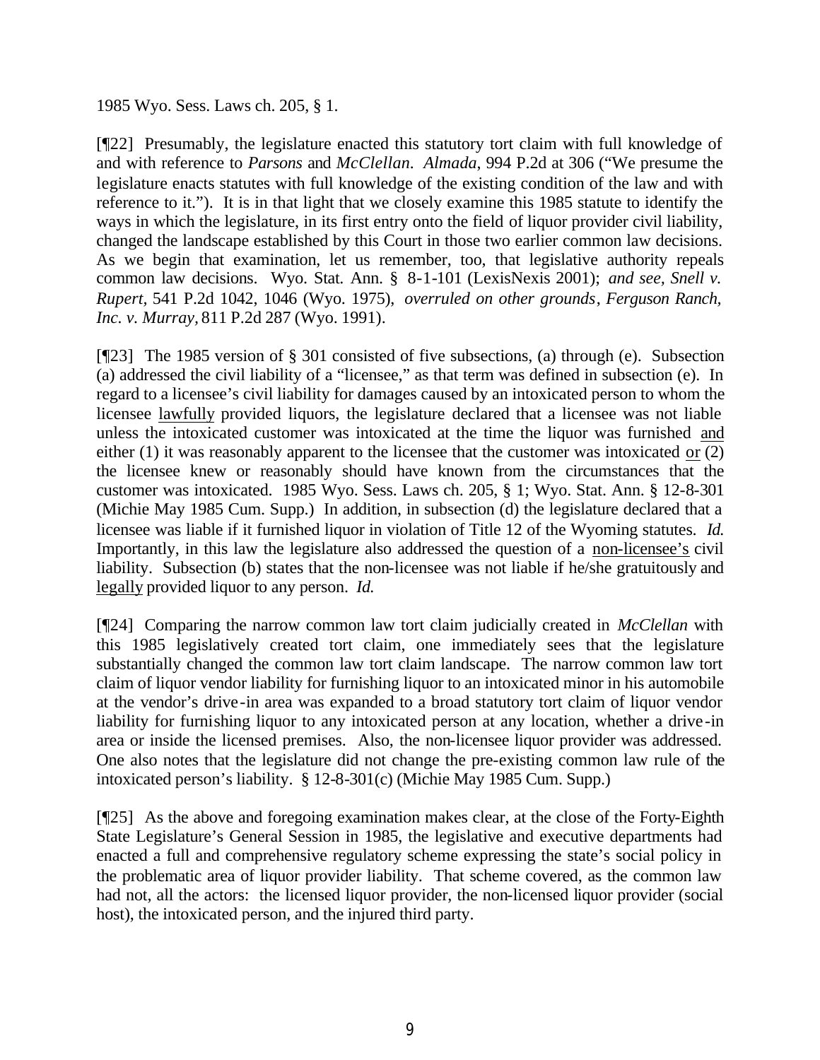1985 Wyo. Sess. Laws ch. 205, § 1.

[¶22] Presumably, the legislature enacted this statutory tort claim with full knowledge of and with reference to *Parsons* and *McClellan*. *Almada*, 994 P.2d at 306 ("We presume the legislature enacts statutes with full knowledge of the existing condition of the law and with reference to it."). It is in that light that we closely examine this 1985 statute to identify the ways in which the legislature, in its first entry onto the field of liquor provider civil liability, changed the landscape established by this Court in those two earlier common law decisions. As we begin that examination, let us remember, too, that legislative authority repeals common law decisions. Wyo. Stat. Ann. § 8-1-101 (LexisNexis 2001); *and see*, *Snell v. Rupert*, 541 P.2d 1042, 1046 (Wyo. 1975), *overruled on other grounds*, *Ferguson Ranch, Inc. v. Murray*, 811 P.2d 287 (Wyo. 1991).

[¶23] The 1985 version of § 301 consisted of five subsections, (a) through (e). Subsection (a) addressed the civil liability of a "licensee," as that term was defined in subsection (e). In regard to a licensee's civil liability for damages caused by an intoxicated person to whom the licensee <u>lawfully</u> provided liquors, the legislature declared that a licensee was not liable unless the intoxicated customer was intoxicated at the time the liquor was furnished <u>and</u> either (1) it was reasonably apparent to the licensee that the customer was intoxicated <u>or</u> (2) the licensee knew or reasonably should have known from the circumstances that the customer was intoxicated. 1985 Wyo. Sess. Laws ch. 205, § 1; Wyo. Stat. Ann. § 12-8-301 (Michie May 1985 Cum. Supp.) In addition, in subsection (d) the legislature declared that a licensee was liable if it furnished liquor in violation of Title 12 of the Wyoming statutes. *Id.* Importantly, in this law the legislature also addressed the question of a <u>non-licensee's</u> civil liability. Subsection (b) states that the non-licensee was not liable if he/she gratuitously and <u>legally</u> provided liquor to any person. *Id.*

[¶24] Comparing the narrow common law tort claim judicially created in *McClellan* with this 1985 legislatively created tort claim, one immediately sees that the legislature substantially changed the common law tort claim landscape. The narrow common law tort claim of liquor vendor liability for furnishing liquor to an intoxicated minor in his automobile at the vendor's drive-in area was expanded to a broad statutory tort claim of liquor vendor liability for furnishing liquor to any intoxicated person at any location, whether a drive-in area or inside the licensed premises. Also, the non-licensee liquor provider was addressed. One also notes that the legislature did not change the pre-existing common law rule of the intoxicated person's liability. § 12-8-301(c) (Michie May 1985 Cum. Supp.)

[¶25] As the above and foregoing examination makes clear, at the close of the Forty-Eighth State Legislature's General Session in 1985, the legislative and executive departments had enacted a full and comprehensive regulatory scheme expressing the state's social policy in the problematic area of liquor provider liability. That scheme covered, as the common law had not, all the actors: the licensed liquor provider, the non-licensed liquor provider (social host), the intoxicated person, and the injured third party.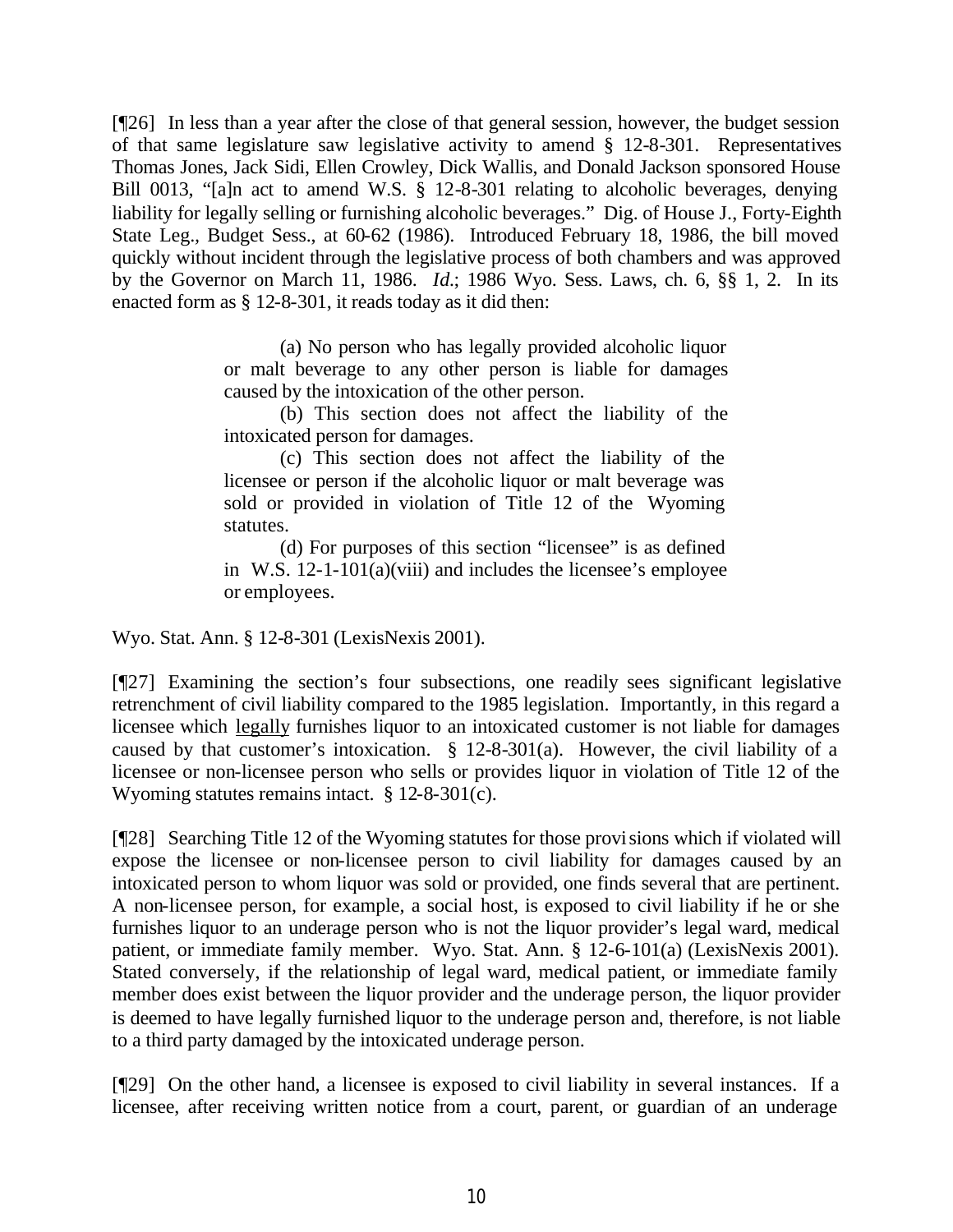[¶26] In less than a year after the close of that general session, however, the budget session of that same legislature saw legislative activity to amend § 12-8-301. Representatives Thomas Jones, Jack Sidi, Ellen Crowley, Dick Wallis, and Donald Jackson sponsored House Bill 0013, "[a]n act to amend W.S. § 12-8-301 relating to alcoholic beverages, denying liability for legally selling or furnishing alcoholic beverages." Dig. of House J., Forty-Eighth State Leg., Budget Sess., at 60-62 (1986). Introduced February 18, 1986, the bill moved quickly without incident through the legislative process of both chambers and was approved by the Governor on March 11, 1986. *Id.*; 1986 Wyo. Sess. Laws, ch. 6, §§ 1, 2. In its enacted form as § 12-8-301, it reads today as it did then:

> (a) No person who has legally provided alcoholic liquor or malt beverage to any other person is liable for damages caused by the intoxication of the other person.
>
> (b) This section does not affect the liability of the intoxicated person for damages.
>
> (c) This section does not affect the liability of the licensee or person if the alcoholic liquor or malt beverage was sold or provided in violation of Title 12 of the Wyoming statutes.
>
> (d) For purposes of this section "licensee" is as defined in W.S. 12-1-101(a)(viii) and includes the licensee's employee or employees.

Wyo. Stat. Ann. § 12-8-301 (LexisNexis 2001).

[¶27] Examining the section's four subsections, one readily sees significant legislative retrenchment of civil liability compared to the 1985 legislation. Importantly, in this regard a licensee which <u>legally</u> furnishes liquor to an intoxicated customer is not liable for damages caused by that customer's intoxication. § 12-8-301(a). However, the civil liability of a licensee or non-licensee person who sells or provides liquor in violation of Title 12 of the Wyoming statutes remains intact. § 12-8-301(c).

[¶28] Searching Title 12 of the Wyoming statutes for those provisions which if violated will expose the licensee or non-licensee person to civil liability for damages caused by an intoxicated person to whom liquor was sold or provided, one finds several that are pertinent. A non-licensee person, for example, a social host, is exposed to civil liability if he or she furnishes liquor to an underage person who is not the liquor provider's legal ward, medical patient, or immediate family member. Wyo. Stat. Ann. § 12-6-101(a) (LexisNexis 2001). Stated conversely, if the relationship of legal ward, medical patient, or immediate family member does exist between the liquor provider and the underage person, the liquor provider is deemed to have legally furnished liquor to the underage person and, therefore, is not liable to a third party damaged by the intoxicated underage person.

[¶29] On the other hand, a licensee is exposed to civil liability in several instances. If a licensee, after receiving written notice from a court, parent, or guardian of an underage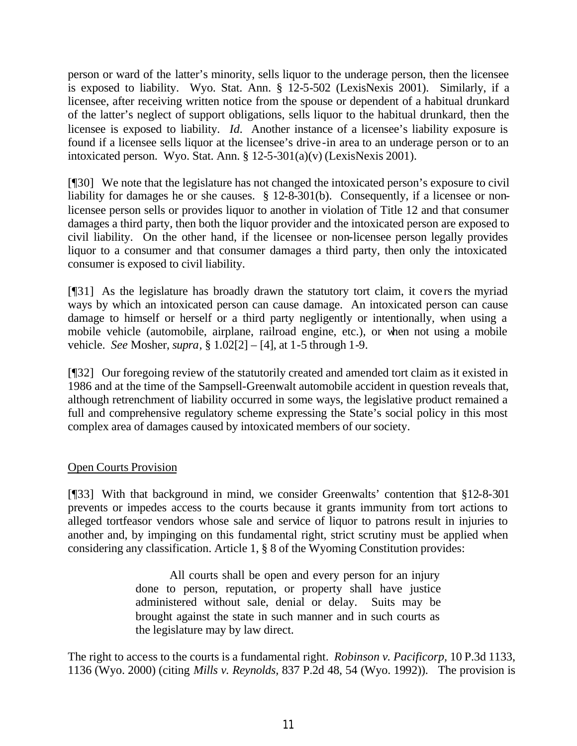person or ward of the latter's minority, sells liquor to the underage person, then the licensee is exposed to liability. Wyo. Stat. Ann. § 12-5-502 (LexisNexis 2001). Similarly, if a licensee, after receiving written notice from the spouse or dependent of a habitual drunkard of the latter's neglect of support obligations, sells liquor to the habitual drunkard, then the licensee is exposed to liability. *Id*. Another instance of a licensee's liability exposure is found if a licensee sells liquor at the licensee's drive-in area to an underage person or to an intoxicated person. Wyo. Stat. Ann. § 12-5-301(a)(v) (LexisNexis 2001).

[¶30] We note that the legislature has not changed the intoxicated person's exposure to civil liability for damages he or she causes. § 12-8-301(b). Consequently, if a licensee or non-licensee person sells or provides liquor to another in violation of Title 12 and that consumer damages a third party, then both the liquor provider and the intoxicated person are exposed to civil liability. On the other hand, if the licensee or non-licensee person legally provides liquor to a consumer and that consumer damages a third party, then only the intoxicated consumer is exposed to civil liability.

[¶31] As the legislature has broadly drawn the statutory tort claim, it covers the myriad ways by which an intoxicated person can cause damage. An intoxicated person can cause damage to himself or herself or a third party negligently or intentionally, when using a mobile vehicle (automobile, airplane, railroad engine, etc.), or when not using a mobile vehicle. *See* Mosher, *supra*, § 1.02[2] – [4], at 1-5 through 1-9.

[¶32] Our foregoing review of the statutorily created and amended tort claim as it existed in 1986 and at the time of the Sampsell-Greenwalt automobile accident in question reveals that, although retrenchment of liability occurred in some ways, the legislative product remained a full and comprehensive regulatory scheme expressing the State's social policy in this most complex area of damages caused by intoxicated members of our society.

Open Courts Provision

[¶33] With that background in mind, we consider Greenwalts' contention that §12-8-301 prevents or impedes access to the courts because it grants immunity from tort actions to alleged tortfeasor vendors whose sale and service of liquor to patrons result in injuries to another and, by impinging on this fundamental right, strict scrutiny must be applied when considering any classification. Article 1, § 8 of the Wyoming Constitution provides:

> All courts shall be open and every person for an injury done to person, reputation, or property shall have justice administered without sale, denial or delay. Suits may be brought against the state in such manner and in such courts as the legislature may by law direct.

The right to access to the courts is a fundamental right. *Robinson v. Pacificorp*, 10 P.3d 1133, 1136 (Wyo. 2000) (citing *Mills v. Reynolds*, 837 P.2d 48, 54 (Wyo. 1992)). The provision is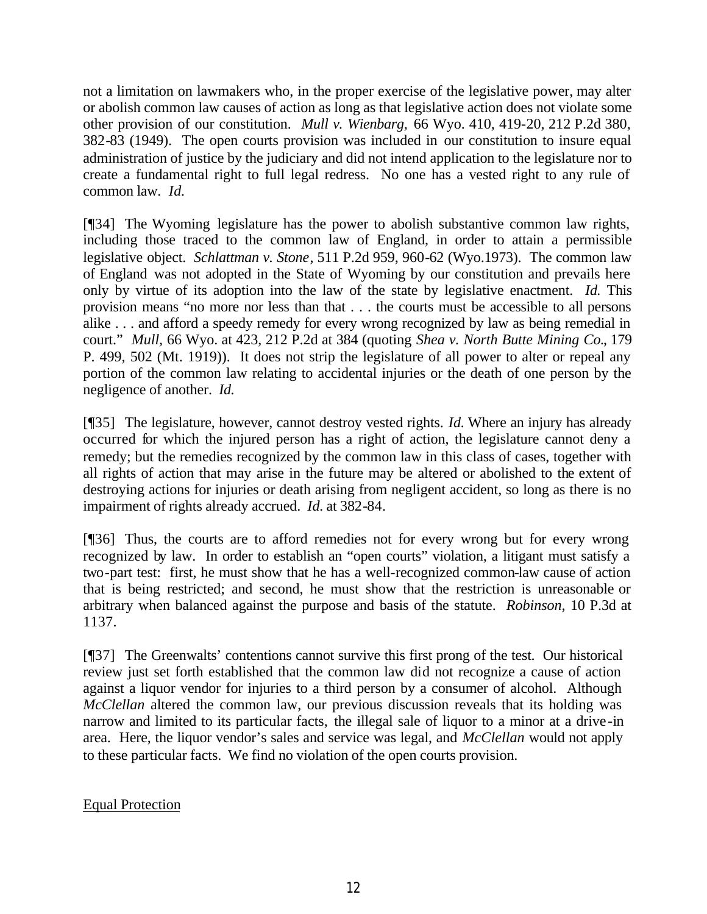not a limitation on lawmakers who, in the proper exercise of the legislative power, may alter or abolish common law causes of action as long as that legislative action does not violate some other provision of our constitution. *Mull v. Wienbarg,* 66 Wyo. 410, 419-20, 212 P.2d 380, 382-83 (1949). The open courts provision was included in our constitution to insure equal administration of justice by the judiciary and did not intend application to the legislature nor to create a fundamental right to full legal redress. No one has a vested right to any rule of common law. *Id.*

[¶34] The Wyoming legislature has the power to abolish substantive common law rights, including those traced to the common law of England, in order to attain a permissible legislative object. *Schlattman v. Stone*, 511 P.2d 959, 960-62 (Wyo.1973). The common law of England was not adopted in the State of Wyoming by our constitution and prevails here only by virtue of its adoption into the law of the state by legislative enactment. *Id.* This provision means "no more nor less than that . . . the courts must be accessible to all persons alike . . . and afford a speedy remedy for every wrong recognized by law as being remedial in court." *Mull*, 66 Wyo. at 423, 212 P.2d at 384 (quoting *Shea v. North Butte Mining Co.*, 179 P. 499, 502 (Mt. 1919)). It does not strip the legislature of all power to alter or repeal any portion of the common law relating to accidental injuries or the death of one person by the negligence of another. *Id.*

[¶35] The legislature, however, cannot destroy vested rights. *Id.* Where an injury has already occurred for which the injured person has a right of action, the legislature cannot deny a remedy; but the remedies recognized by the common law in this class of cases, together with all rights of action that may arise in the future may be altered or abolished to the extent of destroying actions for injuries or death arising from negligent accident, so long as there is no impairment of rights already accrued. *Id.* at 382-84.

[¶36] Thus, the courts are to afford remedies not for every wrong but for every wrong recognized by law. In order to establish an "open courts" violation, a litigant must satisfy a two-part test: first, he must show that he has a well-recognized common-law cause of action that is being restricted; and second, he must show that the restriction is unreasonable or arbitrary when balanced against the purpose and basis of the statute. *Robinson*, 10 P.3d at 1137.

[¶37] The Greenwalts' contentions cannot survive this first prong of the test. Our historical review just set forth established that the common law did not recognize a cause of action against a liquor vendor for injuries to a third person by a consumer of alcohol. Although *McClellan* altered the common law, our previous discussion reveals that its holding was narrow and limited to its particular facts, the illegal sale of liquor to a minor at a drive-in area. Here, the liquor vendor's sales and service was legal, and *McClellan* would not apply to these particular facts. We find no violation of the open courts provision.

<u>Equal Protection</u>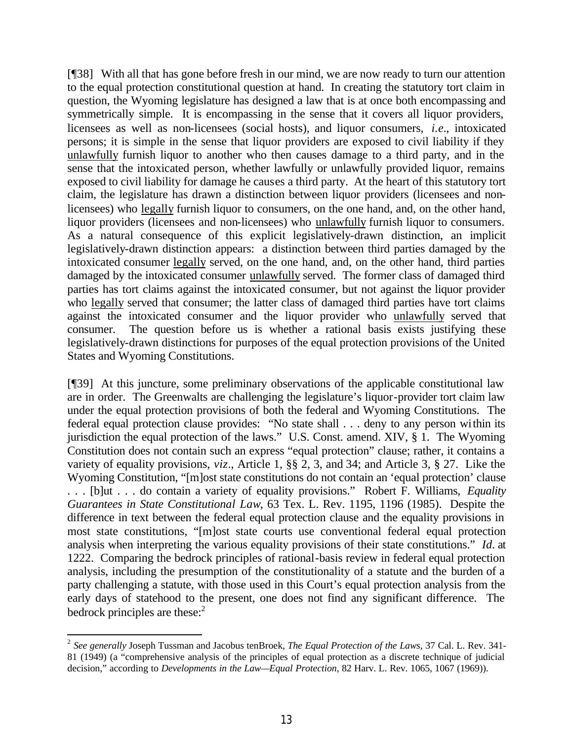[¶38] With all that has gone before fresh in our mind, we are now ready to turn our attention to the equal protection constitutional question at hand. In creating the statutory tort claim in question, the Wyoming legislature has designed a law that is at once both encompassing and symmetrically simple. It is encompassing in the sense that it covers all liquor providers, licensees as well as non-licensees (social hosts), and liquor consumers, *i.e*., intoxicated persons; it is simple in the sense that liquor providers are exposed to civil liability if they <u>unlawfully</u> furnish liquor to another who then causes damage to a third party, and in the sense that the intoxicated person, whether lawfully or unlawfully provided liquor, remains exposed to civil liability for damage he causes a third party. At the heart of this statutory tort claim, the legislature has drawn a distinction between liquor providers (licensees and non-licensees) who <u>legally</u> furnish liquor to consumers, on the one hand, and, on the other hand, liquor providers (licensees and non-licensees) who <u>unlawfully</u> furnish liquor to consumers. As a natural consequence of this explicit legislatively-drawn distinction, an implicit legislatively-drawn distinction appears: a distinction between third parties damaged by the intoxicated consumer <u>legally</u> served, on the one hand, and, on the other hand, third parties damaged by the intoxicated consumer <u>unlawfully</u> served. The former class of damaged third parties has tort claims against the intoxicated consumer, but not against the liquor provider who <u>legally</u> served that consumer; the latter class of damaged third parties have tort claims against the intoxicated consumer and the liquor provider who <u>unlawfully</u> served that consumer. The question before us is whether a rational basis exists justifying these legislatively-drawn distinctions for purposes of the equal protection provisions of the United States and Wyoming Constitutions.

[¶39] At this juncture, some preliminary observations of the applicable constitutional law are in order. The Greenwalts are challenging the legislature's liquor-provider tort claim law under the equal protection provisions of both the federal and Wyoming Constitutions. The federal equal protection clause provides: "No state shall . . . deny to any person within its jurisdiction the equal protection of the laws." U.S. Const. amend. XIV, § 1. The Wyoming Constitution does not contain such an express "equal protection" clause; rather, it contains a variety of equality provisions, *viz*., Article 1, §§ 2, 3, and 34; and Article 3, § 27. Like the Wyoming Constitution, "[m]ost state constitutions do not contain an 'equal protection' clause . . . [b]ut . . . do contain a variety of equality provisions." Robert F. Williams, *Equality Guarantees in State Constitutional Law*, 63 Tex. L. Rev. 1195, 1196 (1985). Despite the difference in text between the federal equal protection clause and the equality provisions in most state constitutions, "[m]ost state courts use conventional federal equal protection analysis when interpreting the various equality provisions of their state constitutions." *Id*. at 1222. Comparing the bedrock principles of rational-basis review in federal equal protection analysis, including the presumption of the constitutionality of a statute and the burden of a party challenging a statute, with those used in this Court's equal protection analysis from the early days of statehood to the present, one does not find any significant difference. The bedrock principles are these:[2]

---

[2] *See generally* Joseph Tussman and Jacobus tenBroek, *The Equal Protection of the Laws*, 37 Cal. L. Rev. 341-81 (1949) (a "comprehensive analysis of the principles of equal protection as a discrete technique of judicial decision," according to *Developments in the Law—Equal Protection*, 82 Harv. L. Rev. 1065, 1067 (1969)).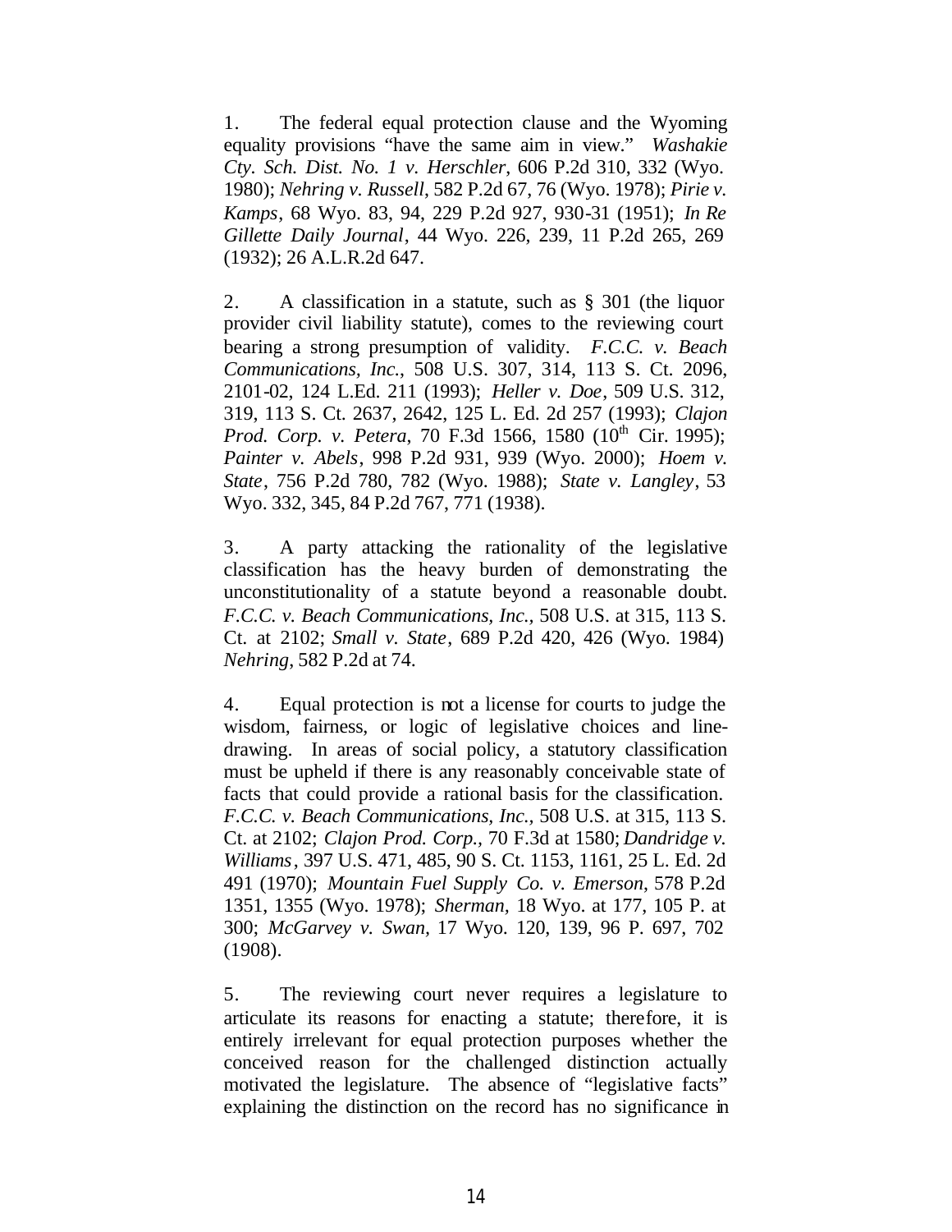1. The federal equal protection clause and the Wyoming equality provisions "have the same aim in view." *Washakie Cty. Sch. Dist. No. 1 v. Herschler*, 606 P.2d 310, 332 (Wyo. 1980); *Nehring v. Russell*, 582 P.2d 67, 76 (Wyo. 1978); *Pirie v. Kamps*, 68 Wyo. 83, 94, 229 P.2d 927, 930-31 (1951); *In Re Gillette Daily Journal*, 44 Wyo. 226, 239, 11 P.2d 265, 269 (1932); 26 A.L.R.2d 647.

2. A classification in a statute, such as § 301 (the liquor provider civil liability statute), comes to the reviewing court bearing a strong presumption of validity. *F.C.C. v. Beach Communications, Inc.*, 508 U.S. 307, 314, 113 S. Ct. 2096, 2101-02, 124 L.Ed. 211 (1993); *Heller v. Doe*, 509 U.S. 312, 319, 113 S. Ct. 2637, 2642, 125 L. Ed. 2d 257 (1993); *Clajon Prod. Corp. v. Petera*, 70 F.3d 1566, 1580 (10th Cir. 1995); *Painter v. Abels*, 998 P.2d 931, 939 (Wyo. 2000); *Hoem v. State*, 756 P.2d 780, 782 (Wyo. 1988); *State v. Langley*, 53 Wyo. 332, 345, 84 P.2d 767, 771 (1938).

3. A party attacking the rationality of the legislative classification has the heavy burden of demonstrating the unconstitutionality of a statute beyond a reasonable doubt. *F.C.C. v. Beach Communications, Inc.*, 508 U.S. at 315, 113 S. Ct. at 2102; *Small v. State*, 689 P.2d 420, 426 (Wyo. 1984) *Nehring*, 582 P.2d at 74.

4. Equal protection is not a license for courts to judge the wisdom, fairness, or logic of legislative choices and line-drawing. In areas of social policy, a statutory classification must be upheld if there is any reasonably conceivable state of facts that could provide a rational basis for the classification. *F.C.C. v. Beach Communications, Inc.*, 508 U.S. at 315, 113 S. Ct. at 2102; *Clajon Prod. Corp.*, 70 F.3d at 1580; *Dandridge v. Williams*, 397 U.S. 471, 485, 90 S. Ct. 1153, 1161, 25 L. Ed. 2d 491 (1970); *Mountain Fuel Supply Co. v. Emerson*, 578 P.2d 1351, 1355 (Wyo. 1978); *Sherman*, 18 Wyo. at 177, 105 P. at 300; *McGarvey v. Swan*, 17 Wyo. 120, 139, 96 P. 697, 702 (1908).

5. The reviewing court never requires a legislature to articulate its reasons for enacting a statute; therefore, it is entirely irrelevant for equal protection purposes whether the conceived reason for the challenged distinction actually motivated the legislature. The absence of "legislative facts" explaining the distinction on the record has no significance in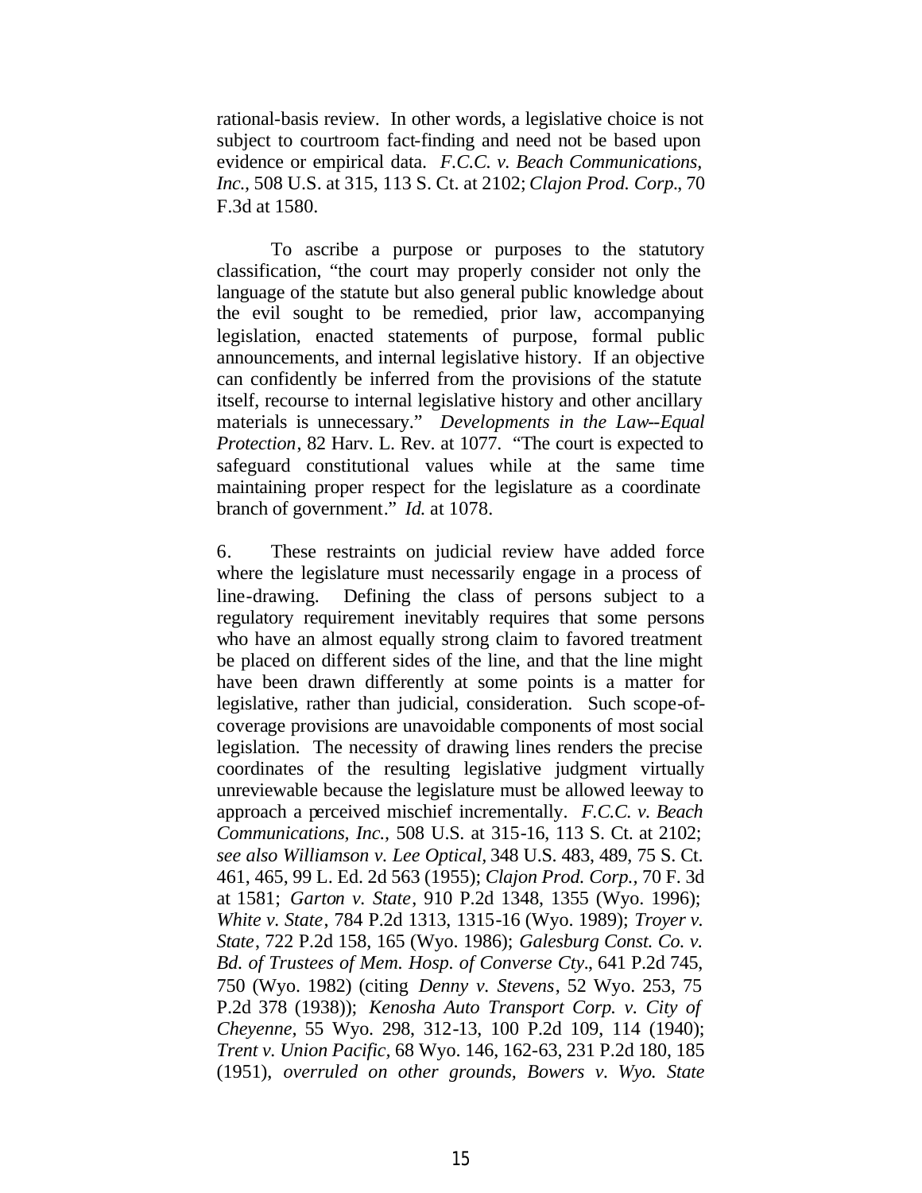rational-basis review. In other words, a legislative choice is not subject to courtroom fact-finding and need not be based upon evidence or empirical data. *F.C.C. v. Beach Communications, Inc.*, 508 U.S. at 315, 113 S. Ct. at 2102; *Clajon Prod. Corp.*, 70 F.3d at 1580.

To ascribe a purpose or purposes to the statutory classification, "the court may properly consider not only the language of the statute but also general public knowledge about the evil sought to be remedied, prior law, accompanying legislation, enacted statements of purpose, formal public announcements, and internal legislative history. If an objective can confidently be inferred from the provisions of the statute itself, recourse to internal legislative history and other ancillary materials is unnecessary." *Developments in the Law--Equal Protection*, 82 Harv. L. Rev. at 1077. "The court is expected to safeguard constitutional values while at the same time maintaining proper respect for the legislature as a coordinate branch of government." *Id.* at 1078.

6. These restraints on judicial review have added force where the legislature must necessarily engage in a process of line-drawing. Defining the class of persons subject to a regulatory requirement inevitably requires that some persons who have an almost equally strong claim to favored treatment be placed on different sides of the line, and that the line might have been drawn differently at some points is a matter for legislative, rather than judicial, consideration. Such scope-of-coverage provisions are unavoidable components of most social legislation. The necessity of drawing lines renders the precise coordinates of the resulting legislative judgment virtually unreviewable because the legislature must be allowed leeway to approach a perceived mischief incrementally. *F.C.C. v. Beach Communications, Inc.,* 508 U.S. at 315-16, 113 S. Ct. at 2102; *see also Williamson v. Lee Optical,* 348 U.S. 483, 489, 75 S. Ct. 461, 465, 99 L. Ed. 2d 563 (1955); *Clajon Prod. Corp.*, 70 F. 3d at 1581; *Garton v. State*, 910 P.2d 1348, 1355 (Wyo. 1996); *White v. State*, 784 P.2d 1313, 1315-16 (Wyo. 1989); *Troyer v. State*, 722 P.2d 158, 165 (Wyo. 1986); *Galesburg Const. Co. v. Bd. of Trustees of Mem. Hosp. of Converse Cty.*, 641 P.2d 745, 750 (Wyo. 1982) (citing *Denny v. Stevens*, 52 Wyo. 253, 75 P.2d 378 (1938)); *Kenosha Auto Transport Corp. v. City of Cheyenne*, 55 Wyo. 298, 312-13, 100 P.2d 109, 114 (1940); *Trent v. Union Pacific*, 68 Wyo. 146, 162-63, 231 P.2d 180, 185 (1951), *overruled on other grounds, Bowers v. Wyo. State*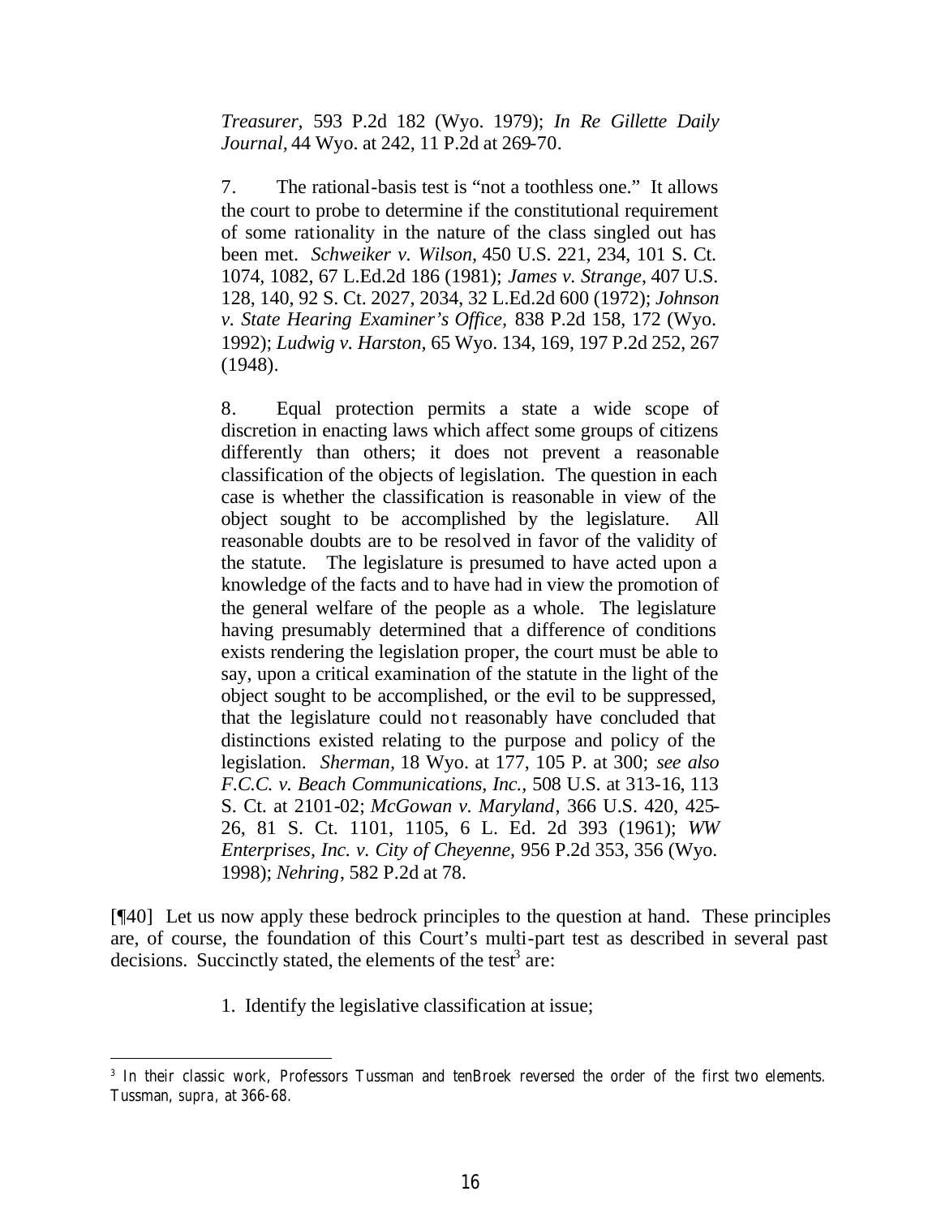> *Treasurer,* 593 P.2d 182 (Wyo. 1979); *In Re Gillette Daily Journal,* 44 Wyo. at 242, 11 P.2d at 269-70.
>
> 7. The rational-basis test is "not a toothless one." It allows the court to probe to determine if the constitutional requirement of some rationality in the nature of the class singled out has been met. *Schweiker v. Wilson*, 450 U.S. 221, 234, 101 S. Ct. 1074, 1082, 67 L.Ed.2d 186 (1981); *James v. Strange*, 407 U.S. 128, 140, 92 S. Ct. 2027, 2034, 32 L.Ed.2d 600 (1972); *Johnson v. State Hearing Examiner's Office,* 838 P.2d 158, 172 (Wyo. 1992); *Ludwig v. Harston*, 65 Wyo. 134, 169, 197 P.2d 252, 267 (1948).
>
> 8. Equal protection permits a state a wide scope of discretion in enacting laws which affect some groups of citizens differently than others; it does not prevent a reasonable classification of the objects of legislation. The question in each case is whether the classification is reasonable in view of the object sought to be accomplished by the legislature. All reasonable doubts are to be resolved in favor of the validity of the statute. The legislature is presumed to have acted upon a knowledge of the facts and to have had in view the promotion of the general welfare of the people as a whole. The legislature having presumably determined that a difference of conditions exists rendering the legislation proper, the court must be able to say, upon a critical examination of the statute in the light of the object sought to be accomplished, or the evil to be suppressed, that the legislature could not reasonably have concluded that distinctions existed relating to the purpose and policy of the legislation. *Sherman,* 18 Wyo. at 177, 105 P. at 300; *see also F.C.C. v. Beach Communications, Inc.*, 508 U.S. at 313-16, 113 S. Ct. at 2101-02; *McGowan v. Maryland*, 366 U.S. 420, 425-26, 81 S. Ct. 1101, 1105, 6 L. Ed. 2d 393 (1961); *WW Enterprises, Inc. v. City of Cheyenne,* 956 P.2d 353, 356 (Wyo. 1998); *Nehring*, 582 P.2d at 78.

[¶40] Let us now apply these bedrock principles to the question at hand. These principles are, of course, the foundation of this Court's multi-part test as described in several past decisions. Succinctly stated, the elements of the test[3] are:

> 1. Identify the legislative classification at issue;

[3] In their classic work, Professors Tussman and tenBroek reversed the order of the first two elements. Tussman, *supra,* at 366-68.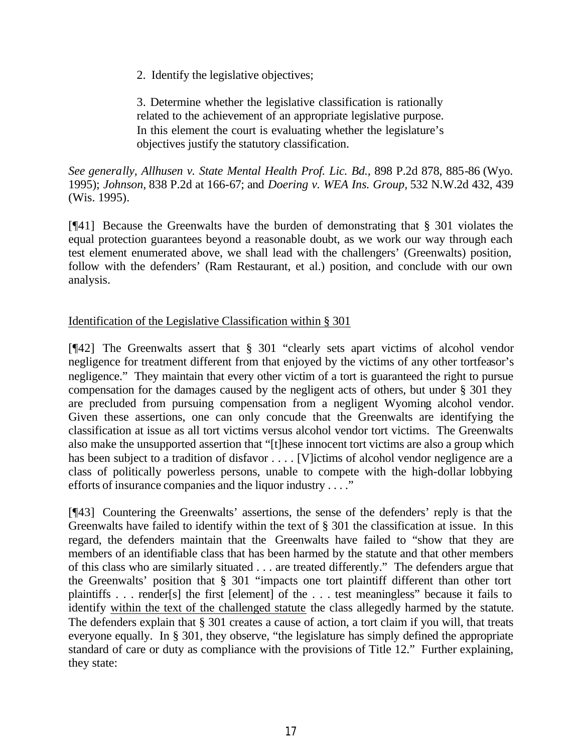2. Identify the legislative objectives;

3. Determine whether the legislative classification is rationally related to the achievement of an appropriate legislative purpose. In this element the court is evaluating whether the legislature's objectives justify the statutory classification.

*See generally, Allhusen v. State Mental Health Prof. Lic. Bd.,* 898 P.2d 878, 885-86 (Wyo. 1995); *Johnson,* 838 P.2d at 166-67; and *Doering v. WEA Ins. Group,* 532 N.W.2d 432, 439 (Wis. 1995).

[¶41] Because the Greenwalts have the burden of demonstrating that § 301 violates the equal protection guarantees beyond a reasonable doubt, as we work our way through each test element enumerated above, we shall lead with the challengers' (Greenwalts) position, follow with the defenders' (Ram Restaurant, et al.) position, and conclude with our own analysis.

<u>Identification of the Legislative Classification within § 301</u>

[¶42] The Greenwalts assert that § 301 "clearly sets apart victims of alcohol vendor negligence for treatment different from that enjoyed by the victims of any other tortfeasor's negligence." They maintain that every other victim of a tort is guaranteed the right to pursue compensation for the damages caused by the negligent acts of others, but under § 301 they are precluded from pursuing compensation from a negligent Wyoming alcohol vendor. Given these assertions, one can only concude that the Greenwalts are identifying the classification at issue as all tort victims versus alcohol vendor tort victims. The Greenwalts also make the unsupported assertion that "[t]hese innocent tort victims are also a group which has been subject to a tradition of disfavor . . . . [V]ictims of alcohol vendor negligence are a class of politically powerless persons, unable to compete with the high-dollar lobbying efforts of insurance companies and the liquor industry . . . ."

[¶43] Countering the Greenwalts' assertions, the sense of the defenders' reply is that the Greenwalts have failed to identify within the text of § 301 the classification at issue. In this regard, the defenders maintain that the Greenwalts have failed to "show that they are members of an identifiable class that has been harmed by the statute and that other members of this class who are similarly situated . . . are treated differently." The defenders argue that the Greenwalts' position that § 301 "impacts one tort plaintiff different than other tort plaintiffs . . . render[s] the first [element] of the . . . test meaningless" because it fails to identify <u>within the text of the challenged statute</u> the class allegedly harmed by the statute. The defenders explain that § 301 creates a cause of action, a tort claim if you will, that treats everyone equally. In § 301, they observe, "the legislature has simply defined the appropriate standard of care or duty as compliance with the provisions of Title 12." Further explaining, they state: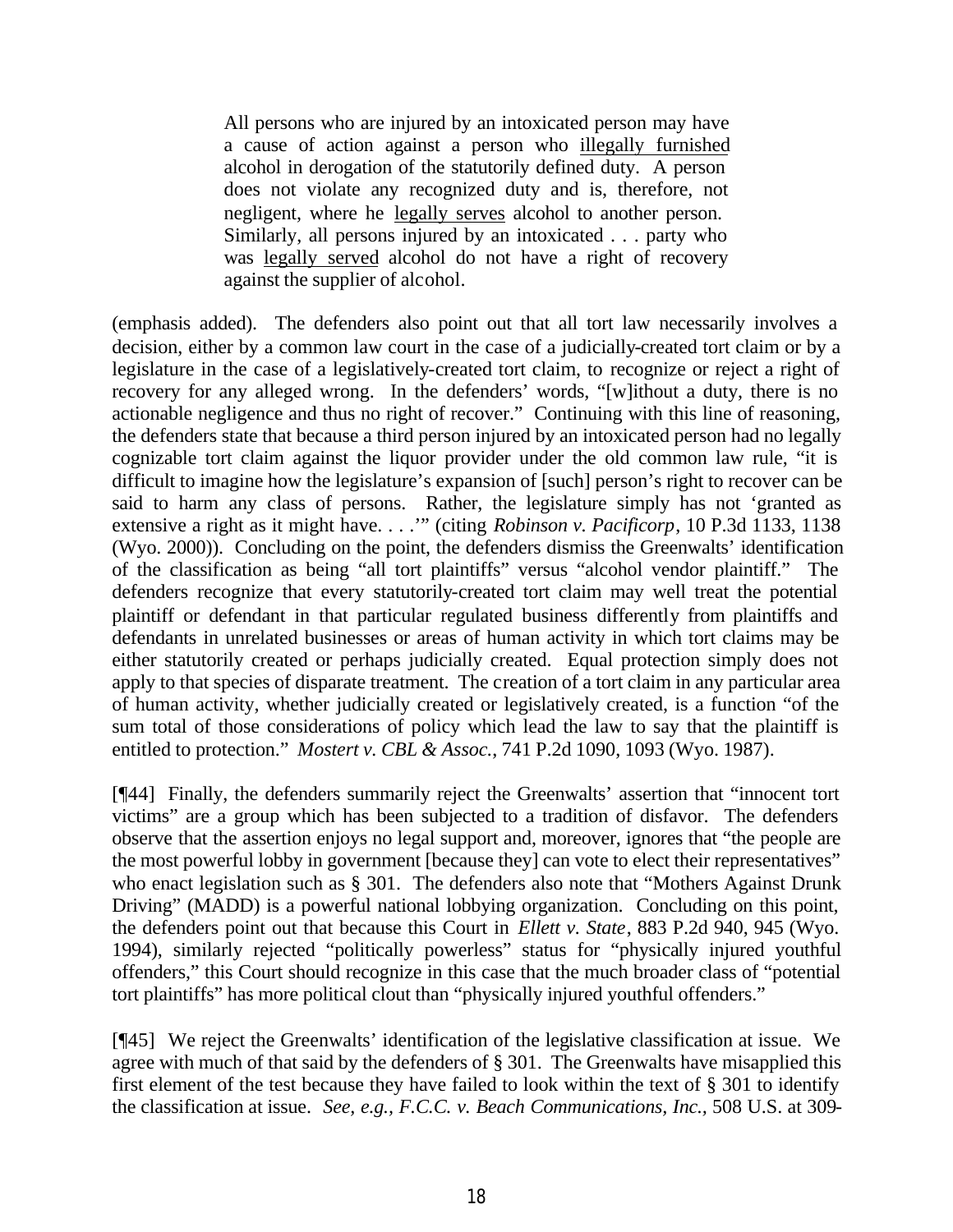> All persons who are injured by an intoxicated person may have a cause of action against a person who <u>illegally furnished</u> alcohol in derogation of the statutorily defined duty. A person does not violate any recognized duty and is, therefore, not negligent, where he <u>legally serves</u> alcohol to another person. Similarly, all persons injured by an intoxicated . . . party who was <u>legally served</u> alcohol do not have a right of recovery against the supplier of alcohol.

(emphasis added). The defenders also point out that all tort law necessarily involves a decision, either by a common law court in the case of a judicially-created tort claim or by a legislature in the case of a legislatively-created tort claim, to recognize or reject a right of recovery for any alleged wrong. In the defenders' words, "[w]ithout a duty, there is no actionable negligence and thus no right of recover." Continuing with this line of reasoning, the defenders state that because a third person injured by an intoxicated person had no legally cognizable tort claim against the liquor provider under the old common law rule, "it is difficult to imagine how the legislature's expansion of [such] person's right to recover can be said to harm any class of persons. Rather, the legislature simply has not 'granted as extensive a right as it might have. . . .'" (citing *Robinson v. Pacificorp*, 10 P.3d 1133, 1138 (Wyo. 2000)). Concluding on the point, the defenders dismiss the Greenwalts' identification of the classification as being "all tort plaintiffs" versus "alcohol vendor plaintiff." The defenders recognize that every statutorily-created tort claim may well treat the potential plaintiff or defendant in that particular regulated business differently from plaintiffs and defendants in unrelated businesses or areas of human activity in which tort claims may be either statutorily created or perhaps judicially created. Equal protection simply does not apply to that species of disparate treatment. The creation of a tort claim in any particular area of human activity, whether judicially created or legislatively created, is a function "of the sum total of those considerations of policy which lead the law to say that the plaintiff is entitled to protection." *Mostert v. CBL & Assoc.*, 741 P.2d 1090, 1093 (Wyo. 1987).

[¶44] Finally, the defenders summarily reject the Greenwalts' assertion that "innocent tort victims" are a group which has been subjected to a tradition of disfavor. The defenders observe that the assertion enjoys no legal support and, moreover, ignores that "the people are the most powerful lobby in government [because they] can vote to elect their representatives" who enact legislation such as § 301. The defenders also note that "Mothers Against Drunk Driving" (MADD) is a powerful national lobbying organization. Concluding on this point, the defenders point out that because this Court in *Ellett v. State*, 883 P.2d 940, 945 (Wyo. 1994), similarly rejected "politically powerless" status for "physically injured youthful offenders," this Court should recognize in this case that the much broader class of "potential tort plaintiffs" has more political clout than "physically injured youthful offenders."

[¶45] We reject the Greenwalts' identification of the legislative classification at issue. We agree with much of that said by the defenders of § 301. The Greenwalts have misapplied this first element of the test because they have failed to look within the text of § 301 to identify the classification at issue. *See, e.g., F.C.C. v. Beach Communications, Inc.*, 508 U.S. at 309-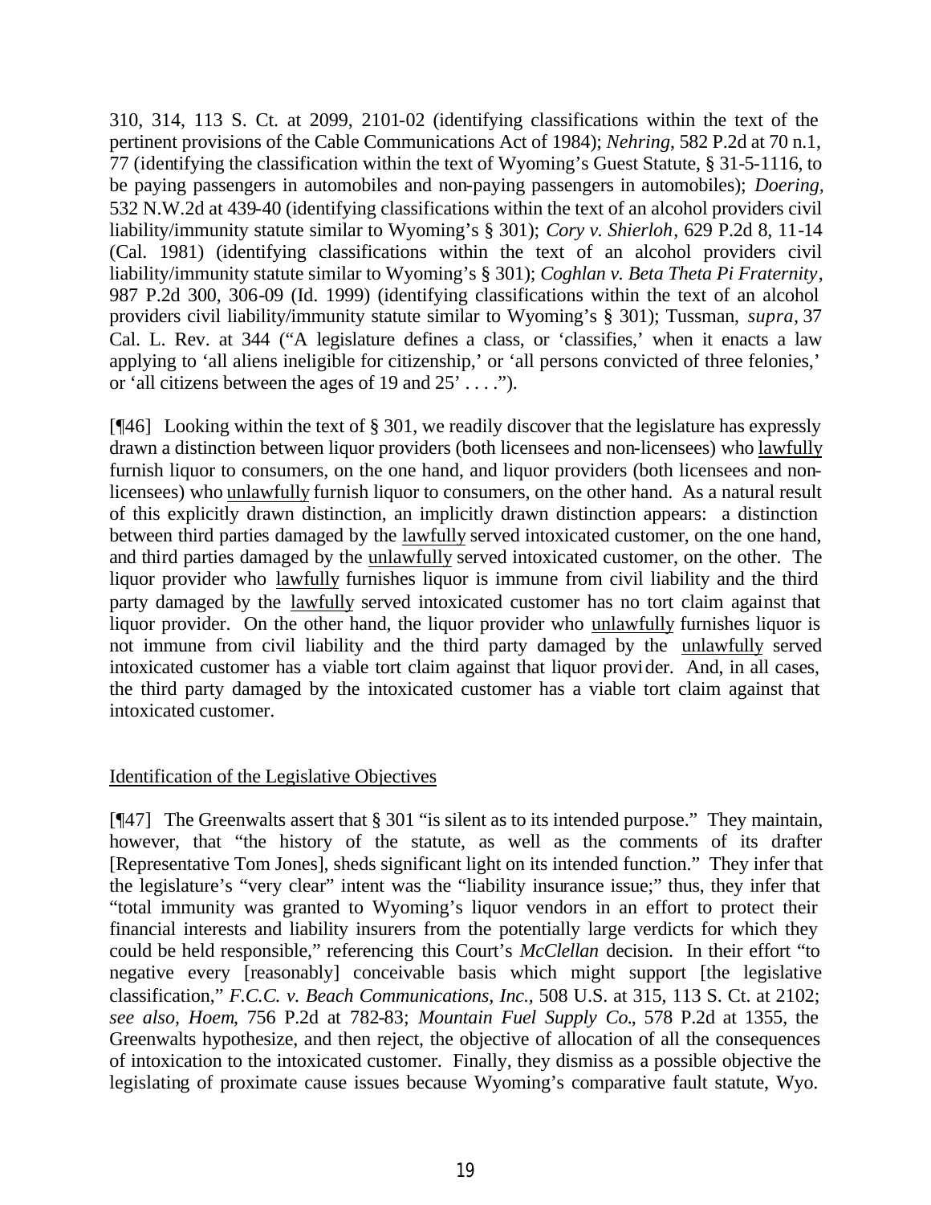310, 314, 113 S. Ct. at 2099, 2101-02 (identifying classifications within the text of the pertinent provisions of the Cable Communications Act of 1984); *Nehring*, 582 P.2d at 70 n.1, 77 (identifying the classification within the text of Wyoming's Guest Statute, § 31-5-1116, to be paying passengers in automobiles and non-paying passengers in automobiles); *Doering*, 532 N.W.2d at 439-40 (identifying classifications within the text of an alcohol providers civil liability/immunity statute similar to Wyoming's § 301); *Cory v. Shierloh*, 629 P.2d 8, 11-14 (Cal. 1981) (identifying classifications within the text of an alcohol providers civil liability/immunity statute similar to Wyoming's § 301); *Coghlan v. Beta Theta Pi Fraternity*, 987 P.2d 300, 306-09 (Id. 1999) (identifying classifications within the text of an alcohol providers civil liability/immunity statute similar to Wyoming's § 301); Tussman, *supra*, 37 Cal. L. Rev. at 344 ("A legislature defines a class, or 'classifies,' when it enacts a law applying to 'all aliens ineligible for citizenship,' or 'all persons convicted of three felonies,' or 'all citizens between the ages of 19 and 25' . . . .").

[¶46] Looking within the text of § 301, we readily discover that the legislature has expressly drawn a distinction between liquor providers (both licensees and non-licensees) who lawfully furnish liquor to consumers, on the one hand, and liquor providers (both licensees and non-licensees) who unlawfully furnish liquor to consumers, on the other hand. As a natural result of this explicitly drawn distinction, an implicitly drawn distinction appears: a distinction between third parties damaged by the lawfully served intoxicated customer, on the one hand, and third parties damaged by the unlawfully served intoxicated customer, on the other. The liquor provider who lawfully furnishes liquor is immune from civil liability and the third party damaged by the lawfully served intoxicated customer has no tort claim against that liquor provider. On the other hand, the liquor provider who unlawfully furnishes liquor is not immune from civil liability and the third party damaged by the unlawfully served intoxicated customer has a viable tort claim against that liquor provider. And, in all cases, the third party damaged by the intoxicated customer has a viable tort claim against that intoxicated customer.

Identification of the Legislative Objectives

[¶47] The Greenwalts assert that § 301 "is silent as to its intended purpose." They maintain, however, that "the history of the statute, as well as the comments of its drafter [Representative Tom Jones], sheds significant light on its intended function." They infer that the legislature's "very clear" intent was the "liability insurance issue;" thus, they infer that "total immunity was granted to Wyoming's liquor vendors in an effort to protect their financial interests and liability insurers from the potentially large verdicts for which they could be held responsible," referencing this Court's *McClellan* decision. In their effort "to negative every [reasonably] conceivable basis which might support [the legislative classification," *F.C.C. v. Beach Communications, Inc.*, 508 U.S. at 315, 113 S. Ct. at 2102; *see also*, *Hoem*, 756 P.2d at 782-83; *Mountain Fuel Supply Co.*, 578 P.2d at 1355, the Greenwalts hypothesize, and then reject, the objective of allocation of all the consequences of intoxication to the intoxicated customer. Finally, they dismiss as a possible objective the legislating of proximate cause issues because Wyoming's comparative fault statute, Wyo.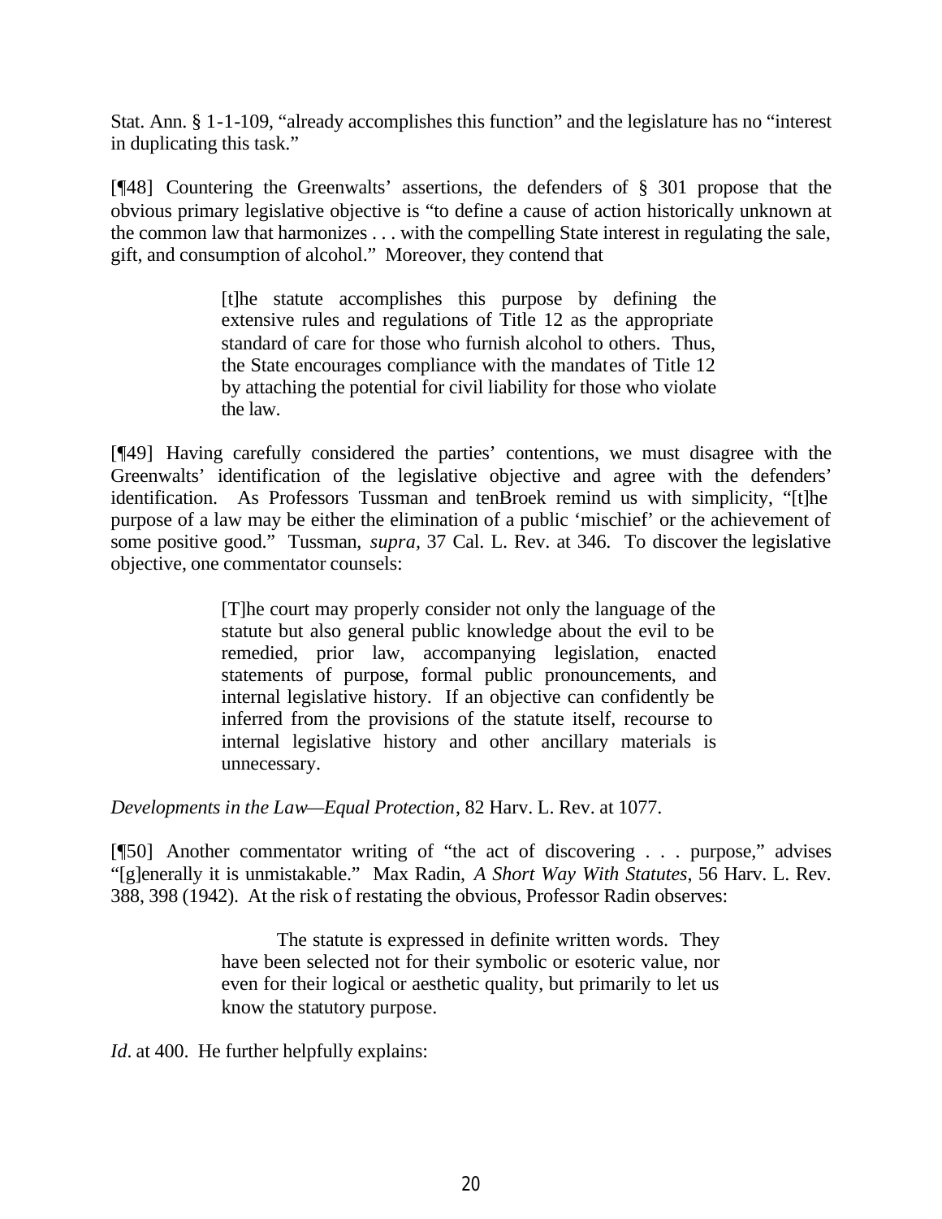Stat. Ann. § 1-1-109, "already accomplishes this function" and the legislature has no "interest in duplicating this task."

[¶48] Countering the Greenwalts' assertions, the defenders of § 301 propose that the obvious primary legislative objective is "to define a cause of action historically unknown at the common law that harmonizes . . . with the compelling State interest in regulating the sale, gift, and consumption of alcohol." Moreover, they contend that

> [t]he statute accomplishes this purpose by defining the extensive rules and regulations of Title 12 as the appropriate standard of care for those who furnish alcohol to others. Thus, the State encourages compliance with the mandates of Title 12 by attaching the potential for civil liability for those who violate the law.

[¶49] Having carefully considered the parties' contentions, we must disagree with the Greenwalts' identification of the legislative objective and agree with the defenders' identification. As Professors Tussman and tenBroek remind us with simplicity, "[t]he purpose of a law may be either the elimination of a public 'mischief' or the achievement of some positive good." Tussman, *supra*, 37 Cal. L. Rev. at 346. To discover the legislative objective, one commentator counsels:

> [T]he court may properly consider not only the language of the statute but also general public knowledge about the evil to be remedied, prior law, accompanying legislation, enacted statements of purpose, formal public pronouncements, and internal legislative history. If an objective can confidently be inferred from the provisions of the statute itself, recourse to internal legislative history and other ancillary materials is unnecessary.

*Developments in the Law—Equal Protection*, 82 Harv. L. Rev. at 1077.

[¶50] Another commentator writing of "the act of discovering . . . purpose," advises "[g]enerally it is unmistakable." Max Radin, *A Short Way With Statutes*, 56 Harv. L. Rev. 388, 398 (1942). At the risk of restating the obvious, Professor Radin observes:

> The statute is expressed in definite written words. They have been selected not for their symbolic or esoteric value, nor even for their logical or aesthetic quality, but primarily to let us know the statutory purpose.

*Id.* at 400. He further helpfully explains: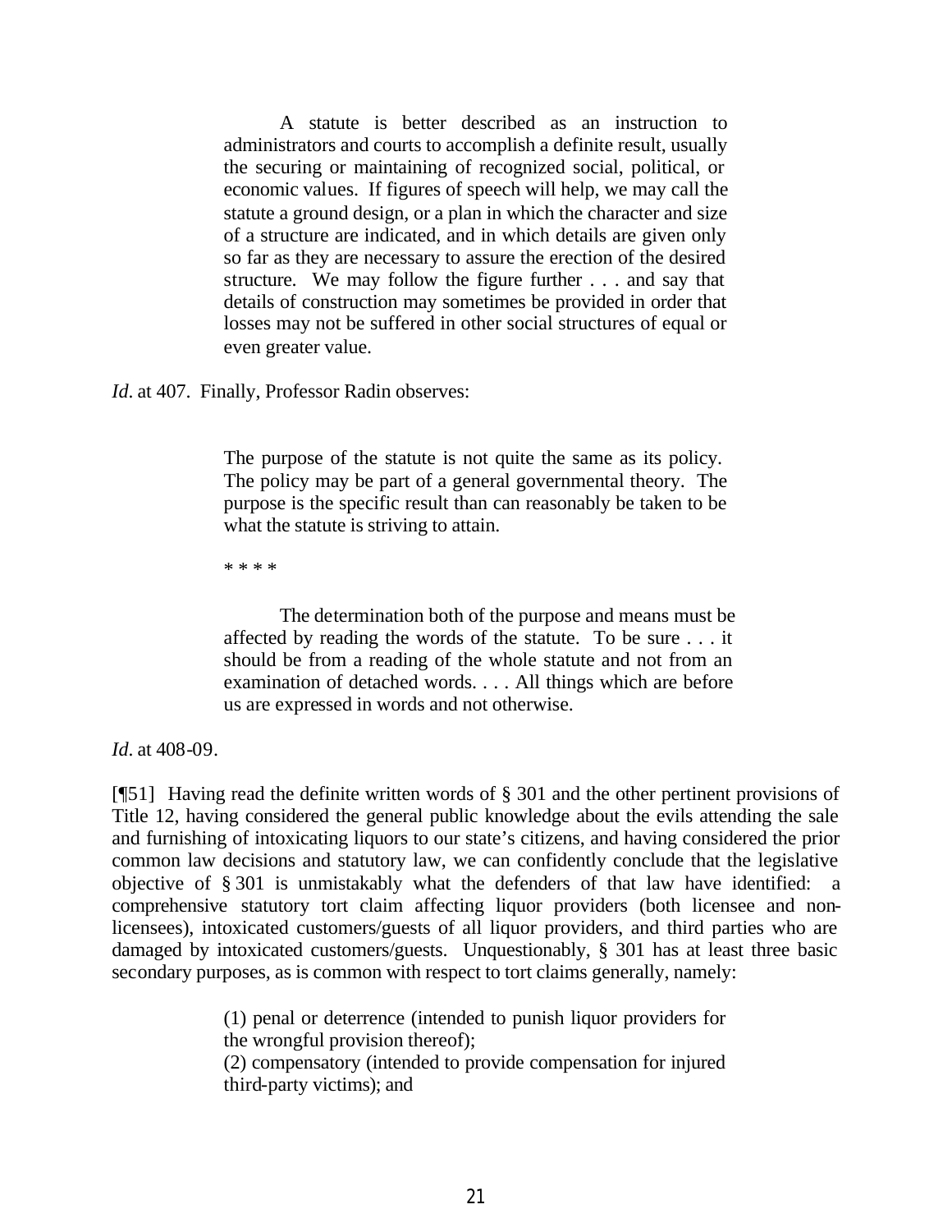> A statute is better described as an instruction to administrators and courts to accomplish a definite result, usually the securing or maintaining of recognized social, political, or economic values. If figures of speech will help, we may call the statute a ground design, or a plan in which the character and size of a structure are indicated, and in which details are given only so far as they are necessary to assure the erection of the desired structure. We may follow the figure further . . . and say that details of construction may sometimes be provided in order that losses may not be suffered in other social structures of equal or even greater value.

*Id*. at 407. Finally, Professor Radin observes:

> The purpose of the statute is not quite the same as its policy. The policy may be part of a general governmental theory. The purpose is the specific result than can reasonably be taken to be what the statute is striving to attain.
>
> * * * *
>
> The determination both of the purpose and means must be affected by reading the words of the statute. To be sure . . . it should be from a reading of the whole statute and not from an examination of detached words. . . . All things which are before us are expressed in words and not otherwise.

*Id*. at 408-09.

[¶51] Having read the definite written words of § 301 and the other pertinent provisions of Title 12, having considered the general public knowledge about the evils attending the sale and furnishing of intoxicating liquors to our state's citizens, and having considered the prior common law decisions and statutory law, we can confidently conclude that the legislative objective of § 301 is unmistakably what the defenders of that law have identified: a comprehensive statutory tort claim affecting liquor providers (both licensee and non-licensees), intoxicated customers/guests of all liquor providers, and third parties who are damaged by intoxicated customers/guests. Unquestionably, § 301 has at least three basic secondary purposes, as is common with respect to tort claims generally, namely:

> (1) penal or deterrence (intended to punish liquor providers for the wrongful provision thereof);
> (2) compensatory (intended to provide compensation for injured third-party victims); and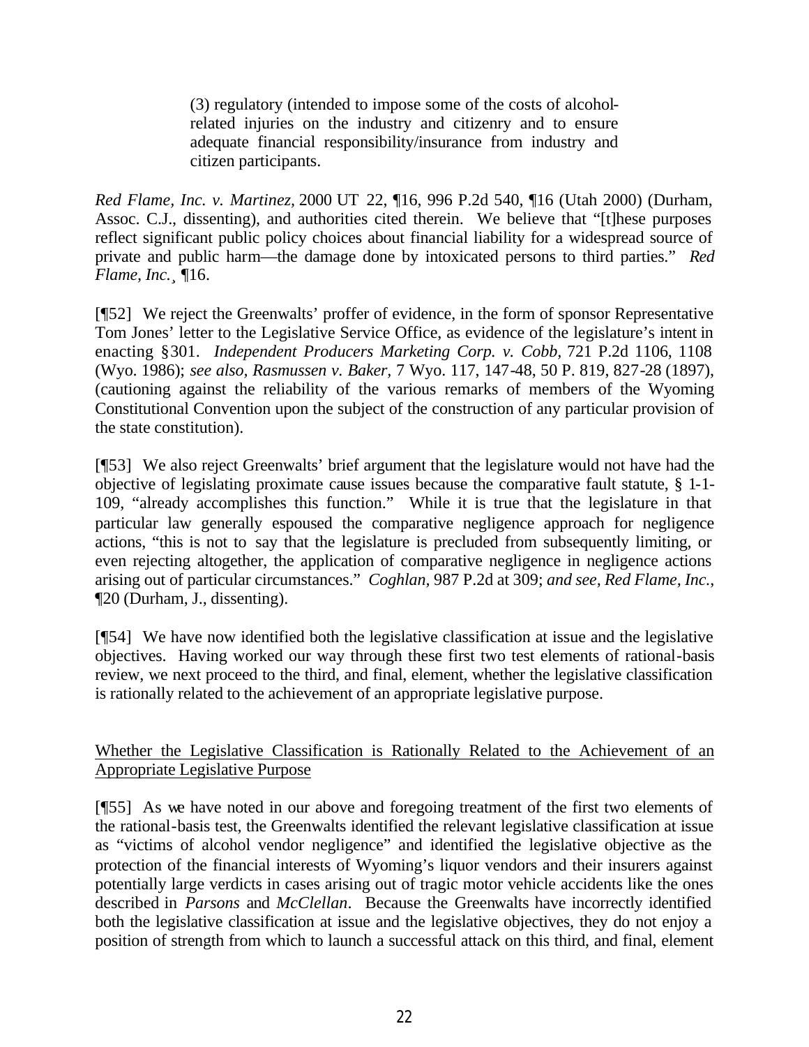> (3) regulatory (intended to impose some of the costs of alcohol-related injuries on the industry and citizenry and to ensure adequate financial responsibility/insurance from industry and citizen participants.

*Red Flame, Inc. v. Martinez,* 2000 UT 22, ¶16, 996 P.2d 540, ¶16 (Utah 2000) (Durham, Assoc. C.J., dissenting), and authorities cited therein. We believe that "[t]hese purposes reflect significant public policy choices about financial liability for a widespread source of private and public harm—the damage done by intoxicated persons to third parties." *Red Flame, Inc.*¸ ¶16.

[¶52] We reject the Greenwalts' proffer of evidence, in the form of sponsor Representative Tom Jones' letter to the Legislative Service Office, as evidence of the legislature's intent in enacting §301. *Independent Producers Marketing Corp. v. Cobb,* 721 P.2d 1106, 1108 (Wyo. 1986); *see also, Rasmussen v. Baker,* 7 Wyo. 117, 147-48, 50 P. 819, 827-28 (1897), (cautioning against the reliability of the various remarks of members of the Wyoming Constitutional Convention upon the subject of the construction of any particular provision of the state constitution).

[¶53] We also reject Greenwalts' brief argument that the legislature would not have had the objective of legislating proximate cause issues because the comparative fault statute, § 1-1-109, "already accomplishes this function." While it is true that the legislature in that particular law generally espoused the comparative negligence approach for negligence actions, "this is not to say that the legislature is precluded from subsequently limiting, or even rejecting altogether, the application of comparative negligence in negligence actions arising out of particular circumstances." *Coghlan,* 987 P.2d at 309; *and see, Red Flame, Inc.*, ¶20 (Durham, J., dissenting).

[¶54] We have now identified both the legislative classification at issue and the legislative objectives. Having worked our way through these first two test elements of rational-basis review, we next proceed to the third, and final, element, whether the legislative classification is rationally related to the achievement of an appropriate legislative purpose.

<u>Whether the Legislative Classification is Rationally Related to the Achievement of an Appropriate Legislative Purpose</u>

[¶55] As we have noted in our above and foregoing treatment of the first two elements of the rational-basis test, the Greenwalts identified the relevant legislative classification at issue as "victims of alcohol vendor negligence" and identified the legislative objective as the protection of the financial interests of Wyoming's liquor vendors and their insurers against potentially large verdicts in cases arising out of tragic motor vehicle accidents like the ones described in *Parsons* and *McClellan*. Because the Greenwalts have incorrectly identified both the legislative classification at issue and the legislative objectives, they do not enjoy a position of strength from which to launch a successful attack on this third, and final, element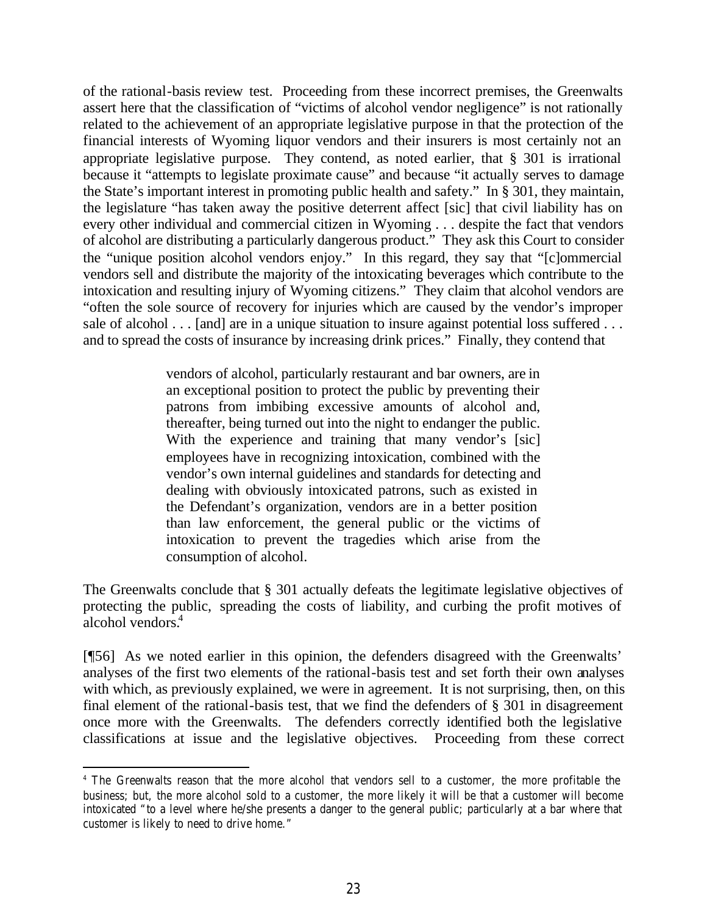of the rational-basis review test. Proceeding from these incorrect premises, the Greenwalts assert here that the classification of "victims of alcohol vendor negligence" is not rationally related to the achievement of an appropriate legislative purpose in that the protection of the financial interests of Wyoming liquor vendors and their insurers is most certainly not an appropriate legislative purpose. They contend, as noted earlier, that § 301 is irrational because it "attempts to legislate proximate cause" and because "it actually serves to damage the State's important interest in promoting public health and safety." In § 301, they maintain, the legislature "has taken away the positive deterrent affect [sic] that civil liability has on every other individual and commercial citizen in Wyoming . . . despite the fact that vendors of alcohol are distributing a particularly dangerous product." They ask this Court to consider the "unique position alcohol vendors enjoy." In this regard, they say that "[c]ommercial vendors sell and distribute the majority of the intoxicating beverages which contribute to the intoxication and resulting injury of Wyoming citizens." They claim that alcohol vendors are "often the sole source of recovery for injuries which are caused by the vendor's improper sale of alcohol . . . [and] are in a unique situation to insure against potential loss suffered . . . and to spread the costs of insurance by increasing drink prices." Finally, they contend that

> vendors of alcohol, particularly restaurant and bar owners, are in an exceptional position to protect the public by preventing their patrons from imbibing excessive amounts of alcohol and, thereafter, being turned out into the night to endanger the public. With the experience and training that many vendor's [sic] employees have in recognizing intoxication, combined with the vendor's own internal guidelines and standards for detecting and dealing with obviously intoxicated patrons, such as existed in the Defendant's organization, vendors are in a better position than law enforcement, the general public or the victims of intoxication to prevent the tragedies which arise from the consumption of alcohol.

The Greenwalts conclude that § 301 actually defeats the legitimate legislative objectives of protecting the public, spreading the costs of liability, and curbing the profit motives of alcohol vendors.[4]

[¶56] As we noted earlier in this opinion, the defenders disagreed with the Greenwalts' analyses of the first two elements of the rational-basis test and set forth their own analyses with which, as previously explained, we were in agreement. It is not surprising, then, on this final element of the rational-basis test, that we find the defenders of § 301 in disagreement once more with the Greenwalts. The defenders correctly identified both the legislative classifications at issue and the legislative objectives. Proceeding from these correct

---

[4] The Greenwalts reason that the more alcohol that vendors sell to a customer, the more profitable the business; but, the more alcohol sold to a customer, the more likely it will be that a customer will become intoxicated "to a level where he/she presents a danger to the general public; particularly at a bar where that customer is likely to need to drive home."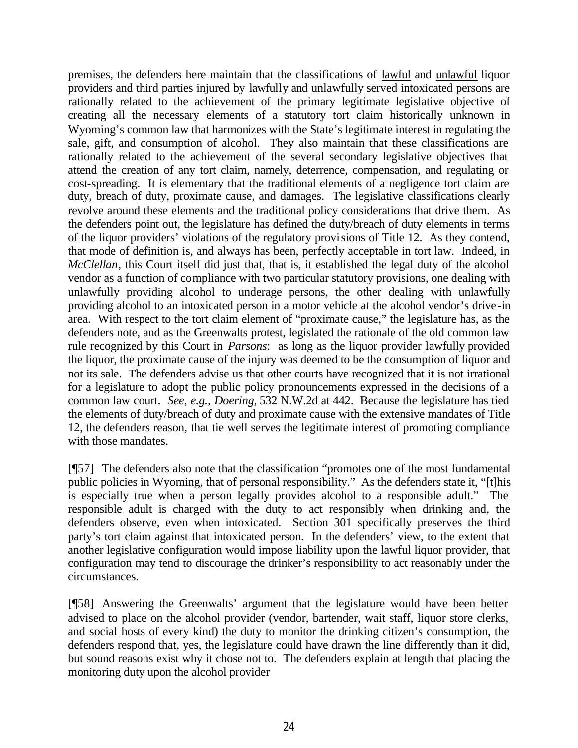premises, the defenders here maintain that the classifications of lawful and unlawful liquor providers and third parties injured by lawfully and unlawfully served intoxicated persons are rationally related to the achievement of the primary legitimate legislative objective of creating all the necessary elements of a statutory tort claim historically unknown in Wyoming's common law that harmonizes with the State's legitimate interest in regulating the sale, gift, and consumption of alcohol. They also maintain that these classifications are rationally related to the achievement of the several secondary legislative objectives that attend the creation of any tort claim, namely, deterrence, compensation, and regulating or cost-spreading. It is elementary that the traditional elements of a negligence tort claim are duty, breach of duty, proximate cause, and damages. The legislative classifications clearly revolve around these elements and the traditional policy considerations that drive them. As the defenders point out, the legislature has defined the duty/breach of duty elements in terms of the liquor providers' violations of the regulatory provisions of Title 12. As they contend, that mode of definition is, and always has been, perfectly acceptable in tort law. Indeed, in *McClellan*, this Court itself did just that, that is, it established the legal duty of the alcohol vendor as a function of compliance with two particular statutory provisions, one dealing with unlawfully providing alcohol to underage persons, the other dealing with unlawfully providing alcohol to an intoxicated person in a motor vehicle at the alcohol vendor's drive-in area. With respect to the tort claim element of "proximate cause," the legislature has, as the defenders note, and as the Greenwalts protest, legislated the rationale of the old common law rule recognized by this Court in *Parsons*: as long as the liquor provider lawfully provided the liquor, the proximate cause of the injury was deemed to be the consumption of liquor and not its sale. The defenders advise us that other courts have recognized that it is not irrational for a legislature to adopt the public policy pronouncements expressed in the decisions of a common law court. *See, e.g., Doering,* 532 N.W.2d at 442. Because the legislature has tied the elements of duty/breach of duty and proximate cause with the extensive mandates of Title 12, the defenders reason, that tie well serves the legitimate interest of promoting compliance with those mandates.

[¶57] The defenders also note that the classification "promotes one of the most fundamental public policies in Wyoming, that of personal responsibility." As the defenders state it, "[t]his is especially true when a person legally provides alcohol to a responsible adult." The responsible adult is charged with the duty to act responsibly when drinking and, the defenders observe, even when intoxicated. Section 301 specifically preserves the third party's tort claim against that intoxicated person. In the defenders' view, to the extent that another legislative configuration would impose liability upon the lawful liquor provider, that configuration may tend to discourage the drinker's responsibility to act reasonably under the circumstances.

[¶58] Answering the Greenwalts' argument that the legislature would have been better advised to place on the alcohol provider (vendor, bartender, wait staff, liquor store clerks, and social hosts of every kind) the duty to monitor the drinking citizen's consumption, the defenders respond that, yes, the legislature could have drawn the line differently than it did, but sound reasons exist why it chose not to. The defenders explain at length that placing the monitoring duty upon the alcohol provider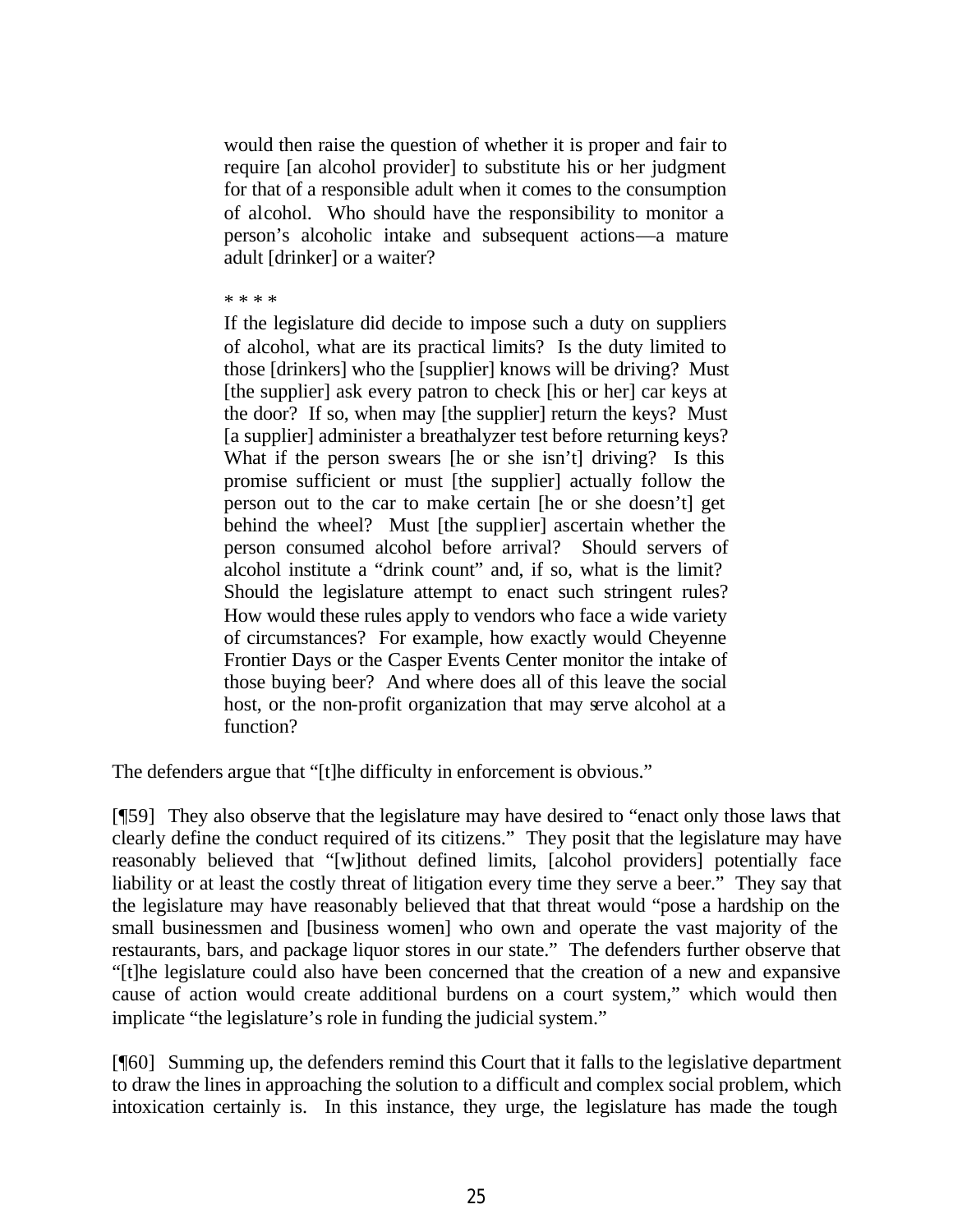> would then raise the question of whether it is proper and fair to require [an alcohol provider] to substitute his or her judgment for that of a responsible adult when it comes to the consumption of alcohol. Who should have the responsibility to monitor a person's alcoholic intake and subsequent actions—a mature adult [drinker] or a waiter?
>
> \* \* \* \*
>
> If the legislature did decide to impose such a duty on suppliers of alcohol, what are its practical limits? Is the duty limited to those [drinkers] who the [supplier] knows will be driving? Must [the supplier] ask every patron to check [his or her] car keys at the door? If so, when may [the supplier] return the keys? Must [a supplier] administer a breathalyzer test before returning keys? What if the person swears [he or she isn't] driving? Is this promise sufficient or must [the supplier] actually follow the person out to the car to make certain [he or she doesn't] get behind the wheel? Must [the supplier] ascertain whether the person consumed alcohol before arrival? Should servers of alcohol institute a "drink count" and, if so, what is the limit? Should the legislature attempt to enact such stringent rules? How would these rules apply to vendors who face a wide variety of circumstances? For example, how exactly would Cheyenne Frontier Days or the Casper Events Center monitor the intake of those buying beer? And where does all of this leave the social host, or the non-profit organization that may serve alcohol at a function?

The defenders argue that "[t]he difficulty in enforcement is obvious."

[¶59] They also observe that the legislature may have desired to "enact only those laws that clearly define the conduct required of its citizens." They posit that the legislature may have reasonably believed that "[w]ithout defined limits, [alcohol providers] potentially face liability or at least the costly threat of litigation every time they serve a beer." They say that the legislature may have reasonably believed that that threat would "pose a hardship on the small businessmen and [business women] who own and operate the vast majority of the restaurants, bars, and package liquor stores in our state." The defenders further observe that "[t]he legislature could also have been concerned that the creation of a new and expansive cause of action would create additional burdens on a court system," which would then implicate "the legislature's role in funding the judicial system."

[¶60] Summing up, the defenders remind this Court that it falls to the legislative department to draw the lines in approaching the solution to a difficult and complex social problem, which intoxication certainly is. In this instance, they urge, the legislature has made the tough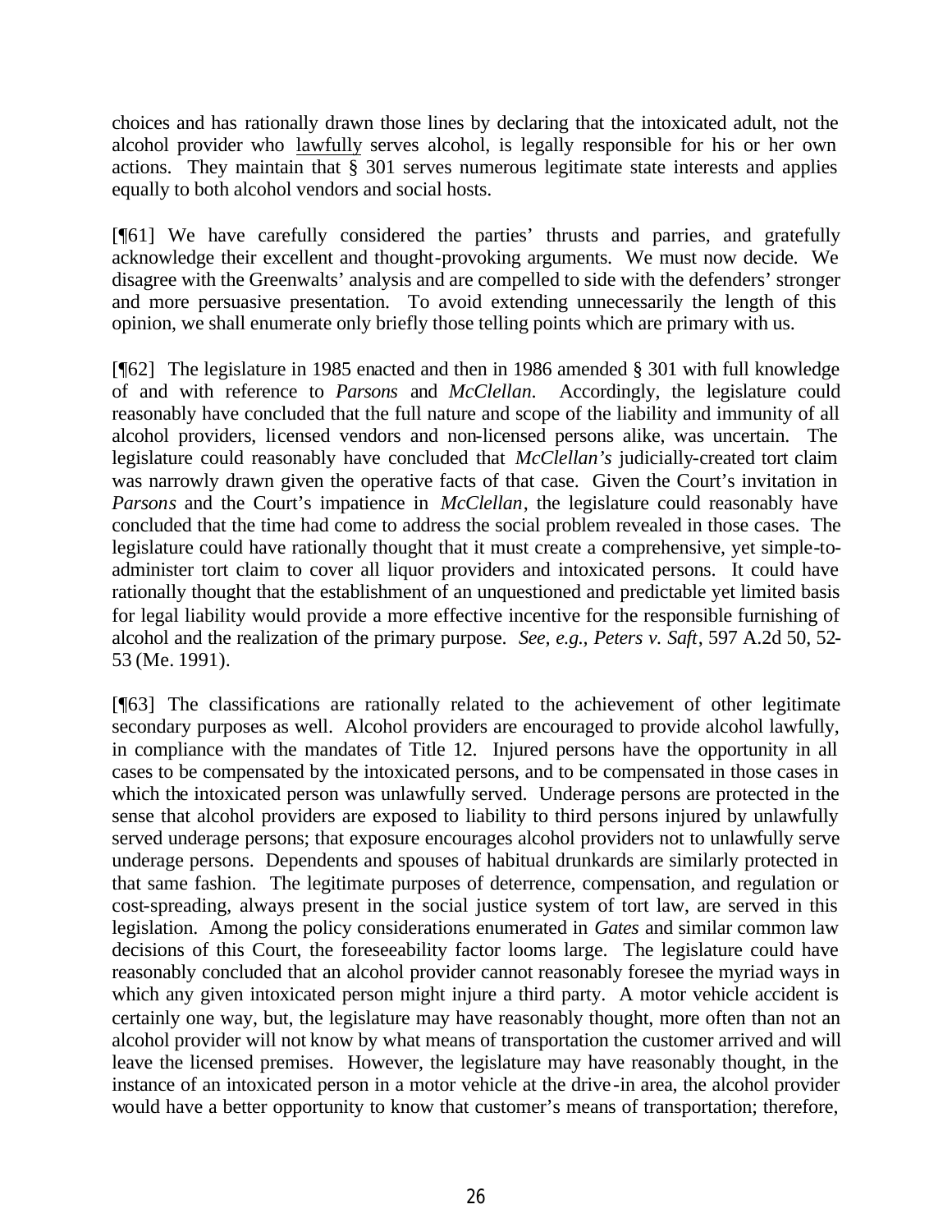choices and has rationally drawn those lines by declaring that the intoxicated adult, not the alcohol provider who <u>lawfully</u> serves alcohol, is legally responsible for his or her own actions. They maintain that § 301 serves numerous legitimate state interests and applies equally to both alcohol vendors and social hosts.

[¶61] We have carefully considered the parties' thrusts and parries, and gratefully acknowledge their excellent and thought-provoking arguments. We must now decide. We disagree with the Greenwalts' analysis and are compelled to side with the defenders' stronger and more persuasive presentation. To avoid extending unnecessarily the length of this opinion, we shall enumerate only briefly those telling points which are primary with us.

[¶62] The legislature in 1985 enacted and then in 1986 amended § 301 with full knowledge of and with reference to *Parsons* and *McClellan*. Accordingly, the legislature could reasonably have concluded that the full nature and scope of the liability and immunity of all alcohol providers, licensed vendors and non-licensed persons alike, was uncertain. The legislature could reasonably have concluded that *McClellan's* judicially-created tort claim was narrowly drawn given the operative facts of that case. Given the Court's invitation in *Parsons* and the Court's impatience in *McClellan*, the legislature could reasonably have concluded that the time had come to address the social problem revealed in those cases. The legislature could have rationally thought that it must create a comprehensive, yet simple-to-administer tort claim to cover all liquor providers and intoxicated persons. It could have rationally thought that the establishment of an unquestioned and predictable yet limited basis for legal liability would provide a more effective incentive for the responsible furnishing of alcohol and the realization of the primary purpose. *See, e.g., Peters v. Saft*, 597 A.2d 50, 52-53 (Me. 1991).

[¶63] The classifications are rationally related to the achievement of other legitimate secondary purposes as well. Alcohol providers are encouraged to provide alcohol lawfully, in compliance with the mandates of Title 12. Injured persons have the opportunity in all cases to be compensated by the intoxicated persons, and to be compensated in those cases in which the intoxicated person was unlawfully served. Underage persons are protected in the sense that alcohol providers are exposed to liability to third persons injured by unlawfully served underage persons; that exposure encourages alcohol providers not to unlawfully serve underage persons. Dependents and spouses of habitual drunkards are similarly protected in that same fashion. The legitimate purposes of deterrence, compensation, and regulation or cost-spreading, always present in the social justice system of tort law, are served in this legislation. Among the policy considerations enumerated in *Gates* and similar common law decisions of this Court, the foreseeability factor looms large. The legislature could have reasonably concluded that an alcohol provider cannot reasonably foresee the myriad ways in which any given intoxicated person might injure a third party. A motor vehicle accident is certainly one way, but, the legislature may have reasonably thought, more often than not an alcohol provider will not know by what means of transportation the customer arrived and will leave the licensed premises. However, the legislature may have reasonably thought, in the instance of an intoxicated person in a motor vehicle at the drive-in area, the alcohol provider would have a better opportunity to know that customer's means of transportation; therefore,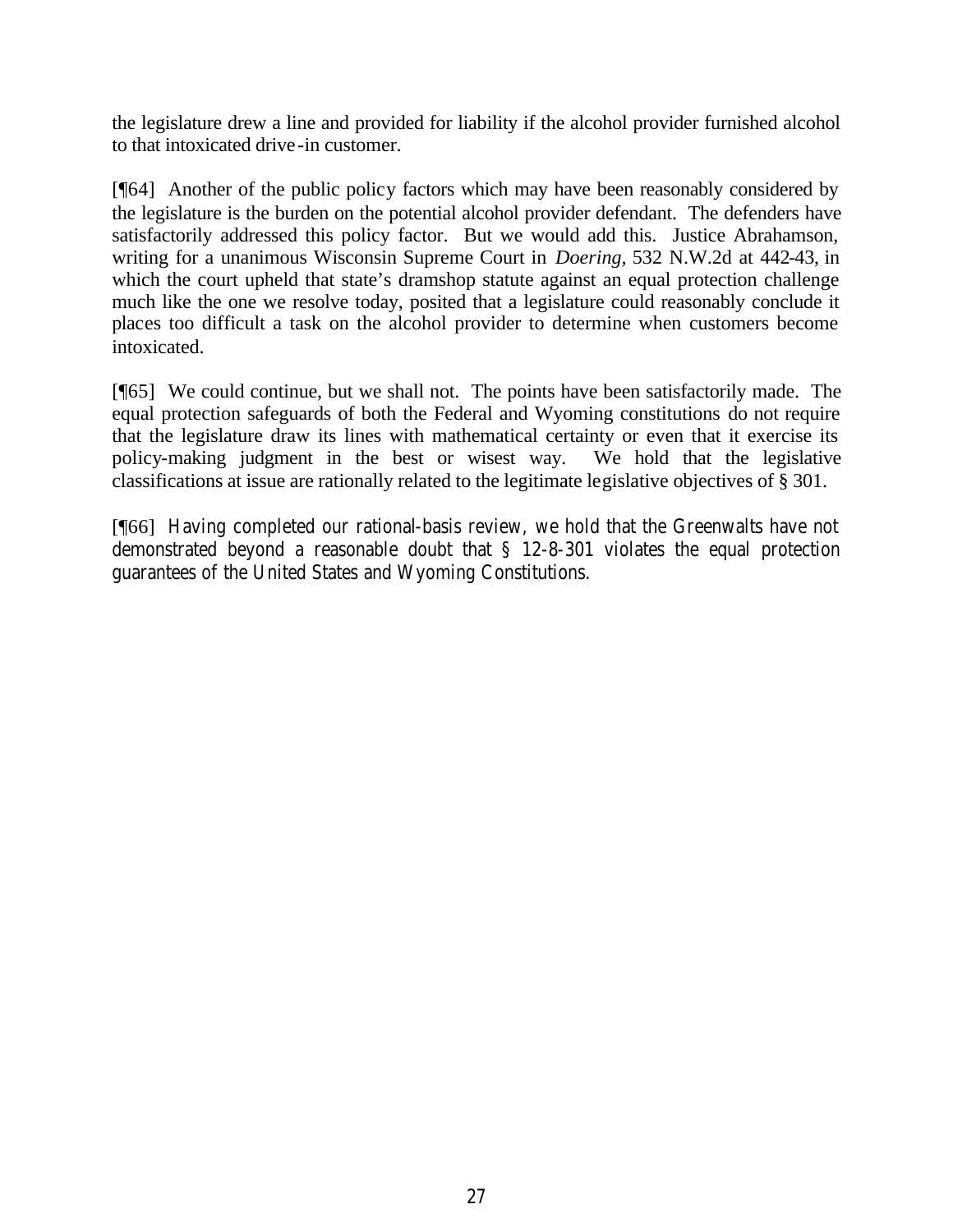the legislature drew a line and provided for liability if the alcohol provider furnished alcohol to that intoxicated drive-in customer.

[¶64] Another of the public policy factors which may have been reasonably considered by the legislature is the burden on the potential alcohol provider defendant. The defenders have satisfactorily addressed this policy factor. But we would add this. Justice Abrahamson, writing for a unanimous Wisconsin Supreme Court in *Doering*, 532 N.W.2d at 442-43, in which the court upheld that state's dramshop statute against an equal protection challenge much like the one we resolve today, posited that a legislature could reasonably conclude it places too difficult a task on the alcohol provider to determine when customers become intoxicated.

[¶65] We could continue, but we shall not. The points have been satisfactorily made. The equal protection safeguards of both the Federal and Wyoming constitutions do not require that the legislature draw its lines with mathematical certainty or even that it exercise its policy-making judgment in the best or wisest way. We hold that the legislative classifications at issue are rationally related to the legitimate legislative objectives of § 301.

[¶66] Having completed our rational-basis review, we hold that the Greenwalts have not demonstrated beyond a reasonable doubt that § 12-8-301 violates the equal protection guarantees of the United States and Wyoming Constitutions.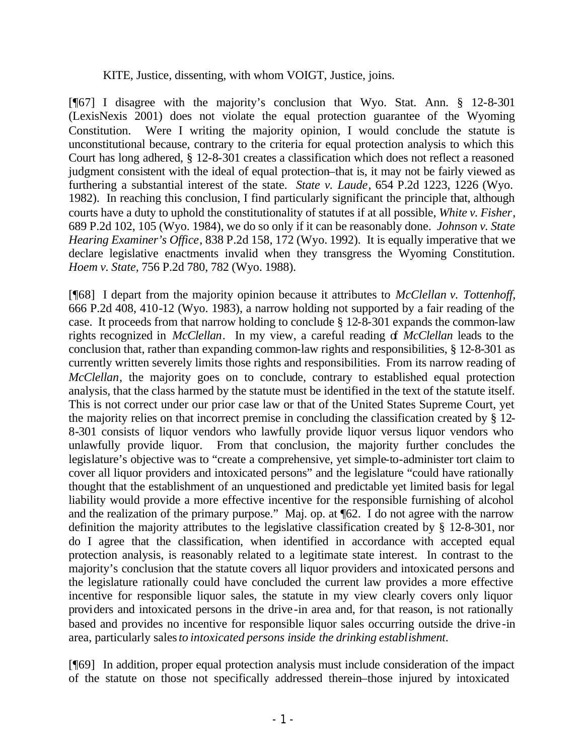KITE, Justice, dissenting, with whom VOIGT, Justice, joins.

[¶67] I disagree with the majority's conclusion that Wyo. Stat. Ann. § 12-8-301 (LexisNexis 2001) does not violate the equal protection guarantee of the Wyoming Constitution. Were I writing the majority opinion, I would conclude the statute is unconstitutional because, contrary to the criteria for equal protection analysis to which this Court has long adhered, § 12-8-301 creates a classification which does not reflect a reasoned judgment consistent with the ideal of equal protection–that is, it may not be fairly viewed as furthering a substantial interest of the state. *State v. Laude*, 654 P.2d 1223, 1226 (Wyo. 1982). In reaching this conclusion, I find particularly significant the principle that, although courts have a duty to uphold the constitutionality of statutes if at all possible, *White v. Fisher*, 689 P.2d 102, 105 (Wyo. 1984), we do so only if it can be reasonably done. *Johnson v. State Hearing Examiner's Office*, 838 P.2d 158, 172 (Wyo. 1992). It is equally imperative that we declare legislative enactments invalid when they transgress the Wyoming Constitution. *Hoem v. State*, 756 P.2d 780, 782 (Wyo. 1988).

[¶68] I depart from the majority opinion because it attributes to *McClellan v. Tottenhoff*, 666 P.2d 408, 410-12 (Wyo. 1983), a narrow holding not supported by a fair reading of the case. It proceeds from that narrow holding to conclude § 12-8-301 expands the common-law rights recognized in *McClellan*. In my view, a careful reading of *McClellan* leads to the conclusion that, rather than expanding common-law rights and responsibilities, § 12-8-301 as currently written severely limits those rights and responsibilities. From its narrow reading of *McClellan*, the majority goes on to conclude, contrary to established equal protection analysis, that the class harmed by the statute must be identified in the text of the statute itself. This is not correct under our prior case law or that of the United States Supreme Court, yet the majority relies on that incorrect premise in concluding the classification created by § 12-8-301 consists of liquor vendors who lawfully provide liquor versus liquor vendors who unlawfully provide liquor. From that conclusion, the majority further concludes the legislature's objective was to "create a comprehensive, yet simple-to-administer tort claim to cover all liquor providers and intoxicated persons" and the legislature "could have rationally thought that the establishment of an unquestioned and predictable yet limited basis for legal liability would provide a more effective incentive for the responsible furnishing of alcohol and the realization of the primary purpose." Maj. op. at ¶62. I do not agree with the narrow definition the majority attributes to the legislative classification created by § 12-8-301, nor do I agree that the classification, when identified in accordance with accepted equal protection analysis, is reasonably related to a legitimate state interest. In contrast to the majority's conclusion that the statute covers all liquor providers and intoxicated persons and the legislature rationally could have concluded the current law provides a more effective incentive for responsible liquor sales, the statute in my view clearly covers only liquor providers and intoxicated persons in the drive-in area and, for that reason, is not rationally based and provides no incentive for responsible liquor sales occurring outside the drive-in area, particularly sales *to intoxicated persons inside the drinking establishment*.

[¶69] In addition, proper equal protection analysis must include consideration of the impact of the statute on those not specifically addressed therein–those injured by intoxicated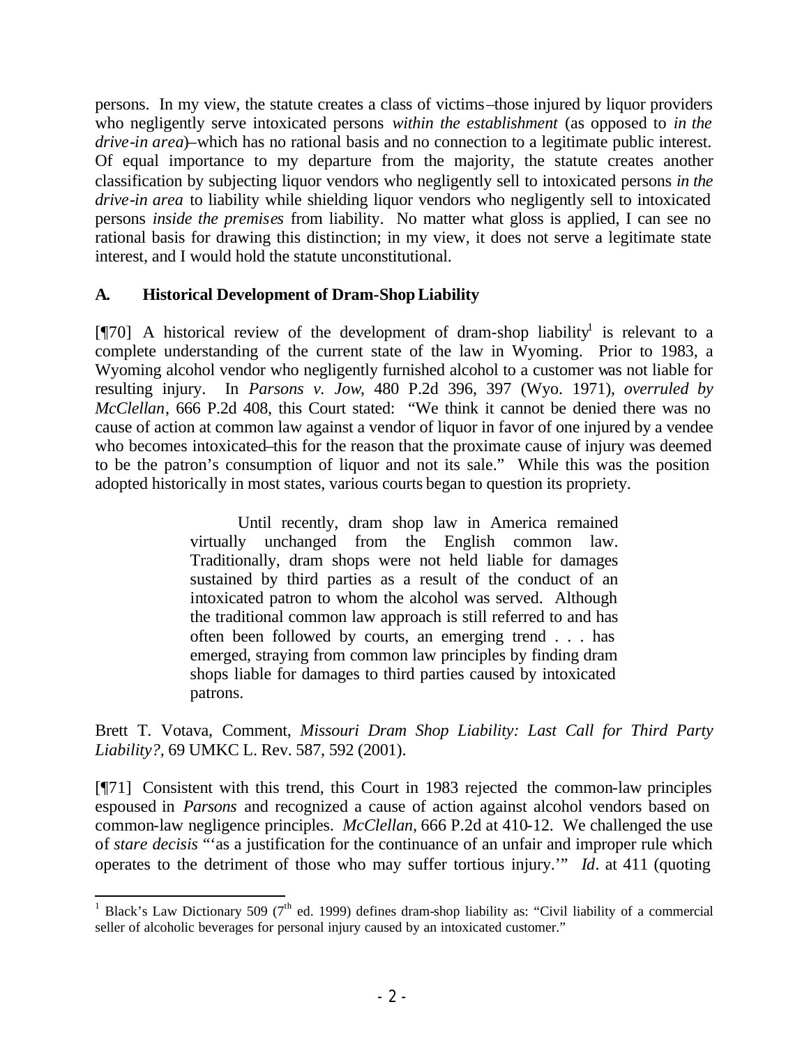persons. In my view, the statute creates a class of victims–those injured by liquor providers who negligently serve intoxicated persons *within the establishment* (as opposed to *in the drive-in area*)–which has no rational basis and no connection to a legitimate public interest. Of equal importance to my departure from the majority, the statute creates another classification by subjecting liquor vendors who negligently sell to intoxicated persons *in the drive-in area* to liability while shielding liquor vendors who negligently sell to intoxicated persons *inside the premises* from liability. No matter what gloss is applied, I can see no rational basis for drawing this distinction; in my view, it does not serve a legitimate state interest, and I would hold the statute unconstitutional.

### A. Historical Development of Dram-Shop Liability

[¶70] A historical review of the development of dram-shop liability[1] is relevant to a complete understanding of the current state of the law in Wyoming. Prior to 1983, a Wyoming alcohol vendor who negligently furnished alcohol to a customer was not liable for resulting injury. In *Parsons v. Jow*, 480 P.2d 396, 397 (Wyo. 1971), *overruled by McClellan*, 666 P.2d 408, this Court stated: "We think it cannot be denied there was no cause of action at common law against a vendor of liquor in favor of one injured by a vendee who becomes intoxicated–this for the reason that the proximate cause of injury was deemed to be the patron's consumption of liquor and not its sale." While this was the position adopted historically in most states, various courts began to question its propriety.

> Until recently, dram shop law in America remained virtually unchanged from the English common law. Traditionally, dram shops were not held liable for damages sustained by third parties as a result of the conduct of an intoxicated patron to whom the alcohol was served. Although the traditional common law approach is still referred to and has often been followed by courts, an emerging trend . . . has emerged, straying from common law principles by finding dram shops liable for damages to third parties caused by intoxicated patrons.

Brett T. Votava, Comment, *Missouri Dram Shop Liability: Last Call for Third Party Liability?*, 69 UMKC L. Rev. 587, 592 (2001).

[¶71] Consistent with this trend, this Court in 1983 rejected the common-law principles espoused in *Parsons* and recognized a cause of action against alcohol vendors based on common-law negligence principles. *McClellan*, 666 P.2d at 410-12. We challenged the use of *stare decisis* "'as a justification for the continuance of an unfair and improper rule which operates to the detriment of those who may suffer tortious injury.'" *Id*. at 411 (quoting

[1] Black's Law Dictionary 509 (7th ed. 1999) defines dram-shop liability as: "Civil liability of a commercial seller of alcoholic beverages for personal injury caused by an intoxicated customer."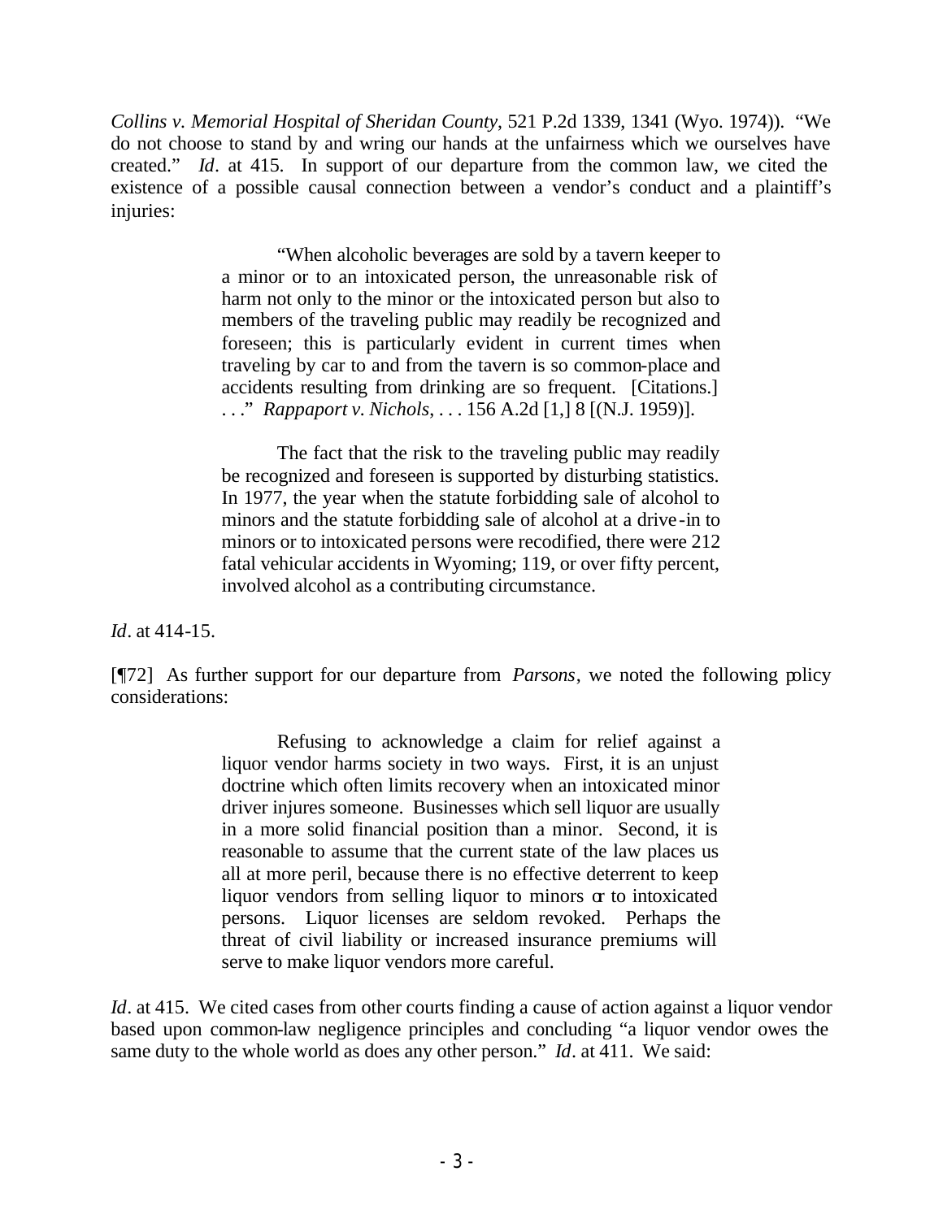*Collins v. Memorial Hospital of Sheridan County*, 521 P.2d 1339, 1341 (Wyo. 1974)). "We do not choose to stand by and wring our hands at the unfairness which we ourselves have created." *Id*. at 415. In support of our departure from the common law, we cited the existence of a possible causal connection between a vendor's conduct and a plaintiff's injuries:

> "When alcoholic beverages are sold by a tavern keeper to a minor or to an intoxicated person, the unreasonable risk of harm not only to the minor or the intoxicated person but also to members of the traveling public may readily be recognized and foreseen; this is particularly evident in current times when traveling by car to and from the tavern is so common-place and accidents resulting from drinking are so frequent. [Citations.] . . ." *Rappaport v. Nichols*, . . . 156 A.2d [1,] 8 [(N.J. 1959)].
>
> The fact that the risk to the traveling public may readily be recognized and foreseen is supported by disturbing statistics. In 1977, the year when the statute forbidding sale of alcohol to minors and the statute forbidding sale of alcohol at a drive-in to minors or to intoxicated persons were recodified, there were 212 fatal vehicular accidents in Wyoming; 119, or over fifty percent, involved alcohol as a contributing circumstance.

*Id*. at 414-15.

[¶72] As further support for our departure from *Parsons*, we noted the following policy considerations:

> Refusing to acknowledge a claim for relief against a liquor vendor harms society in two ways. First, it is an unjust doctrine which often limits recovery when an intoxicated minor driver injures someone. Businesses which sell liquor are usually in a more solid financial position than a minor. Second, it is reasonable to assume that the current state of the law places us all at more peril, because there is no effective deterrent to keep liquor vendors from selling liquor to minors or to intoxicated persons. Liquor licenses are seldom revoked. Perhaps the threat of civil liability or increased insurance premiums will serve to make liquor vendors more careful.

*Id*. at 415. We cited cases from other courts finding a cause of action against a liquor vendor based upon common-law negligence principles and concluding "a liquor vendor owes the same duty to the whole world as does any other person." *Id*. at 411. We said: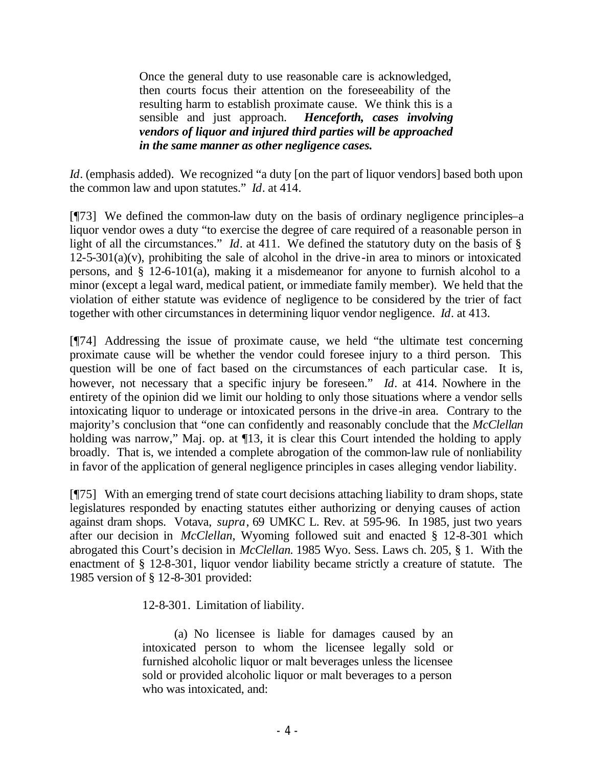> Once the general duty to use reasonable care is acknowledged, then courts focus their attention on the foreseeability of the resulting harm to establish proximate cause. We think this is a sensible and just approach. ***Henceforth, cases involving vendors of liquor and injured third parties will be approached in the same manner as other negligence cases.***

*Id*. (emphasis added). We recognized "a duty [on the part of liquor vendors] based both upon the common law and upon statutes." *Id*. at 414.

[¶73] We defined the common-law duty on the basis of ordinary negligence principles–a liquor vendor owes a duty "to exercise the degree of care required of a reasonable person in light of all the circumstances." *Id*. at 411. We defined the statutory duty on the basis of § 12-5-301(a)(v), prohibiting the sale of alcohol in the drive-in area to minors or intoxicated persons, and § 12-6-101(a), making it a misdemeanor for anyone to furnish alcohol to a minor (except a legal ward, medical patient, or immediate family member). We held that the violation of either statute was evidence of negligence to be considered by the trier of fact together with other circumstances in determining liquor vendor negligence. *Id*. at 413.

[¶74] Addressing the issue of proximate cause, we held "the ultimate test concerning proximate cause will be whether the vendor could foresee injury to a third person. This question will be one of fact based on the circumstances of each particular case. It is, however, not necessary that a specific injury be foreseen." *Id*. at 414. Nowhere in the entirety of the opinion did we limit our holding to only those situations where a vendor sells intoxicating liquor to underage or intoxicated persons in the drive-in area. Contrary to the majority's conclusion that "one can confidently and reasonably conclude that the *McClellan* holding was narrow," Maj. op. at ¶13, it is clear this Court intended the holding to apply broadly. That is, we intended a complete abrogation of the common-law rule of nonliability in favor of the application of general negligence principles in cases alleging vendor liability.

[¶75] With an emerging trend of state court decisions attaching liability to dram shops, state legislatures responded by enacting statutes either authorizing or denying causes of action against dram shops. Votava, *supra*, 69 UMKC L. Rev. at 595-96. In 1985, just two years after our decision in *McClellan*, Wyoming followed suit and enacted § 12-8-301 which abrogated this Court's decision in *McClellan.* 1985 Wyo. Sess. Laws ch. 205, § 1. With the enactment of § 12-8-301, liquor vendor liability became strictly a creature of statute. The 1985 version of § 12-8-301 provided:

> 12-8-301. Limitation of liability.
>
> (a) No licensee is liable for damages caused by an intoxicated person to whom the licensee legally sold or furnished alcoholic liquor or malt beverages unless the licensee sold or provided alcoholic liquor or malt beverages to a person who was intoxicated, and: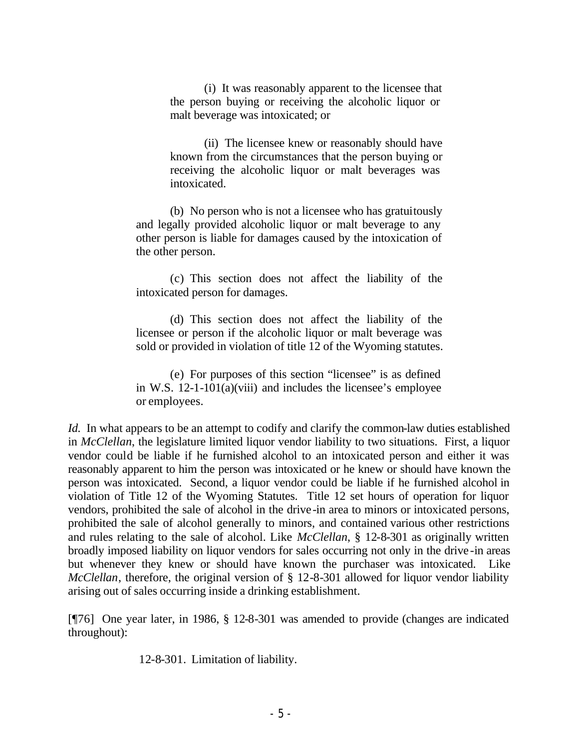(i) It was reasonably apparent to the licensee that the person buying or receiving the alcoholic liquor or malt beverage was intoxicated; or

(ii) The licensee knew or reasonably should have known from the circumstances that the person buying or receiving the alcoholic liquor or malt beverages was intoxicated.

(b) No person who is not a licensee who has gratuitously and legally provided alcoholic liquor or malt beverage to any other person is liable for damages caused by the intoxication of the other person.

(c) This section does not affect the liability of the intoxicated person for damages.

(d) This section does not affect the liability of the licensee or person if the alcoholic liquor or malt beverage was sold or provided in violation of title 12 of the Wyoming statutes.

(e) For purposes of this section "licensee" is as defined in W.S. 12-1-101(a)(viii) and includes the licensee's employee or employees.

*Id.* In what appears to be an attempt to codify and clarify the common-law duties established in *McClellan*, the legislature limited liquor vendor liability to two situations. First, a liquor vendor could be liable if he furnished alcohol to an intoxicated person and either it was reasonably apparent to him the person was intoxicated or he knew or should have known the person was intoxicated. Second, a liquor vendor could be liable if he furnished alcohol in violation of Title 12 of the Wyoming Statutes. Title 12 set hours of operation for liquor vendors, prohibited the sale of alcohol in the drive-in area to minors or intoxicated persons, prohibited the sale of alcohol generally to minors, and contained various other restrictions and rules relating to the sale of alcohol. Like *McClellan*, § 12-8-301 as originally written broadly imposed liability on liquor vendors for sales occurring not only in the drive-in areas but whenever they knew or should have known the purchaser was intoxicated. Like *McClellan*, therefore, the original version of § 12-8-301 allowed for liquor vendor liability arising out of sales occurring inside a drinking establishment.

[¶76] One year later, in 1986, § 12-8-301 was amended to provide (changes are indicated throughout):

12-8-301. Limitation of liability.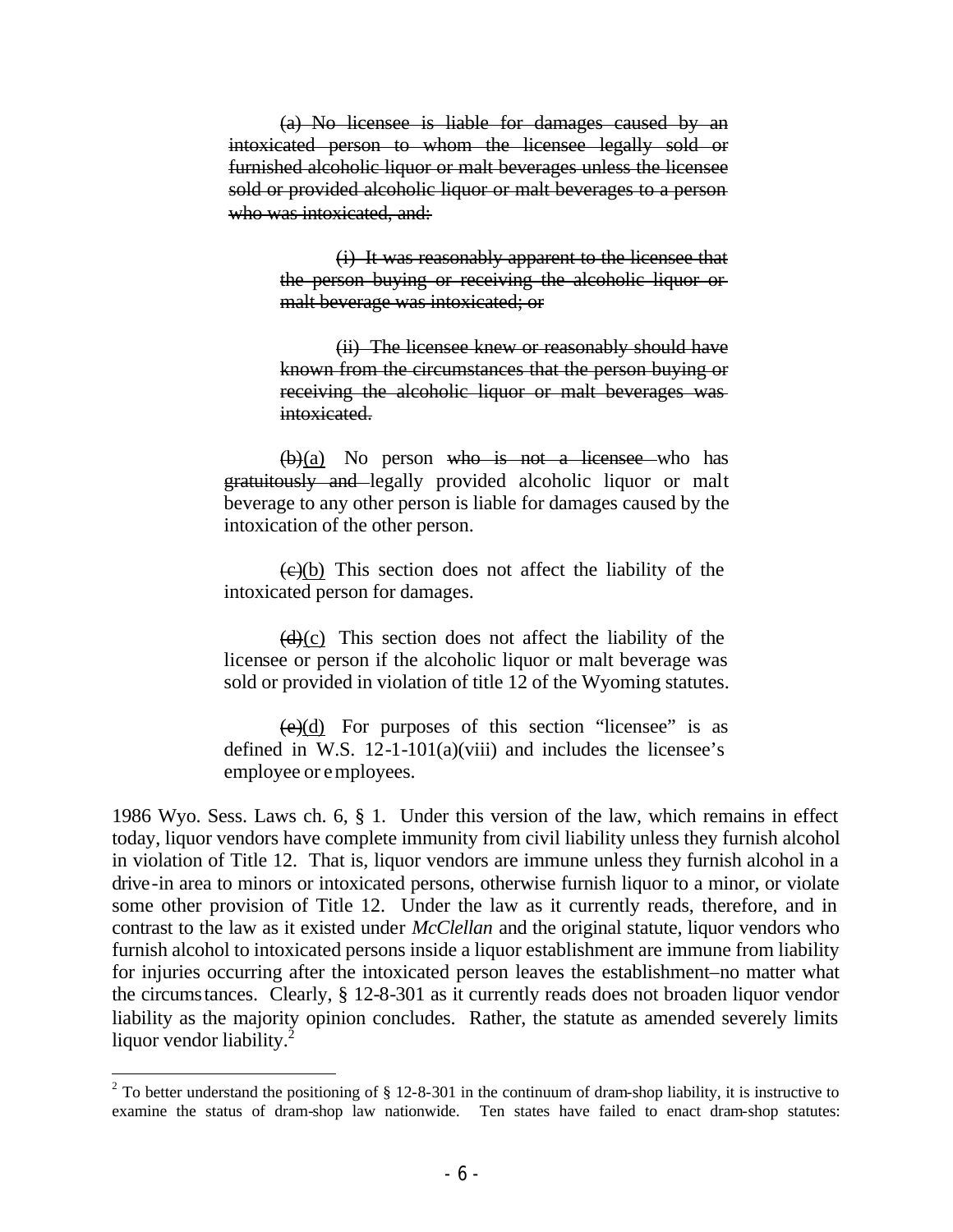> ~~(a) No licensee is liable for damages caused by an intoxicated person to whom the licensee legally sold or furnished alcoholic liquor or malt beverages unless the licensee sold or provided alcoholic liquor or malt beverages to a person who was intoxicated, and:~~
>
> > ~~(i) It was reasonably apparent to the licensee that the person buying or receiving the alcoholic liquor or malt beverage was intoxicated; or~~
> >
> > ~~(ii) The licensee knew or reasonably should have known from the circumstances that the person buying or receiving the alcoholic liquor or malt beverages was intoxicated.~~
>
> ~~(b)~~<u>(a)</u> No person ~~who is not a licensee~~ who has ~~gratuitously and~~ legally provided alcoholic liquor or malt beverage to any other person is liable for damages caused by the intoxication of the other person.
>
> ~~(c)~~<u>(b)</u> This section does not affect the liability of the intoxicated person for damages.
>
> ~~(d)~~<u>(c)</u> This section does not affect the liability of the licensee or person if the alcoholic liquor or malt beverage was sold or provided in violation of title 12 of the Wyoming statutes.
>
> ~~(e)~~<u>(d)</u> For purposes of this section "licensee" is as defined in W.S. 12-1-101(a)(viii) and includes the licensee's employee or employees.

1986 Wyo. Sess. Laws ch. 6, § 1. Under this version of the law, which remains in effect today, liquor vendors have complete immunity from civil liability unless they furnish alcohol in violation of Title 12. That is, liquor vendors are immune unless they furnish alcohol in a drive-in area to minors or intoxicated persons, otherwise furnish liquor to a minor, or violate some other provision of Title 12. Under the law as it currently reads, therefore, and in contrast to the law as it existed under *McClellan* and the original statute, liquor vendors who furnish alcohol to intoxicated persons inside a liquor establishment are immune from liability for injuries occurring after the intoxicated person leaves the establishment–no matter what the circumstances. Clearly, § 12-8-301 as it currently reads does not broaden liquor vendor liability as the majority opinion concludes. Rather, the statute as amended severely limits liquor vendor liability.[2]

---

[2] To better understand the positioning of § 12-8-301 in the continuum of dram-shop liability, it is instructive to examine the status of dram-shop law nationwide. Ten states have failed to enact dram-shop statutes: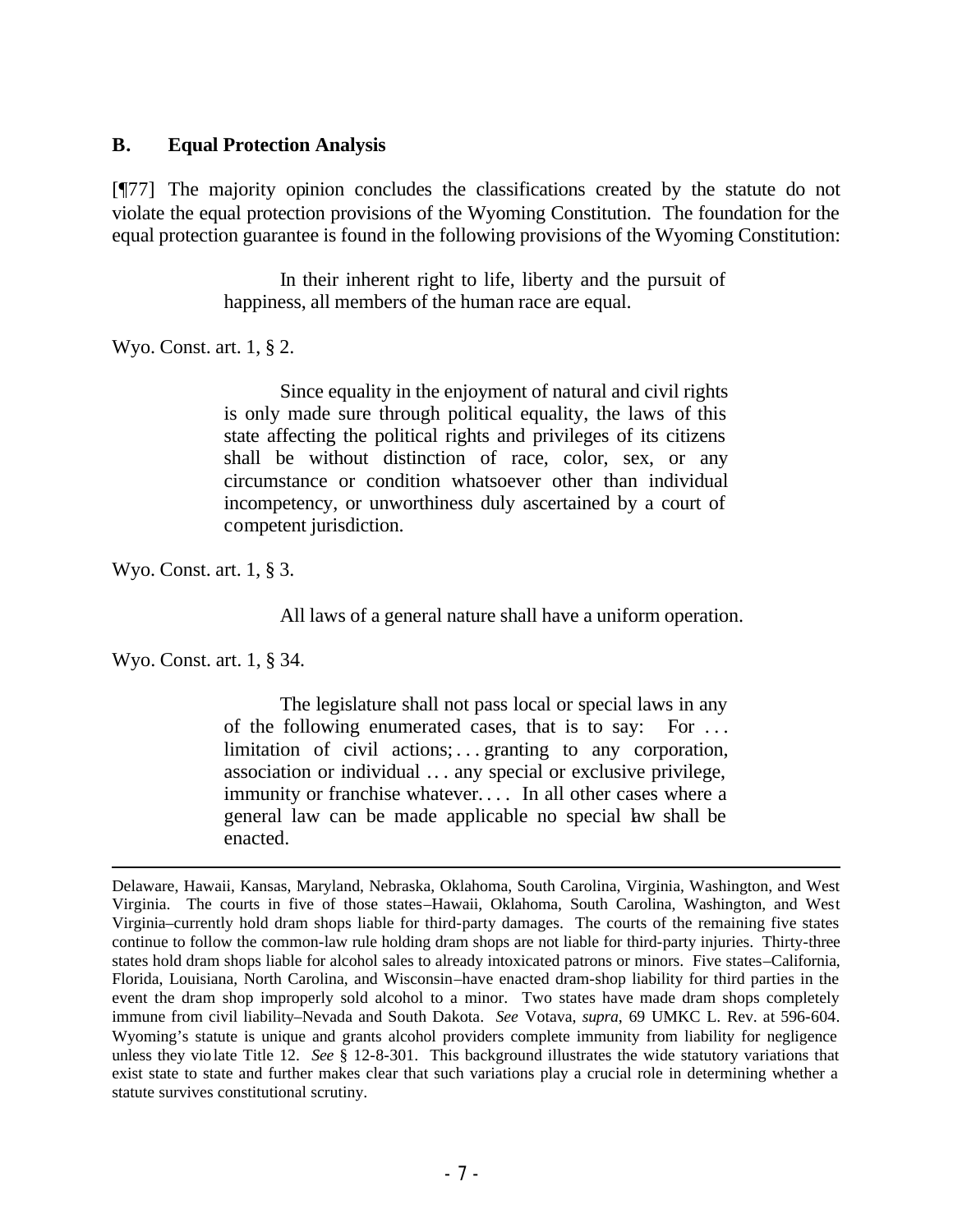### B. Equal Protection Analysis

[¶77] The majority opinion concludes the classifications created by the statute do not violate the equal protection provisions of the Wyoming Constitution. The foundation for the equal protection guarantee is found in the following provisions of the Wyoming Constitution:

> In their inherent right to life, liberty and the pursuit of happiness, all members of the human race are equal.

Wyo. Const. art. 1, § 2.

> Since equality in the enjoyment of natural and civil rights is only made sure through political equality, the laws of this state affecting the political rights and privileges of its citizens shall be without distinction of race, color, sex, or any circumstance or condition whatsoever other than individual incompetency, or unworthiness duly ascertained by a court of competent jurisdiction.

Wyo. Const. art. 1, § 3.

> All laws of a general nature shall have a uniform operation.

Wyo. Const. art. 1, § 34.

> The legislature shall not pass local or special laws in any of the following enumerated cases, that is to say: For . . . limitation of civil actions; . . . granting to any corporation, association or individual . . . any special or exclusive privilege, immunity or franchise whatever. . . . In all other cases where a general law can be made applicable no special law shall be enacted.

---

Delaware, Hawaii, Kansas, Maryland, Nebraska, Oklahoma, South Carolina, Virginia, Washington, and West Virginia. The courts in five of those states–Hawaii, Oklahoma, South Carolina, Washington, and West Virginia–currently hold dram shops liable for third-party damages. The courts of the remaining five states continue to follow the common-law rule holding dram shops are not liable for third-party injuries. Thirty-three states hold dram shops liable for alcohol sales to already intoxicated patrons or minors. Five states–California, Florida, Louisiana, North Carolina, and Wisconsin–have enacted dram-shop liability for third parties in the event the dram shop improperly sold alcohol to a minor. Two states have made dram shops completely immune from civil liability–Nevada and South Dakota. *See* Votava, *supra*, 69 UMKC L. Rev. at 596-604. Wyoming's statute is unique and grants alcohol providers complete immunity from liability for negligence unless they violate Title 12. *See* § 12-8-301. This background illustrates the wide statutory variations that exist state to state and further makes clear that such variations play a crucial role in determining whether a statute survives constitutional scrutiny.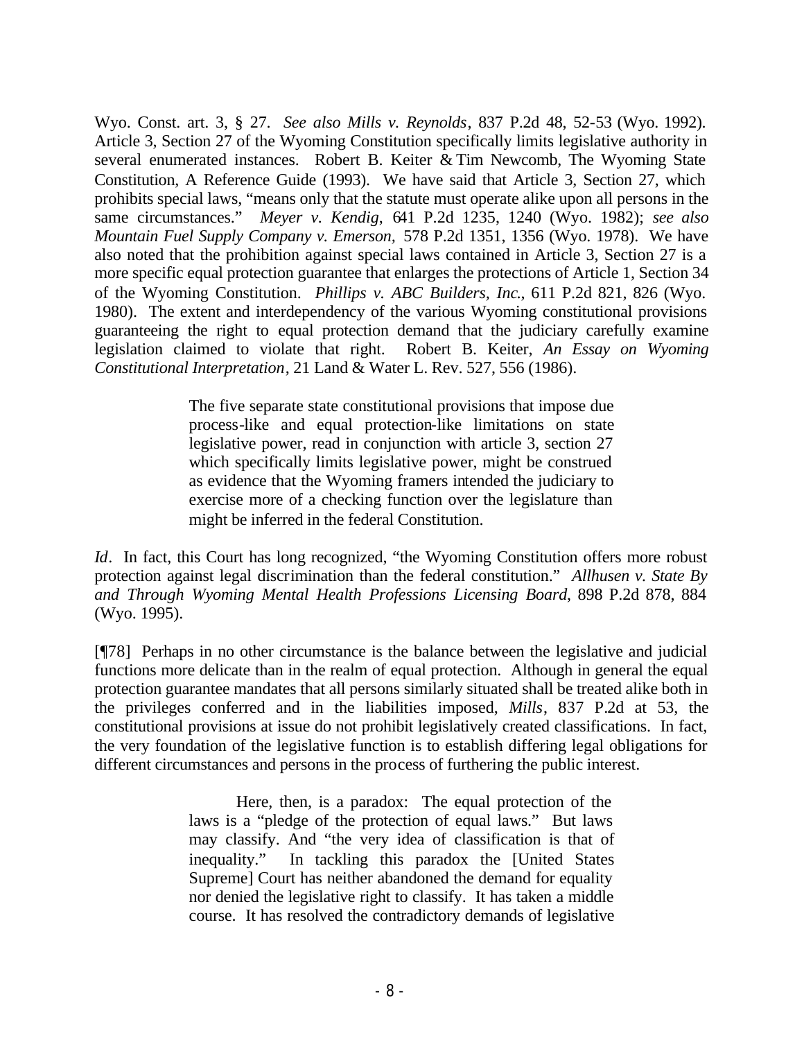Wyo. Const. art. 3, § 27. *See also Mills v. Reynolds*, 837 P.2d 48, 52-53 (Wyo. 1992). Article 3, Section 27 of the Wyoming Constitution specifically limits legislative authority in several enumerated instances. Robert B. Keiter & Tim Newcomb, The Wyoming State Constitution, A Reference Guide (1993). We have said that Article 3, Section 27, which prohibits special laws, "means only that the statute must operate alike upon all persons in the same circumstances." *Meyer v. Kendig*, 641 P.2d 1235, 1240 (Wyo. 1982); *see also Mountain Fuel Supply Company v. Emerson,* 578 P.2d 1351, 1356 (Wyo. 1978). We have also noted that the prohibition against special laws contained in Article 3, Section 27 is a more specific equal protection guarantee that enlarges the protections of Article 1, Section 34 of the Wyoming Constitution. *Phillips v. ABC Builders, Inc.*, 611 P.2d 821, 826 (Wyo. 1980). The extent and interdependency of the various Wyoming constitutional provisions guaranteeing the right to equal protection demand that the judiciary carefully examine legislation claimed to violate that right. Robert B. Keiter, *An Essay on Wyoming Constitutional Interpretation*, 21 Land & Water L. Rev. 527, 556 (1986).

> The five separate state constitutional provisions that impose due process-like and equal protection-like limitations on state legislative power, read in conjunction with article 3, section 27 which specifically limits legislative power, might be construed as evidence that the Wyoming framers intended the judiciary to exercise more of a checking function over the legislature than might be inferred in the federal Constitution.

*Id*. In fact, this Court has long recognized, "the Wyoming Constitution offers more robust protection against legal discrimination than the federal constitution." *Allhusen v. State By and Through Wyoming Mental Health Professions Licensing Board*, 898 P.2d 878, 884 (Wyo. 1995).

[¶78] Perhaps in no other circumstance is the balance between the legislative and judicial functions more delicate than in the realm of equal protection. Although in general the equal protection guarantee mandates that all persons similarly situated shall be treated alike both in the privileges conferred and in the liabilities imposed, *Mills*, 837 P.2d at 53, the constitutional provisions at issue do not prohibit legislatively created classifications. In fact, the very foundation of the legislative function is to establish differing legal obligations for different circumstances and persons in the process of furthering the public interest.

> Here, then, is a paradox: The equal protection of the laws is a "pledge of the protection of equal laws." But laws may classify. And "the very idea of classification is that of inequality." In tackling this paradox the [United States Supreme] Court has neither abandoned the demand for equality nor denied the legislative right to classify. It has taken a middle course. It has resolved the contradictory demands of legislative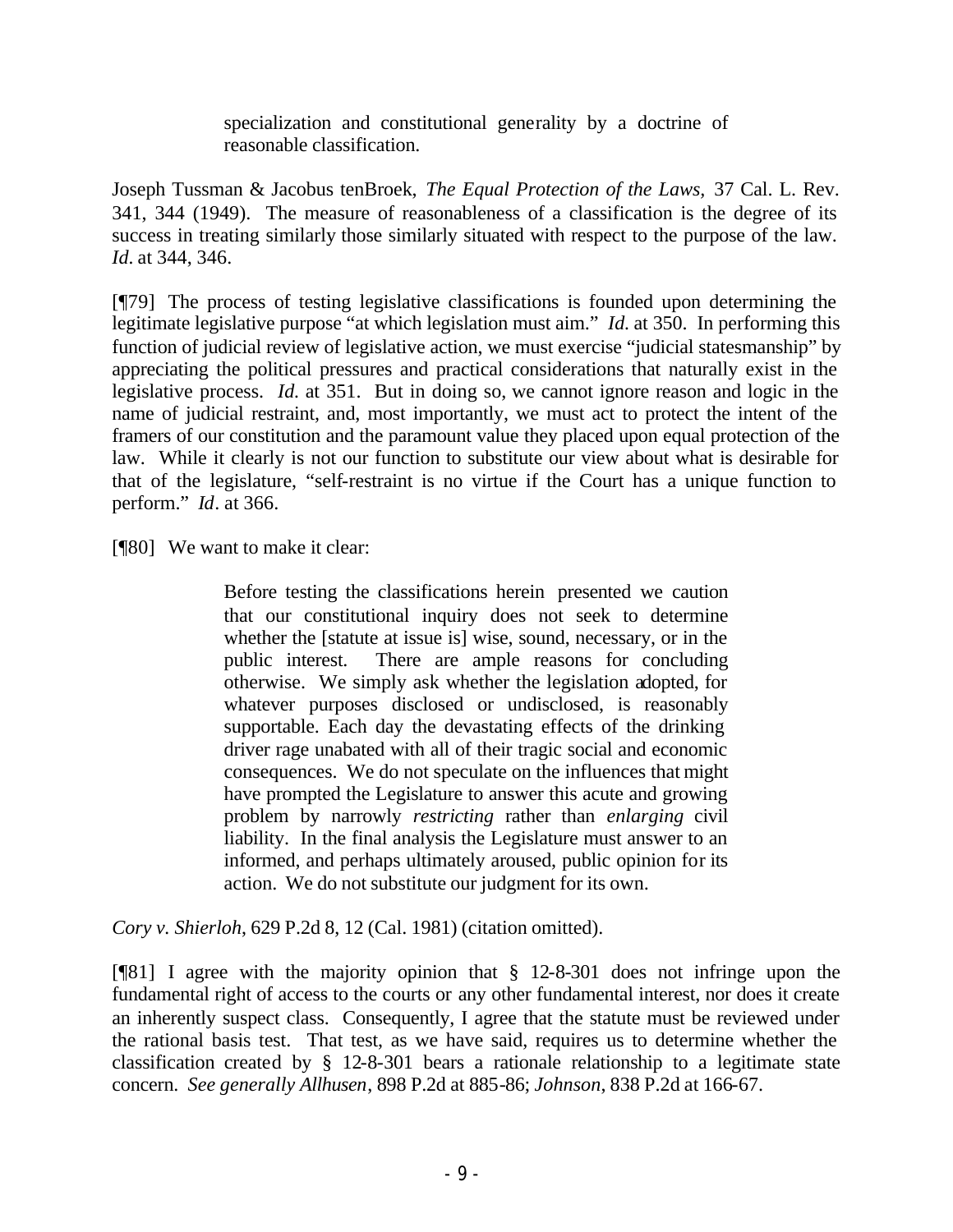> specialization and constitutional generality by a doctrine of reasonable classification.

Joseph Tussman & Jacobus tenBroek, *The Equal Protection of the Laws*, 37 Cal. L. Rev. 341, 344 (1949). The measure of reasonableness of a classification is the degree of its success in treating similarly those similarly situated with respect to the purpose of the law. *Id.* at 344, 346.

[¶79] The process of testing legislative classifications is founded upon determining the legitimate legislative purpose "at which legislation must aim." *Id.* at 350. In performing this function of judicial review of legislative action, we must exercise "judicial statesmanship" by appreciating the political pressures and practical considerations that naturally exist in the legislative process. *Id.* at 351. But in doing so, we cannot ignore reason and logic in the name of judicial restraint, and, most importantly, we must act to protect the intent of the framers of our constitution and the paramount value they placed upon equal protection of the law. While it clearly is not our function to substitute our view about what is desirable for that of the legislature, "self-restraint is no virtue if the Court has a unique function to perform." *Id*. at 366.

[¶80] We want to make it clear:

> Before testing the classifications herein presented we caution that our constitutional inquiry does not seek to determine whether the [statute at issue is] wise, sound, necessary, or in the public interest. There are ample reasons for concluding otherwise. We simply ask whether the legislation adopted, for whatever purposes disclosed or undisclosed, is reasonably supportable. Each day the devastating effects of the drinking driver rage unabated with all of their tragic social and economic consequences. We do not speculate on the influences that might have prompted the Legislature to answer this acute and growing problem by narrowly *restricting* rather than *enlarging* civil liability. In the final analysis the Legislature must answer to an informed, and perhaps ultimately aroused, public opinion for its action. We do not substitute our judgment for its own.

*Cory v. Shierloh*, 629 P.2d 8, 12 (Cal. 1981) (citation omitted).

[¶81] I agree with the majority opinion that § 12-8-301 does not infringe upon the fundamental right of access to the courts or any other fundamental interest, nor does it create an inherently suspect class. Consequently, I agree that the statute must be reviewed under the rational basis test. That test, as we have said, requires us to determine whether the classification created by § 12-8-301 bears a rationale relationship to a legitimate state concern. *See generally Allhusen*, 898 P.2d at 885-86; *Johnson*, 838 P.2d at 166-67.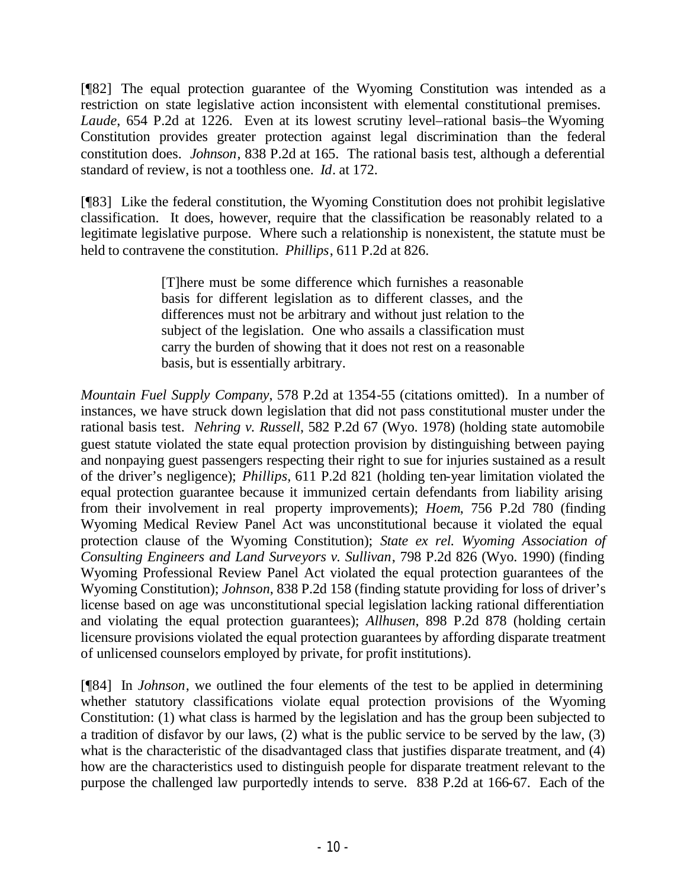[¶82] The equal protection guarantee of the Wyoming Constitution was intended as a restriction on state legislative action inconsistent with elemental constitutional premises. *Laude*, 654 P.2d at 1226. Even at its lowest scrutiny level–rational basis–the Wyoming Constitution provides greater protection against legal discrimination than the federal constitution does. *Johnson*, 838 P.2d at 165. The rational basis test, although a deferential standard of review, is not a toothless one. *Id*. at 172.

[¶83] Like the federal constitution, the Wyoming Constitution does not prohibit legislative classification. It does, however, require that the classification be reasonably related to a legitimate legislative purpose. Where such a relationship is nonexistent, the statute must be held to contravene the constitution. *Phillips*, 611 P.2d at 826.

> [T]here must be some difference which furnishes a reasonable basis for different legislation as to different classes, and the differences must not be arbitrary and without just relation to the subject of the legislation. One who assails a classification must carry the burden of showing that it does not rest on a reasonable basis, but is essentially arbitrary.

*Mountain Fuel Supply Company*, 578 P.2d at 1354-55 (citations omitted). In a number of instances, we have struck down legislation that did not pass constitutional muster under the rational basis test. *Nehring v. Russell*, 582 P.2d 67 (Wyo. 1978) (holding state automobile guest statute violated the state equal protection provision by distinguishing between paying and nonpaying guest passengers respecting their right to sue for injuries sustained as a result of the driver's negligence); *Phillips*, 611 P.2d 821 (holding ten-year limitation violated the equal protection guarantee because it immunized certain defendants from liability arising from their involvement in real property improvements); *Hoem*, 756 P.2d 780 (finding Wyoming Medical Review Panel Act was unconstitutional because it violated the equal protection clause of the Wyoming Constitution); *State ex rel. Wyoming Association of Consulting Engineers and Land Surveyors v. Sullivan*, 798 P.2d 826 (Wyo. 1990) (finding Wyoming Professional Review Panel Act violated the equal protection guarantees of the Wyoming Constitution); *Johnson*, 838 P.2d 158 (finding statute providing for loss of driver's license based on age was unconstitutional special legislation lacking rational differentiation and violating the equal protection guarantees); *Allhusen*, 898 P.2d 878 (holding certain licensure provisions violated the equal protection guarantees by affording disparate treatment of unlicensed counselors employed by private, for profit institutions).

[¶84] In *Johnson*, we outlined the four elements of the test to be applied in determining whether statutory classifications violate equal protection provisions of the Wyoming Constitution: (1) what class is harmed by the legislation and has the group been subjected to a tradition of disfavor by our laws, (2) what is the public service to be served by the law, (3) what is the characteristic of the disadvantaged class that justifies disparate treatment, and (4) how are the characteristics used to distinguish people for disparate treatment relevant to the purpose the challenged law purportedly intends to serve. 838 P.2d at 166-67. Each of the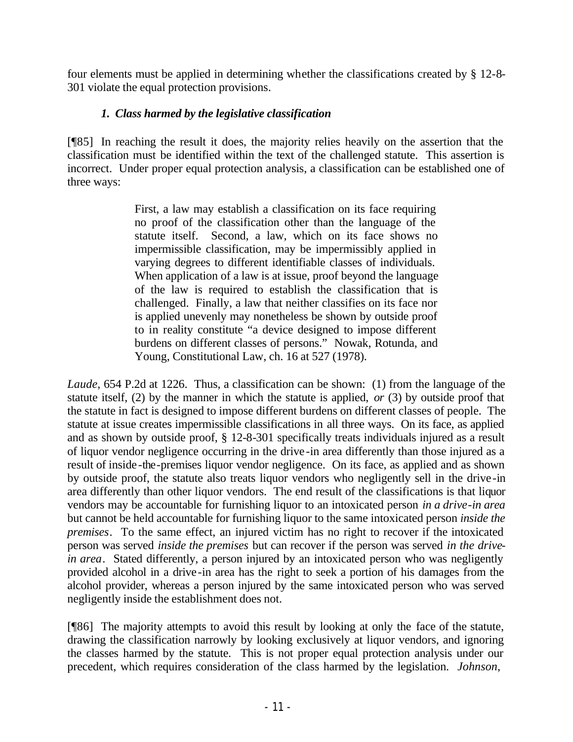four elements must be applied in determining whether the classifications created by § 12-8-301 violate the equal protection provisions.

### *1. Class harmed by the legislative classification*

[¶85] In reaching the result it does, the majority relies heavily on the assertion that the classification must be identified within the text of the challenged statute. This assertion is incorrect. Under proper equal protection analysis, a classification can be established one of three ways:

> First, a law may establish a classification on its face requiring no proof of the classification other than the language of the statute itself. Second, a law, which on its face shows no impermissible classification, may be impermissibly applied in varying degrees to different identifiable classes of individuals. When application of a law is at issue, proof beyond the language of the law is required to establish the classification that is challenged. Finally, a law that neither classifies on its face nor is applied unevenly may nonetheless be shown by outside proof to in reality constitute "a device designed to impose different burdens on different classes of persons." Nowak, Rotunda, and Young, Constitutional Law, ch. 16 at 527 (1978).

*Laude*, 654 P.2d at 1226. Thus, a classification can be shown: (1) from the language of the statute itself, (2) by the manner in which the statute is applied, *or* (3) by outside proof that the statute in fact is designed to impose different burdens on different classes of people. The statute at issue creates impermissible classifications in all three ways. On its face, as applied and as shown by outside proof, § 12-8-301 specifically treats individuals injured as a result of liquor vendor negligence occurring in the drive-in area differently than those injured as a result of inside-the-premises liquor vendor negligence. On its face, as applied and as shown by outside proof, the statute also treats liquor vendors who negligently sell in the drive-in area differently than other liquor vendors. The end result of the classifications is that liquor vendors may be accountable for furnishing liquor to an intoxicated person *in a drive-in area* but cannot be held accountable for furnishing liquor to the same intoxicated person *inside the premises*. To the same effect, an injured victim has no right to recover if the intoxicated person was served *inside the premises* but can recover if the person was served *in the drive-in area*. Stated differently, a person injured by an intoxicated person who was negligently provided alcohol in a drive-in area has the right to seek a portion of his damages from the alcohol provider, whereas a person injured by the same intoxicated person who was served negligently inside the establishment does not.

[¶86] The majority attempts to avoid this result by looking at only the face of the statute, drawing the classification narrowly by looking exclusively at liquor vendors, and ignoring the classes harmed by the statute. This is not proper equal protection analysis under our precedent, which requires consideration of the class harmed by the legislation. *Johnson*,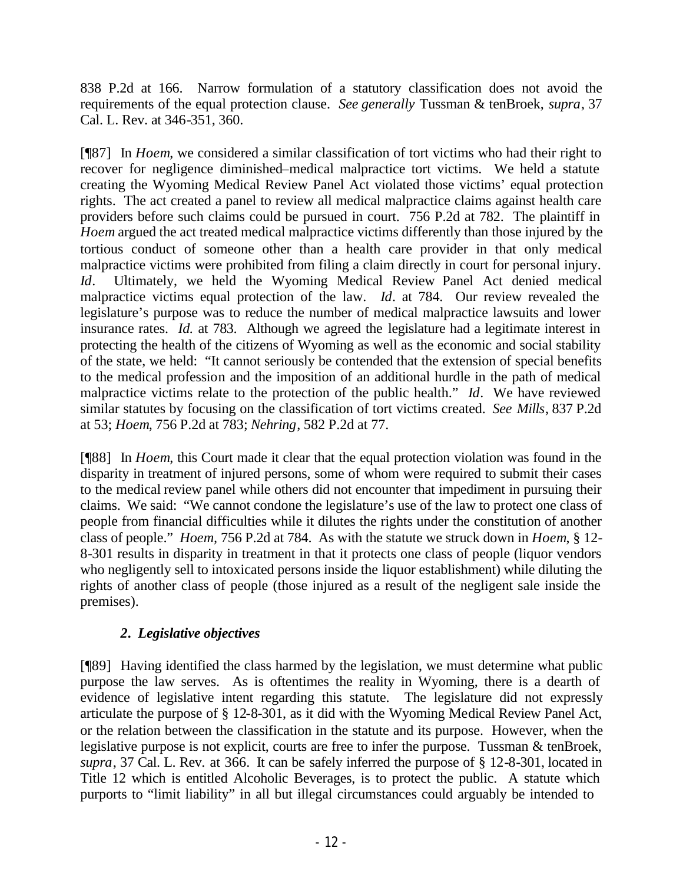838 P.2d at 166. Narrow formulation of a statutory classification does not avoid the requirements of the equal protection clause. *See generally* Tussman & tenBroek, *supra*, 37 Cal. L. Rev. at 346-351, 360.

[¶87] In *Hoem*, we considered a similar classification of tort victims who had their right to recover for negligence diminished–medical malpractice tort victims. We held a statute creating the Wyoming Medical Review Panel Act violated those victims' equal protection rights. The act created a panel to review all medical malpractice claims against health care providers before such claims could be pursued in court. 756 P.2d at 782. The plaintiff in *Hoem* argued the act treated medical malpractice victims differently than those injured by the tortious conduct of someone other than a health care provider in that only medical malpractice victims were prohibited from filing a claim directly in court for personal injury. *Id*. Ultimately, we held the Wyoming Medical Review Panel Act denied medical malpractice victims equal protection of the law. *Id*. at 784. Our review revealed the legislature's purpose was to reduce the number of medical malpractice lawsuits and lower insurance rates. *Id.* at 783. Although we agreed the legislature had a legitimate interest in protecting the health of the citizens of Wyoming as well as the economic and social stability of the state, we held: "It cannot seriously be contended that the extension of special benefits to the medical profession and the imposition of an additional hurdle in the path of medical malpractice victims relate to the protection of the public health." *Id*. We have reviewed similar statutes by focusing on the classification of tort victims created. *See Mills*, 837 P.2d at 53; *Hoem*, 756 P.2d at 783; *Nehring*, 582 P.2d at 77.

[¶88] In *Hoem*, this Court made it clear that the equal protection violation was found in the disparity in treatment of injured persons, some of whom were required to submit their cases to the medical review panel while others did not encounter that impediment in pursuing their claims. We said: "We cannot condone the legislature's use of the law to protect one class of people from financial difficulties while it dilutes the rights under the constitution of another class of people." *Hoem*, 756 P.2d at 784. As with the statute we struck down in *Hoem*, § 12-8-301 results in disparity in treatment in that it protects one class of people (liquor vendors who negligently sell to intoxicated persons inside the liquor establishment) while diluting the rights of another class of people (those injured as a result of the negligent sale inside the premises).

### *2. Legislative objectives*

[¶89] Having identified the class harmed by the legislation, we must determine what public purpose the law serves. As is oftentimes the reality in Wyoming, there is a dearth of evidence of legislative intent regarding this statute. The legislature did not expressly articulate the purpose of § 12-8-301, as it did with the Wyoming Medical Review Panel Act, or the relation between the classification in the statute and its purpose. However, when the legislative purpose is not explicit, courts are free to infer the purpose. Tussman & tenBroek, *supra*, 37 Cal. L. Rev. at 366. It can be safely inferred the purpose of § 12-8-301, located in Title 12 which is entitled Alcoholic Beverages, is to protect the public. A statute which purports to "limit liability" in all but illegal circumstances could arguably be intended to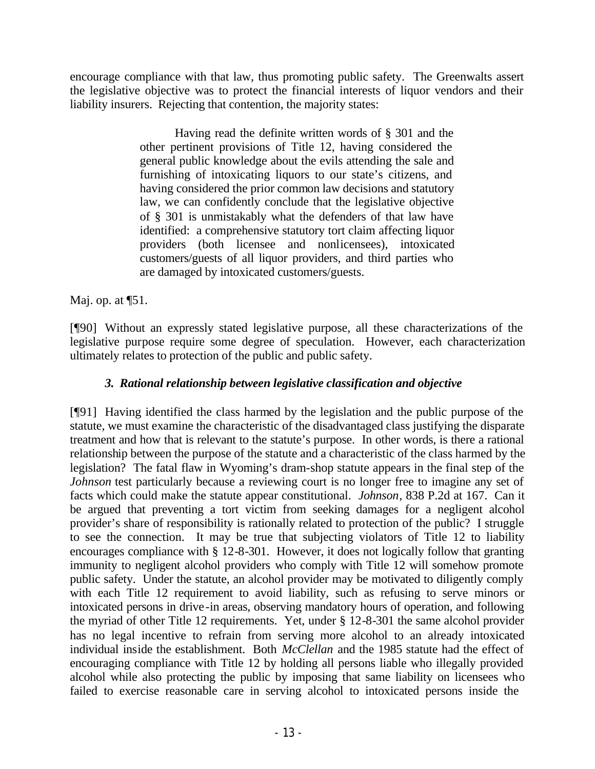encourage compliance with that law, thus promoting public safety. The Greenwalts assert the legislative objective was to protect the financial interests of liquor vendors and their liability insurers. Rejecting that contention, the majority states:

> Having read the definite written words of § 301 and the other pertinent provisions of Title 12, having considered the general public knowledge about the evils attending the sale and furnishing of intoxicating liquors to our state's citizens, and having considered the prior common law decisions and statutory law, we can confidently conclude that the legislative objective of § 301 is unmistakably what the defenders of that law have identified: a comprehensive statutory tort claim affecting liquor providers (both licensee and nonlicensees), intoxicated customers/guests of all liquor providers, and third parties who are damaged by intoxicated customers/guests.

Maj. op. at ¶51.

[¶90] Without an expressly stated legislative purpose, all these characterizations of the legislative purpose require some degree of speculation. However, each characterization ultimately relates to protection of the public and public safety.

### *3. Rational relationship between legislative classification and objective*

[¶91] Having identified the class harmed by the legislation and the public purpose of the statute, we must examine the characteristic of the disadvantaged class justifying the disparate treatment and how that is relevant to the statute's purpose. In other words, is there a rational relationship between the purpose of the statute and a characteristic of the class harmed by the legislation? The fatal flaw in Wyoming's dram-shop statute appears in the final step of the *Johnson* test particularly because a reviewing court is no longer free to imagine any set of facts which could make the statute appear constitutional. *Johnson*, 838 P.2d at 167. Can it be argued that preventing a tort victim from seeking damages for a negligent alcohol provider's share of responsibility is rationally related to protection of the public? I struggle to see the connection. It may be true that subjecting violators of Title 12 to liability encourages compliance with § 12-8-301. However, it does not logically follow that granting immunity to negligent alcohol providers who comply with Title 12 will somehow promote public safety. Under the statute, an alcohol provider may be motivated to diligently comply with each Title 12 requirement to avoid liability, such as refusing to serve minors or intoxicated persons in drive-in areas, observing mandatory hours of operation, and following the myriad of other Title 12 requirements. Yet, under § 12-8-301 the same alcohol provider has no legal incentive to refrain from serving more alcohol to an already intoxicated individual inside the establishment. Both *McClellan* and the 1985 statute had the effect of encouraging compliance with Title 12 by holding all persons liable who illegally provided alcohol while also protecting the public by imposing that same liability on licensees who failed to exercise reasonable care in serving alcohol to intoxicated persons inside the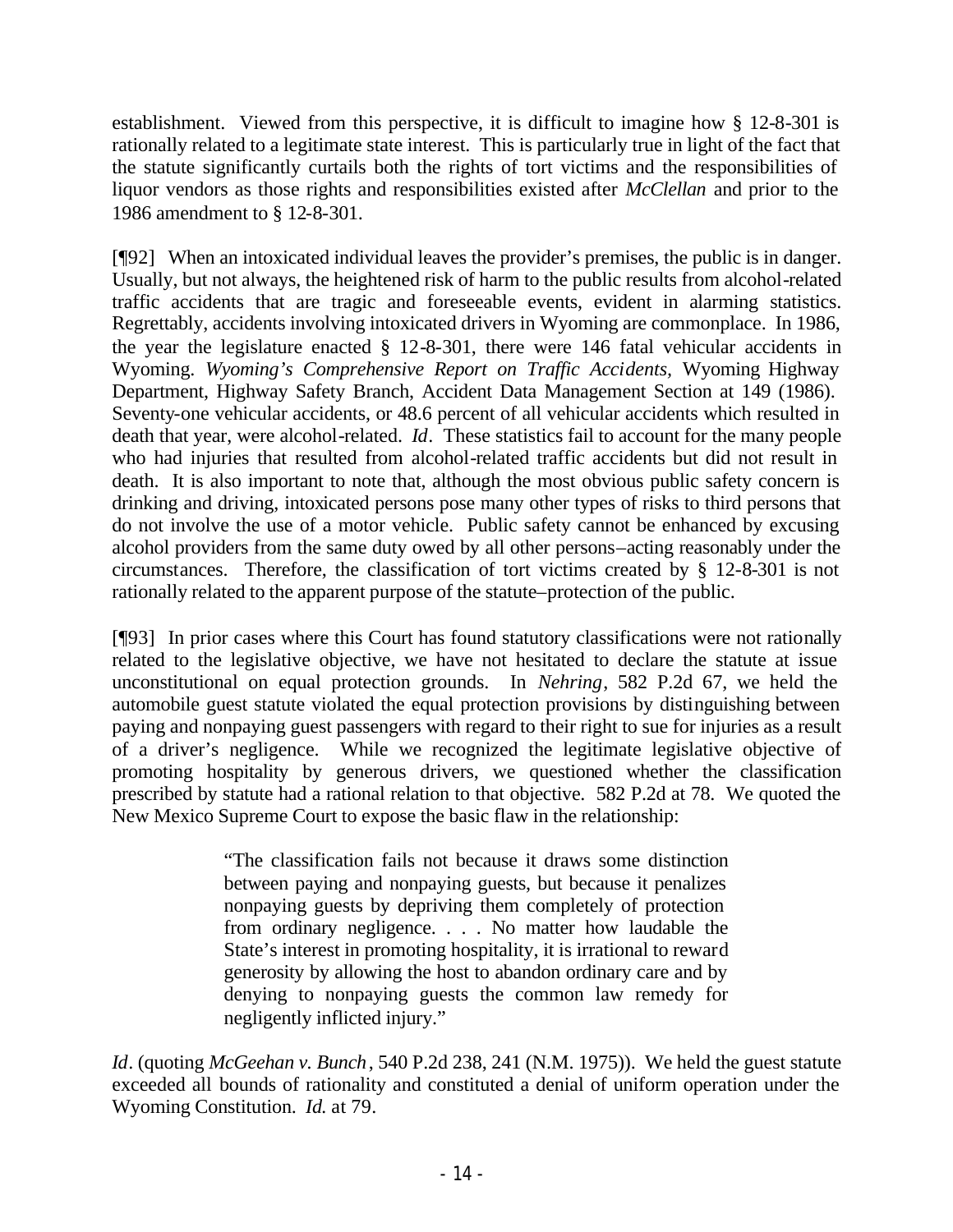establishment. Viewed from this perspective, it is difficult to imagine how § 12-8-301 is rationally related to a legitimate state interest. This is particularly true in light of the fact that the statute significantly curtails both the rights of tort victims and the responsibilities of liquor vendors as those rights and responsibilities existed after *McClellan* and prior to the 1986 amendment to § 12-8-301.

[¶92] When an intoxicated individual leaves the provider's premises, the public is in danger. Usually, but not always, the heightened risk of harm to the public results from alcohol-related traffic accidents that are tragic and foreseeable events, evident in alarming statistics. Regrettably, accidents involving intoxicated drivers in Wyoming are commonplace. In 1986, the year the legislature enacted § 12-8-301, there were 146 fatal vehicular accidents in Wyoming. *Wyoming's Comprehensive Report on Traffic Accidents*, Wyoming Highway Department, Highway Safety Branch, Accident Data Management Section at 149 (1986). Seventy-one vehicular accidents, or 48.6 percent of all vehicular accidents which resulted in death that year, were alcohol-related. *Id*. These statistics fail to account for the many people who had injuries that resulted from alcohol-related traffic accidents but did not result in death. It is also important to note that, although the most obvious public safety concern is drinking and driving, intoxicated persons pose many other types of risks to third persons that do not involve the use of a motor vehicle. Public safety cannot be enhanced by excusing alcohol providers from the same duty owed by all other persons–acting reasonably under the circumstances. Therefore, the classification of tort victims created by § 12-8-301 is not rationally related to the apparent purpose of the statute–protection of the public.

[¶93] In prior cases where this Court has found statutory classifications were not rationally related to the legislative objective, we have not hesitated to declare the statute at issue unconstitutional on equal protection grounds. In *Nehring*, 582 P.2d 67, we held the automobile guest statute violated the equal protection provisions by distinguishing between paying and nonpaying guest passengers with regard to their right to sue for injuries as a result of a driver's negligence. While we recognized the legitimate legislative objective of promoting hospitality by generous drivers, we questioned whether the classification prescribed by statute had a rational relation to that objective. 582 P.2d at 78. We quoted the New Mexico Supreme Court to expose the basic flaw in the relationship:

> "The classification fails not because it draws some distinction between paying and nonpaying guests, but because it penalizes nonpaying guests by depriving them completely of protection from ordinary negligence. . . . No matter how laudable the State's interest in promoting hospitality, it is irrational to reward generosity by allowing the host to abandon ordinary care and by denying to nonpaying guests the common law remedy for negligently inflicted injury."

*Id*. (quoting *McGeehan v. Bunch*, 540 P.2d 238, 241 (N.M. 1975)). We held the guest statute exceeded all bounds of rationality and constituted a denial of uniform operation under the Wyoming Constitution. *Id.* at 79.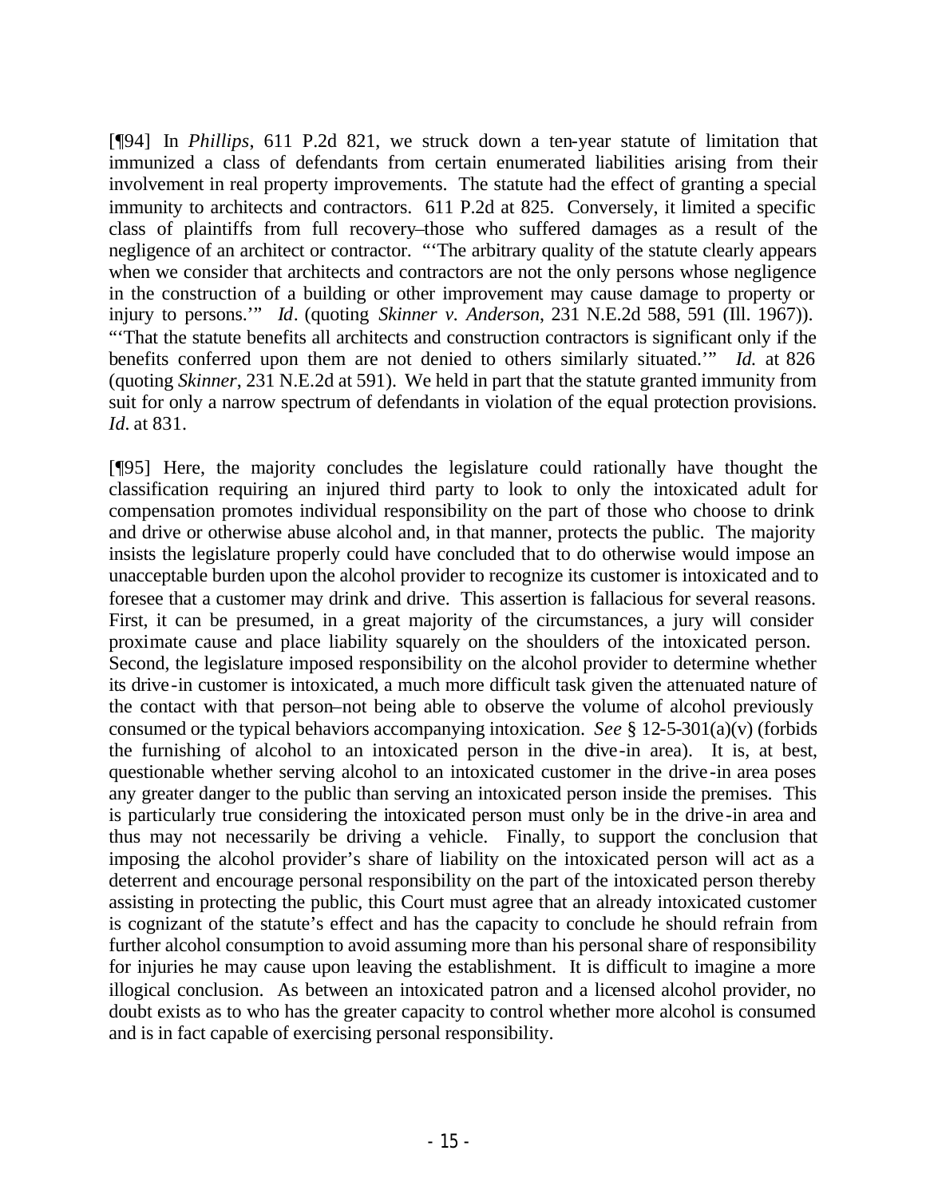[¶94] In *Phillips*, 611 P.2d 821, we struck down a ten-year statute of limitation that immunized a class of defendants from certain enumerated liabilities arising from their involvement in real property improvements. The statute had the effect of granting a special immunity to architects and contractors. 611 P.2d at 825. Conversely, it limited a specific class of plaintiffs from full recovery–those who suffered damages as a result of the negligence of an architect or contractor. "'The arbitrary quality of the statute clearly appears when we consider that architects and contractors are not the only persons whose negligence in the construction of a building or other improvement may cause damage to property or injury to persons.'" *Id*. (quoting *Skinner v. Anderson*, 231 N.E.2d 588, 591 (Ill. 1967)). "'That the statute benefits all architects and construction contractors is significant only if the benefits conferred upon them are not denied to others similarly situated.'" *Id.* at 826 (quoting *Skinner*, 231 N.E.2d at 591). We held in part that the statute granted immunity from suit for only a narrow spectrum of defendants in violation of the equal protection provisions. *Id*. at 831.

[¶95] Here, the majority concludes the legislature could rationally have thought the classification requiring an injured third party to look to only the intoxicated adult for compensation promotes individual responsibility on the part of those who choose to drink and drive or otherwise abuse alcohol and, in that manner, protects the public. The majority insists the legislature properly could have concluded that to do otherwise would impose an unacceptable burden upon the alcohol provider to recognize its customer is intoxicated and to foresee that a customer may drink and drive. This assertion is fallacious for several reasons. First, it can be presumed, in a great majority of the circumstances, a jury will consider proximate cause and place liability squarely on the shoulders of the intoxicated person. Second, the legislature imposed responsibility on the alcohol provider to determine whether its drive-in customer is intoxicated, a much more difficult task given the attenuated nature of the contact with that person–not being able to observe the volume of alcohol previously consumed or the typical behaviors accompanying intoxication. *See* § 12-5-301(a)(v) (forbids the furnishing of alcohol to an intoxicated person in the drive-in area). It is, at best, questionable whether serving alcohol to an intoxicated customer in the drive-in area poses any greater danger to the public than serving an intoxicated person inside the premises. This is particularly true considering the intoxicated person must only be in the drive-in area and thus may not necessarily be driving a vehicle. Finally, to support the conclusion that imposing the alcohol provider's share of liability on the intoxicated person will act as a deterrent and encourage personal responsibility on the part of the intoxicated person thereby assisting in protecting the public, this Court must agree that an already intoxicated customer is cognizant of the statute's effect and has the capacity to conclude he should refrain from further alcohol consumption to avoid assuming more than his personal share of responsibility for injuries he may cause upon leaving the establishment. It is difficult to imagine a more illogical conclusion. As between an intoxicated patron and a licensed alcohol provider, no doubt exists as to who has the greater capacity to control whether more alcohol is consumed and is in fact capable of exercising personal responsibility.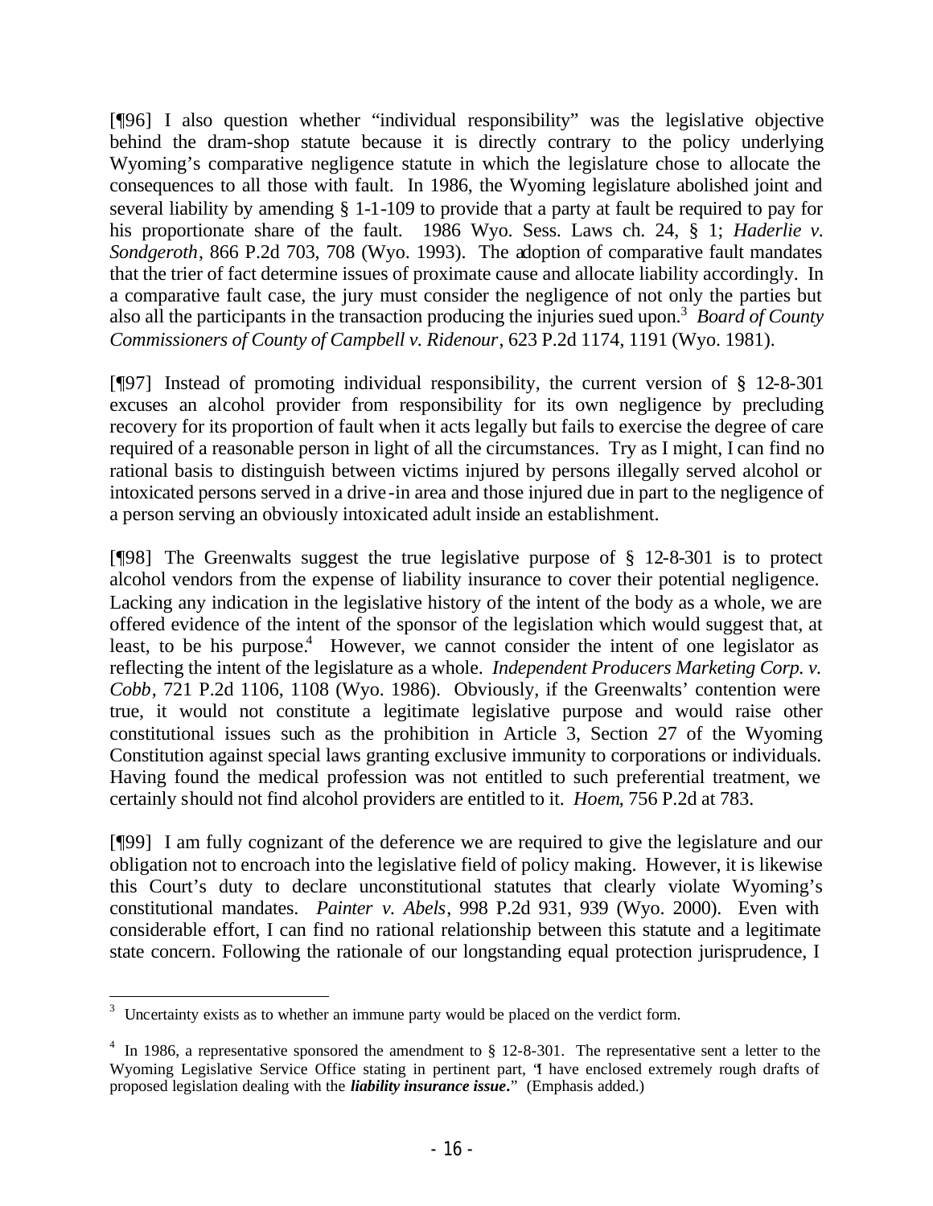[¶96] I also question whether "individual responsibility" was the legislative objective behind the dram-shop statute because it is directly contrary to the policy underlying Wyoming's comparative negligence statute in which the legislature chose to allocate the consequences to all those with fault. In 1986, the Wyoming legislature abolished joint and several liability by amending § 1-1-109 to provide that a party at fault be required to pay for his proportionate share of the fault. 1986 Wyo. Sess. Laws ch. 24, § 1; *Haderlie v. Sondgeroth*, 866 P.2d 703, 708 (Wyo. 1993). The adoption of comparative fault mandates that the trier of fact determine issues of proximate cause and allocate liability accordingly. In a comparative fault case, the jury must consider the negligence of not only the parties but also all the participants in the transaction producing the injuries sued upon.[3] *Board of County Commissioners of County of Campbell v. Ridenour*, 623 P.2d 1174, 1191 (Wyo. 1981).

[¶97] Instead of promoting individual responsibility, the current version of § 12-8-301 excuses an alcohol provider from responsibility for its own negligence by precluding recovery for its proportion of fault when it acts legally but fails to exercise the degree of care required of a reasonable person in light of all the circumstances. Try as I might, I can find no rational basis to distinguish between victims injured by persons illegally served alcohol or intoxicated persons served in a drive-in area and those injured due in part to the negligence of a person serving an obviously intoxicated adult inside an establishment.

[¶98] The Greenwalts suggest the true legislative purpose of § 12-8-301 is to protect alcohol vendors from the expense of liability insurance to cover their potential negligence. Lacking any indication in the legislative history of the intent of the body as a whole, we are offered evidence of the intent of the sponsor of the legislation which would suggest that, at least, to be his purpose.[4] However, we cannot consider the intent of one legislator as reflecting the intent of the legislature as a whole. *Independent Producers Marketing Corp. v. Cobb*, 721 P.2d 1106, 1108 (Wyo. 1986). Obviously, if the Greenwalts' contention were true, it would not constitute a legitimate legislative purpose and would raise other constitutional issues such as the prohibition in Article 3, Section 27 of the Wyoming Constitution against special laws granting exclusive immunity to corporations or individuals. Having found the medical profession was not entitled to such preferential treatment, we certainly should not find alcohol providers are entitled to it. *Hoem*, 756 P.2d at 783.

[¶99] I am fully cognizant of the deference we are required to give the legislature and our obligation not to encroach into the legislative field of policy making. However, it is likewise this Court's duty to declare unconstitutional statutes that clearly violate Wyoming's constitutional mandates. *Painter v. Abels*, 998 P.2d 931, 939 (Wyo. 2000). Even with considerable effort, I can find no rational relationship between this statute and a legitimate state concern. Following the rationale of our longstanding equal protection jurisprudence, I

---

[3] Uncertainty exists as to whether an immune party would be placed on the verdict form.

[4] In 1986, a representative sponsored the amendment to § 12-8-301. The representative sent a letter to the Wyoming Legislative Service Office stating in pertinent part, "I have enclosed extremely rough drafts of proposed legislation dealing with the ***liability insurance issue***." (Emphasis added.)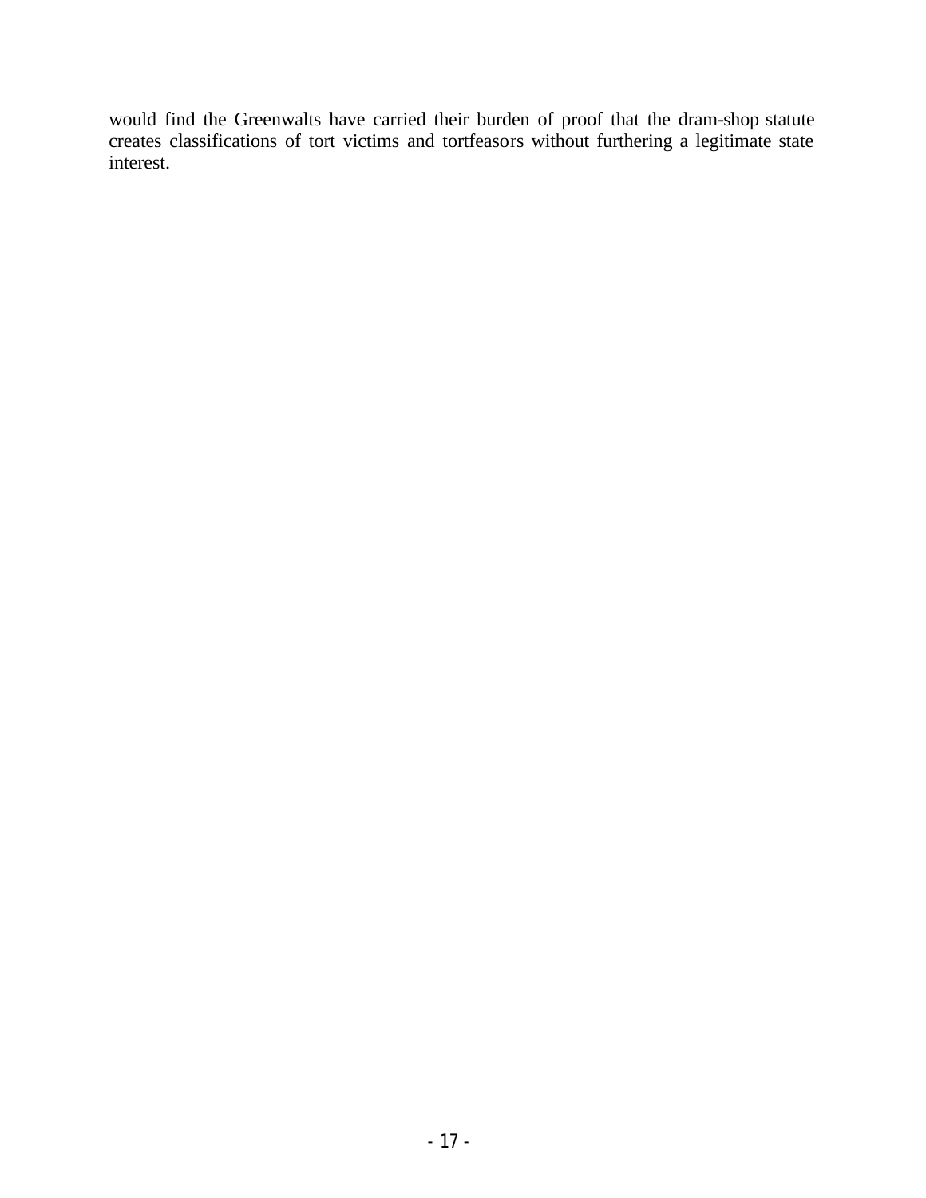would find the Greenwalts have carried their burden of proof that the dram-shop statute creates classifications of tort victims and tortfeasors without furthering a legitimate state interest.